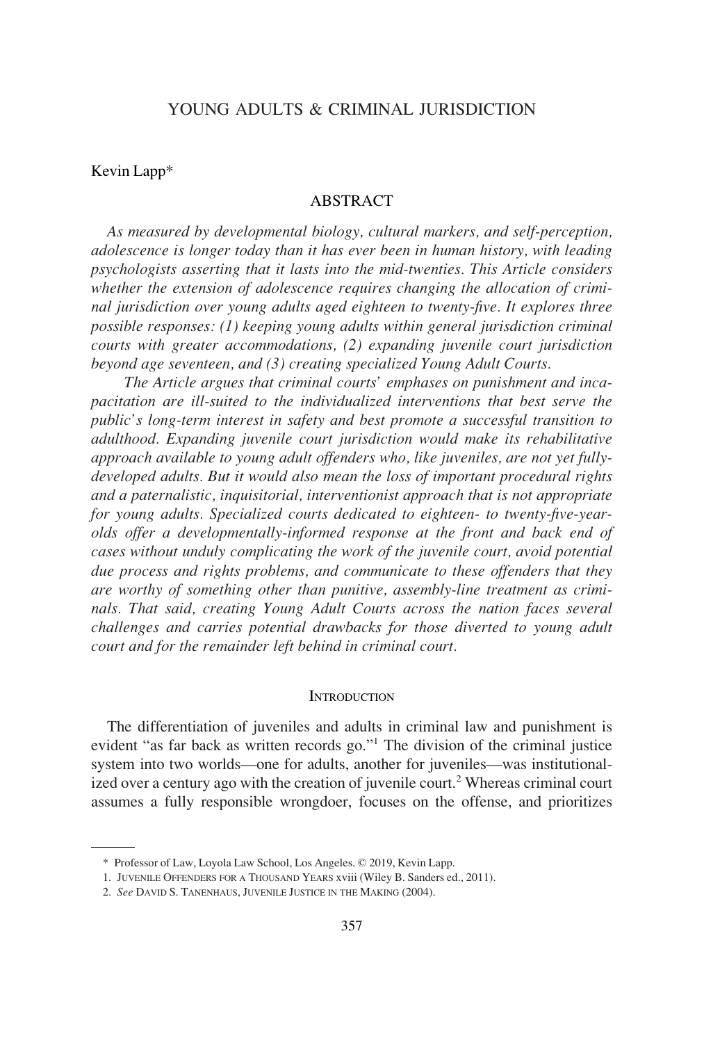# YOUNG ADULTS & CRIMINAL JURISDICTION

Kevin Lapp*

## ABSTRACT

*As measured by developmental biology, cultural markers, and self-perception, adolescence is longer today than it has ever been in human history, with leading psychologists asserting that it lasts into the mid-twenties. This Article considers whether the extension of adolescence requires changing the allocation of criminal jurisdiction over young adults aged eighteen to twenty-five. It explores three possible responses: (1) keeping young adults within general jurisdiction criminal courts with greater accommodations, (2) expanding juvenile court jurisdiction beyond age seventeen, and (3) creating specialized Young Adult Courts.*

*The Article argues that criminal courts' emphases on punishment and incapacitation are ill-suited to the individualized interventions that best serve the public's long-term interest in safety and best promote a successful transition to adulthood. Expanding juvenile court jurisdiction would make its rehabilitative approach available to young adult offenders who, like juveniles, are not yet fully-developed adults. But it would also mean the loss of important procedural rights and a paternalistic, inquisitorial, interventionist approach that is not appropriate for young adults. Specialized courts dedicated to eighteen- to twenty-five-year-olds offer a developmentally-informed response at the front and back end of cases without unduly complicating the work of the juvenile court, avoid potential due process and rights problems, and communicate to these offenders that they are worthy of something other than punitive, assembly-line treatment as criminals. That said, creating Young Adult Courts across the nation faces several challenges and carries potential drawbacks for those diverted to young adult court and for the remainder left behind in criminal court.*

## INTRODUCTION

The differentiation of juveniles and adults in criminal law and punishment is evident "as far back as written records go."[1] The division of the criminal justice system into two worlds—one for adults, another for juveniles—was institutionalized over a century ago with the creation of juvenile court.[2] Whereas criminal court assumes a fully responsible wrongdoer, focuses on the offense, and prioritizes

---

\* Professor of Law, Loyola Law School, Los Angeles. © 2019, Kevin Lapp.

1. JUVENILE OFFENDERS FOR A THOUSAND YEARS xviii (Wiley B. Sanders ed., 2011).

2. *See* DAVID S. TANENHAUS, JUVENILE JUSTICE IN THE MAKING (2004).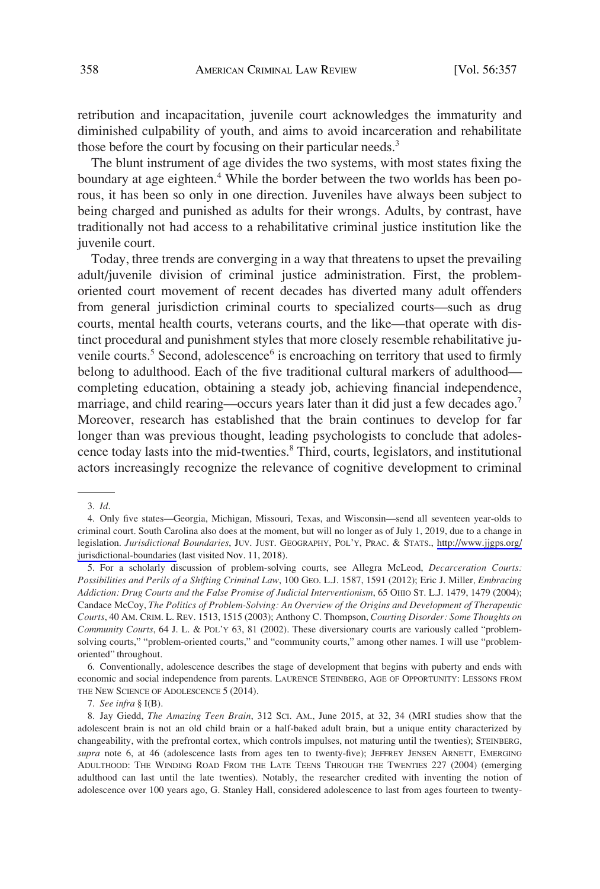retribution and incapacitation, juvenile court acknowledges the immaturity and diminished culpability of youth, and aims to avoid incarceration and rehabilitate those before the court by focusing on their particular needs.[3]

The blunt instrument of age divides the two systems, with most states fixing the boundary at age eighteen.[4] While the border between the two worlds has been porous, it has been so only in one direction. Juveniles have always been subject to being charged and punished as adults for their wrongs. Adults, by contrast, have traditionally not had access to a rehabilitative criminal justice institution like the juvenile court.

Today, three trends are converging in a way that threatens to upset the prevailing adult/juvenile division of criminal justice administration. First, the problem-oriented court movement of recent decades has diverted many adult offenders from general jurisdiction criminal courts to specialized courts—such as drug courts, mental health courts, veterans courts, and the like—that operate with distinct procedural and punishment styles that more closely resemble rehabilitative juvenile courts.[5] Second, adolescence[6] is encroaching on territory that used to firmly belong to adulthood. Each of the five traditional cultural markers of adulthood—completing education, obtaining a steady job, achieving financial independence, marriage, and child rearing—occurs years later than it did just a few decades ago.[7] Moreover, research has established that the brain continues to develop for far longer than was previous thought, leading psychologists to conclude that adolescence today lasts into the mid-twenties.[8] Third, courts, legislators, and institutional actors increasingly recognize the relevance of cognitive development to criminal

---

3. *Id*.

4. Only five states—Georgia, Michigan, Missouri, Texas, and Wisconsin—send all seventeen year-olds to criminal court. South Carolina also does at the moment, but will no longer as of July 1, 2019, due to a change in legislation. *Jurisdictional Boundaries*, JUV. JUST. GEOGRAPHY, POL'Y, PRAC. & STATS., http://www.jjgps.org/jurisdictional-boundaries (last visited Nov. 11, 2018).

5. For a scholarly discussion of problem-solving courts, see Allegra McLeod, *Decarceration Courts: Possibilities and Perils of a Shifting Criminal Law*, 100 GEO. L.J. 1587, 1591 (2012); Eric J. Miller, *Embracing Addiction: Drug Courts and the False Promise of Judicial Interventionism*, 65 OHIO ST. L.J. 1479, 1479 (2004); Candace McCoy, *The Politics of Problem-Solving: An Overview of the Origins and Development of Therapeutic Courts*, 40 AM. CRIM. L. REV. 1513, 1515 (2003); Anthony C. Thompson, *Courting Disorder: Some Thoughts on Community Courts*, 64 J. L. & POL'Y 63, 81 (2002). These diversionary courts are variously called "problem-solving courts," "problem-oriented courts," and "community courts," among other names. I will use "problem-oriented" throughout.

6. Conventionally, adolescence describes the stage of development that begins with puberty and ends with economic and social independence from parents. LAURENCE STEINBERG, AGE OF OPPORTUNITY: LESSONS FROM THE NEW SCIENCE OF ADOLESCENCE 5 (2014).

7. *See infra* § I(B).

8. Jay Giedd, *The Amazing Teen Brain*, 312 SCI. AM., June 2015, at 32, 34 (MRI studies show that the adolescent brain is not an old child brain or a half-baked adult brain, but a unique entity characterized by changeability, with the prefrontal cortex, which controls impulses, not maturing until the twenties); STEINBERG, *supra* note 6, at 46 (adolescence lasts from ages ten to twenty-five); JEFFREY JENSEN ARNETT, EMERGING ADULTHOOD: THE WINDING ROAD FROM THE LATE TEENS THROUGH THE TWENTIES 227 (2004) (emerging adulthood can last until the late twenties). Notably, the researcher credited with inventing the notion of adolescence over 100 years ago, G. Stanley Hall, considered adolescence to last from ages fourteen to twenty-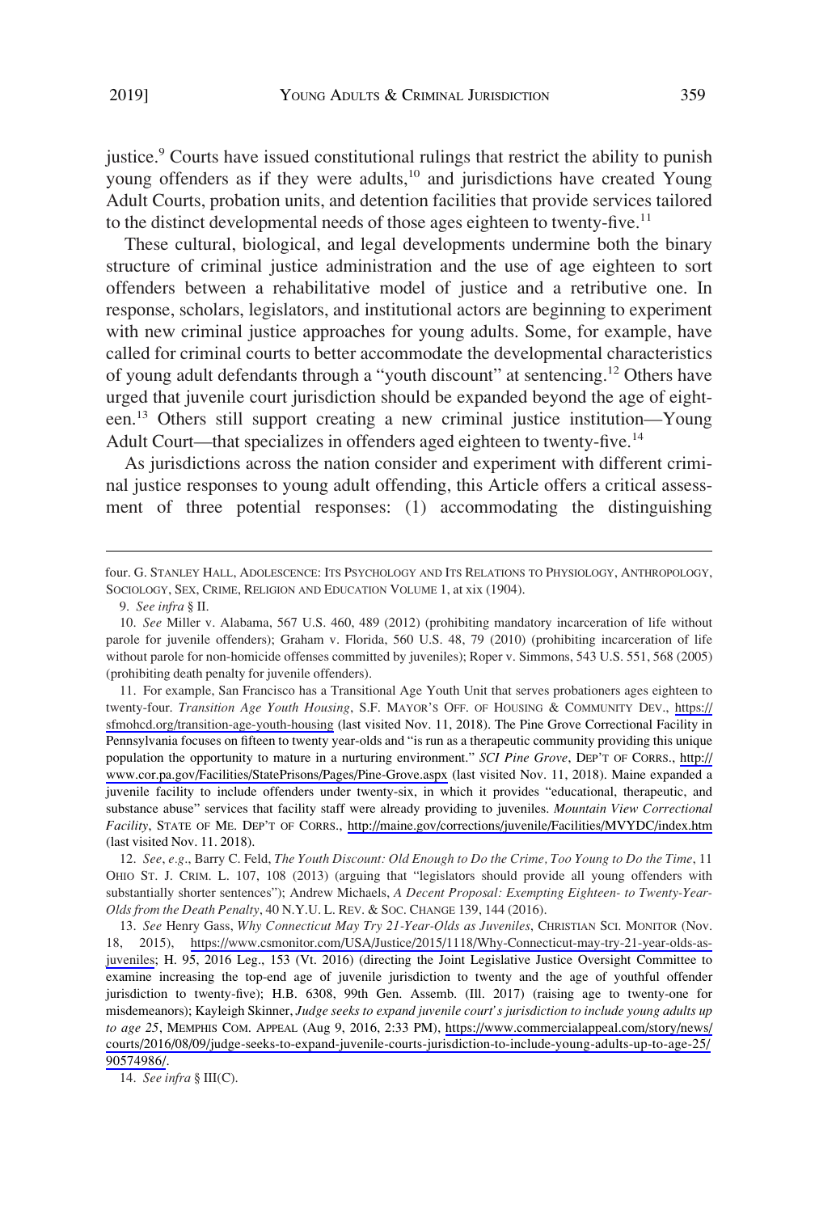justice.[9] Courts have issued constitutional rulings that restrict the ability to punish young offenders as if they were adults,[10] and jurisdictions have created Young Adult Courts, probation units, and detention facilities that provide services tailored to the distinct developmental needs of those ages eighteen to twenty-five.[11]

These cultural, biological, and legal developments undermine both the binary structure of criminal justice administration and the use of age eighteen to sort offenders between a rehabilitative model of justice and a retributive one. In response, scholars, legislators, and institutional actors are beginning to experiment with new criminal justice approaches for young adults. Some, for example, have called for criminal courts to better accommodate the developmental characteristics of young adult defendants through a "youth discount" at sentencing.[12] Others have urged that juvenile court jurisdiction should be expanded beyond the age of eighteen.[13] Others still support creating a new criminal justice institution—Young Adult Court—that specializes in offenders aged eighteen to twenty-five.[14]

As jurisdictions across the nation consider and experiment with different criminal justice responses to young adult offending, this Article offers a critical assessment of three potential responses: (1) accommodating the distinguishing

---

four. G. STANLEY HALL, ADOLESCENCE: ITS PSYCHOLOGY AND ITS RELATIONS TO PHYSIOLOGY, ANTHROPOLOGY, SOCIOLOGY, SEX, CRIME, RELIGION AND EDUCATION VOLUME 1, at xix (1904).

9. *See infra* § II.

10. *See* Miller v. Alabama, 567 U.S. 460, 489 (2012) (prohibiting mandatory incarceration of life without parole for juvenile offenders); Graham v. Florida, 560 U.S. 48, 79 (2010) (prohibiting incarceration of life without parole for non-homicide offenses committed by juveniles); Roper v. Simmons, 543 U.S. 551, 568 (2005) (prohibiting death penalty for juvenile offenders).

11. For example, San Francisco has a Transitional Age Youth Unit that serves probationers ages eighteen to twenty-four. *Transition Age Youth Housing*, S.F. MAYOR'S OFF. OF HOUSING & COMMUNITY DEV., https://sfmohcd.org/transition-age-youth-housing (last visited Nov. 11, 2018). The Pine Grove Correctional Facility in Pennsylvania focuses on fifteen to twenty year-olds and "is run as a therapeutic community providing this unique population the opportunity to mature in a nurturing environment." *SCI Pine Grove*, DEP'T OF CORRS., http://www.cor.pa.gov/Facilities/StatePrisons/Pages/Pine-Grove.aspx (last visited Nov. 11, 2018). Maine expanded a juvenile facility to include offenders under twenty-six, in which it provides "educational, therapeutic, and substance abuse" services that facility staff were already providing to juveniles. *Mountain View Correctional Facility*, STATE OF ME. DEP'T OF CORRS., http://maine.gov/corrections/juvenile/Facilities/MVYDC/index.htm (last visited Nov. 11. 2018).

12. *See*, *e.g*., Barry C. Feld, *The Youth Discount: Old Enough to Do the Crime, Too Young to Do the Time*, 11 OHIO ST. J. CRIM. L. 107, 108 (2013) (arguing that "legislators should provide all young offenders with substantially shorter sentences"); Andrew Michaels, *A Decent Proposal: Exempting Eighteen- to Twenty-Year-Olds from the Death Penalty*, 40 N.Y.U. L. REV. & SOC. CHANGE 139, 144 (2016).

13. *See* Henry Gass, *Why Connecticut May Try 21-Year-Olds as Juveniles*, CHRISTIAN SCI. MONITOR (Nov. 18, 2015), https://www.csmonitor.com/USA/Justice/2015/1118/Why-Connecticut-may-try-21-year-olds-as-juveniles; H. 95, 2016 Leg., 153 (Vt. 2016) (directing the Joint Legislative Justice Oversight Committee to examine increasing the top-end age of juvenile jurisdiction to twenty and the age of youthful offender jurisdiction to twenty-five); H.B. 6308, 99th Gen. Assemb. (Ill. 2017) (raising age to twenty-one for misdemeanors); Kayleigh Skinner, *Judge seeks to expand juvenile court's jurisdiction to include young adults up to age 25*, MEMPHIS COM. APPEAL (Aug 9, 2016, 2:33 PM), https://www.commercialappeal.com/story/news/courts/2016/08/09/judge-seeks-to-expand-juvenile-courts-jurisdiction-to-include-young-adults-up-to-age-25/90574986/.

14. *See infra* § III(C).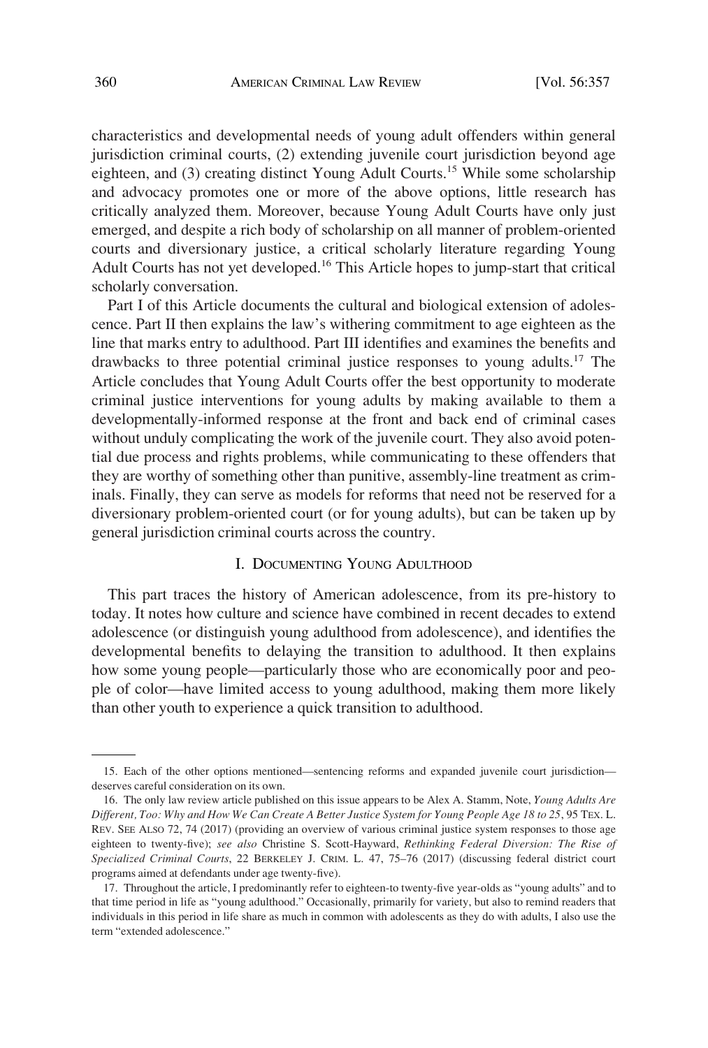characteristics and developmental needs of young adult offenders within general jurisdiction criminal courts, (2) extending juvenile court jurisdiction beyond age eighteen, and (3) creating distinct Young Adult Courts.[15] While some scholarship and advocacy promotes one or more of the above options, little research has critically analyzed them. Moreover, because Young Adult Courts have only just emerged, and despite a rich body of scholarship on all manner of problem-oriented courts and diversionary justice, a critical scholarly literature regarding Young Adult Courts has not yet developed.[16] This Article hopes to jump-start that critical scholarly conversation.

Part I of this Article documents the cultural and biological extension of adolescence. Part II then explains the law's withering commitment to age eighteen as the line that marks entry to adulthood. Part III identifies and examines the benefits and drawbacks to three potential criminal justice responses to young adults.[17] The Article concludes that Young Adult Courts offer the best opportunity to moderate criminal justice interventions for young adults by making available to them a developmentally-informed response at the front and back end of criminal cases without unduly complicating the work of the juvenile court. They also avoid potential due process and rights problems, while communicating to these offenders that they are worthy of something other than punitive, assembly-line treatment as criminals. Finally, they can serve as models for reforms that need not be reserved for a diversionary problem-oriented court (or for young adults), but can be taken up by general jurisdiction criminal courts across the country.

## I. Documenting Young Adulthood

This part traces the history of American adolescence, from its pre-history to today. It notes how culture and science have combined in recent decades to extend adolescence (or distinguish young adulthood from adolescence), and identifies the developmental benefits to delaying the transition to adulthood. It then explains how some young people—particularly those who are economically poor and people of color—have limited access to young adulthood, making them more likely than other youth to experience a quick transition to adulthood.

---

15. Each of the other options mentioned—sentencing reforms and expanded juvenile court jurisdiction—deserves careful consideration on its own.

16. The only law review article published on this issue appears to be Alex A. Stamm, Note, *Young Adults Are Different, Too: Why and How We Can Create A Better Justice System for Young People Age 18 to 25*, 95 Tex. L. Rev. See Also 72, 74 (2017) (providing an overview of various criminal justice system responses to those age eighteen to twenty-five); *see also* Christine S. Scott-Hayward, *Rethinking Federal Diversion: The Rise of Specialized Criminal Courts*, 22 Berkeley J. Crim. L. 47, 75–76 (2017) (discussing federal district court programs aimed at defendants under age twenty-five).

17. Throughout the article, I predominantly refer to eighteen-to twenty-five year-olds as "young adults" and to that time period in life as "young adulthood." Occasionally, primarily for variety, but also to remind readers that individuals in this period in life share as much in common with adolescents as they do with adults, I also use the term "extended adolescence."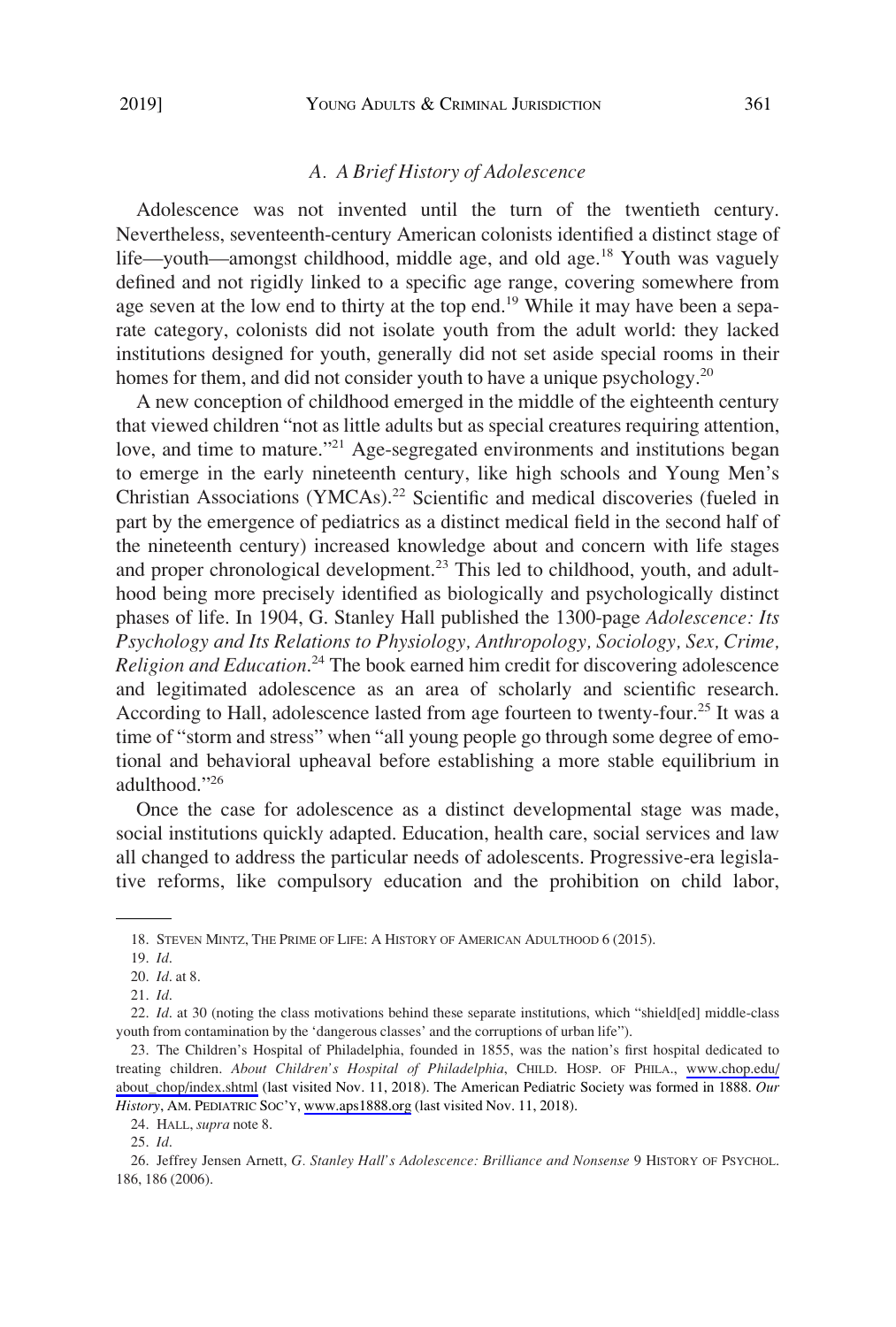### *A. A Brief History of Adolescence*

Adolescence was not invented until the turn of the twentieth century. Nevertheless, seventeenth-century American colonists identified a distinct stage of life—youth—amongst childhood, middle age, and old age.[18] Youth was vaguely defined and not rigidly linked to a specific age range, covering somewhere from age seven at the low end to thirty at the top end.[19] While it may have been a separate category, colonists did not isolate youth from the adult world: they lacked institutions designed for youth, generally did not set aside special rooms in their homes for them, and did not consider youth to have a unique psychology.[20]

A new conception of childhood emerged in the middle of the eighteenth century that viewed children "not as little adults but as special creatures requiring attention, love, and time to mature."[21] Age-segregated environments and institutions began to emerge in the early nineteenth century, like high schools and Young Men's Christian Associations (YMCAs).[22] Scientific and medical discoveries (fueled in part by the emergence of pediatrics as a distinct medical field in the second half of the nineteenth century) increased knowledge about and concern with life stages and proper chronological development.[23] This led to childhood, youth, and adulthood being more precisely identified as biologically and psychologically distinct phases of life. In 1904, G. Stanley Hall published the 1300-page *Adolescence: Its Psychology and Its Relations to Physiology, Anthropology, Sociology, Sex, Crime, Religion and Education*.[24] The book earned him credit for discovering adolescence and legitimated adolescence as an area of scholarly and scientific research. According to Hall, adolescence lasted from age fourteen to twenty-four.[25] It was a time of "storm and stress" when "all young people go through some degree of emotional and behavioral upheaval before establishing a more stable equilibrium in adulthood."[26]

Once the case for adolescence as a distinct developmental stage was made, social institutions quickly adapted. Education, health care, social services and law all changed to address the particular needs of adolescents. Progressive-era legislative reforms, like compulsory education and the prohibition on child labor,

---

18. STEVEN MINTZ, THE PRIME OF LIFE: A HISTORY OF AMERICAN ADULTHOOD 6 (2015).

19. *Id*.

20. *Id*. at 8.

21. *Id*.

22. *Id*. at 30 (noting the class motivations behind these separate institutions, which "shield[ed] middle-class youth from contamination by the 'dangerous classes' and the corruptions of urban life").

23. The Children's Hospital of Philadelphia, founded in 1855, was the nation's first hospital dedicated to treating children. *About Children's Hospital of Philadelphia*, CHILD. HOSP. OF PHILA., www.chop.edu/about_chop/index.shtml (last visited Nov. 11, 2018). The American Pediatric Society was formed in 1888. *Our History*, AM. PEDIATRIC SOC'Y, www.aps1888.org (last visited Nov. 11, 2018).

24. HALL, *supra* note 8.

25. *Id*.

26. Jeffrey Jensen Arnett, *G. Stanley Hall's Adolescence: Brilliance and Nonsense* 9 HISTORY OF PSYCHOL. 186, 186 (2006).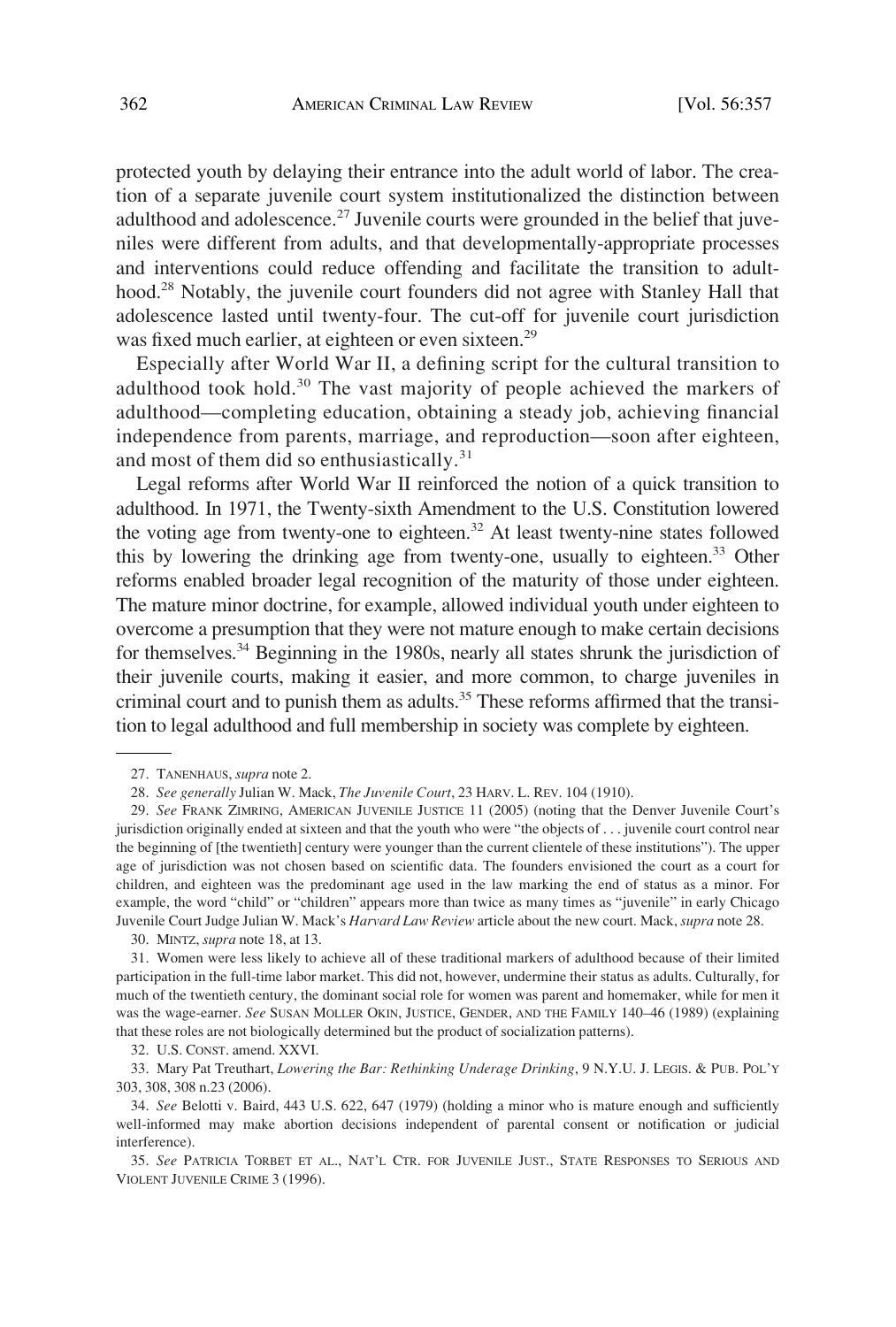protected youth by delaying their entrance into the adult world of labor. The creation of a separate juvenile court system institutionalized the distinction between adulthood and adolescence.[27] Juvenile courts were grounded in the belief that juveniles were different from adults, and that developmentally-appropriate processes and interventions could reduce offending and facilitate the transition to adulthood.[28] Notably, the juvenile court founders did not agree with Stanley Hall that adolescence lasted until twenty-four. The cut-off for juvenile court jurisdiction was fixed much earlier, at eighteen or even sixteen.[29]

Especially after World War II, a defining script for the cultural transition to adulthood took hold.[30] The vast majority of people achieved the markers of adulthood—completing education, obtaining a steady job, achieving financial independence from parents, marriage, and reproduction—soon after eighteen, and most of them did so enthusiastically.[31]

Legal reforms after World War II reinforced the notion of a quick transition to adulthood. In 1971, the Twenty-sixth Amendment to the U.S. Constitution lowered the voting age from twenty-one to eighteen.[32] At least twenty-nine states followed this by lowering the drinking age from twenty-one, usually to eighteen.[33] Other reforms enabled broader legal recognition of the maturity of those under eighteen. The mature minor doctrine, for example, allowed individual youth under eighteen to overcome a presumption that they were not mature enough to make certain decisions for themselves.[34] Beginning in the 1980s, nearly all states shrunk the jurisdiction of their juvenile courts, making it easier, and more common, to charge juveniles in criminal court and to punish them as adults.[35] These reforms affirmed that the transition to legal adulthood and full membership in society was complete by eighteen.

---

27. TANENHAUS, *supra* note 2.

28. *See generally* Julian W. Mack, *The Juvenile Court*, 23 HARV. L. REV. 104 (1910).

29. *See* FRANK ZIMRING, AMERICAN JUVENILE JUSTICE 11 (2005) (noting that the Denver Juvenile Court's jurisdiction originally ended at sixteen and that the youth who were "the objects of . . . juvenile court control near the beginning of [the twentieth] century were younger than the current clientele of these institutions"). The upper age of jurisdiction was not chosen based on scientific data. The founders envisioned the court as a court for children, and eighteen was the predominant age used in the law marking the end of status as a minor. For example, the word "child" or "children" appears more than twice as many times as "juvenile" in early Chicago Juvenile Court Judge Julian W. Mack's *Harvard Law Review* article about the new court. Mack, *supra* note 28.

30. MINTZ, *supra* note 18, at 13.

31. Women were less likely to achieve all of these traditional markers of adulthood because of their limited participation in the full-time labor market. This did not, however, undermine their status as adults. Culturally, for much of the twentieth century, the dominant social role for women was parent and homemaker, while for men it was the wage-earner. *See* SUSAN MOLLER OKIN, JUSTICE, GENDER, AND THE FAMILY 140–46 (1989) (explaining that these roles are not biologically determined but the product of socialization patterns).

32. U.S. CONST. amend. XXVI.

33. Mary Pat Treuthart, *Lowering the Bar: Rethinking Underage Drinking*, 9 N.Y.U. J. LEGIS. & PUB. POL'Y 303, 308, 308 n.23 (2006).

34. *See* Belotti v. Baird, 443 U.S. 622, 647 (1979) (holding a minor who is mature enough and sufficiently well-informed may make abortion decisions independent of parental consent or notification or judicial interference).

35. *See* PATRICIA TORBET ET AL., NAT'L CTR. FOR JUVENILE JUST., STATE RESPONSES TO SERIOUS AND VIOLENT JUVENILE CRIME 3 (1996).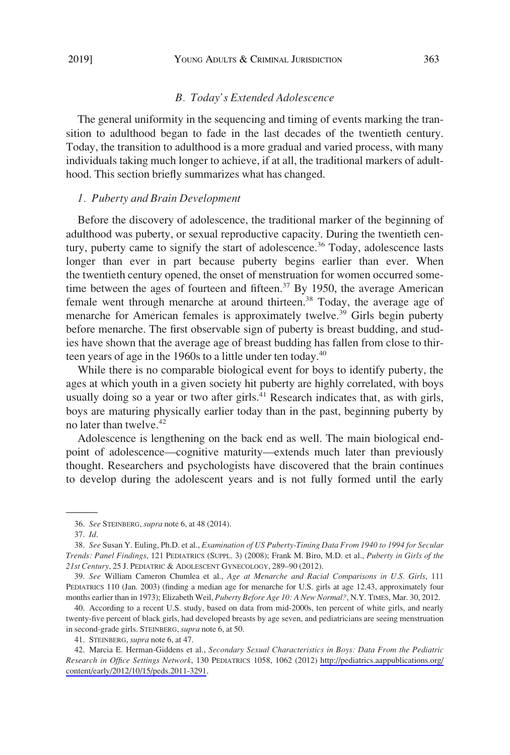### *B. Today's Extended Adolescence*

The general uniformity in the sequencing and timing of events marking the transition to adulthood began to fade in the last decades of the twentieth century. Today, the transition to adulthood is a more gradual and varied process, with many individuals taking much longer to achieve, if at all, the traditional markers of adulthood. This section briefly summarizes what has changed.

#### *1. Puberty and Brain Development*

Before the discovery of adolescence, the traditional marker of the beginning of adulthood was puberty, or sexual reproductive capacity. During the twentieth century, puberty came to signify the start of adolescence.[36] Today, adolescence lasts longer than ever in part because puberty begins earlier than ever. When the twentieth century opened, the onset of menstruation for women occurred sometime between the ages of fourteen and fifteen.[37] By 1950, the average American female went through menarche at around thirteen.[38] Today, the average age of menarche for American females is approximately twelve.[39] Girls begin puberty before menarche. The first observable sign of puberty is breast budding, and studies have shown that the average age of breast budding has fallen from close to thirteen years of age in the 1960s to a little under ten today.[40]

While there is no comparable biological event for boys to identify puberty, the ages at which youth in a given society hit puberty are highly correlated, with boys usually doing so a year or two after girls.[41] Research indicates that, as with girls, boys are maturing physically earlier today than in the past, beginning puberty by no later than twelve.[42]

Adolescence is lengthening on the back end as well. The main biological endpoint of adolescence—cognitive maturity—extends much later than previously thought. Researchers and psychologists have discovered that the brain continues to develop during the adolescent years and is not fully formed until the early

---

36. *See* STEINBERG, *supra* note 6, at 48 (2014).

37. *Id.*

38. *See* Susan Y. Euling, Ph.D. et al., *Examination of US Puberty-Timing Data From 1940 to 1994 for Secular Trends: Panel Findings*, 121 PEDIATRICS (SUPPL. 3) (2008); Frank M. Biro, M.D. et al., *Puberty in Girls of the 21st Century*, 25 J. PEDIATRIC & ADOLESCENT GYNECOLOGY, 289–90 (2012).

39. *See* William Cameron Chumlea et al., *Age at Menarche and Racial Comparisons in U.S. Girls*, 111 PEDIATRICS 110 (Jan. 2003) (finding a median age for menarche for U.S. girls at age 12.43, approximately four months earlier than in 1973); Elizabeth Weil, *Puberty Before Age 10: A New Normal?*, N.Y. TIMES, Mar. 30, 2012.

40. According to a recent U.S. study, based on data from mid-2000s, ten percent of white girls, and nearly twenty-five percent of black girls, had developed breasts by age seven, and pediatricians are seeing menstruation in second-grade girls. STEINBERG, *supra* note 6, at 50.

41. STEINBERG, *supra* note 6, at 47.

42. Marcia E. Herman-Giddens et al., *Secondary Sexual Characteristics in Boys: Data From the Pediatric Research in Office Settings Network*, 130 PEDIATRICS 1058, 1062 (2012) http://pediatrics.aappublications.org/content/early/2012/10/15/peds.2011-3291.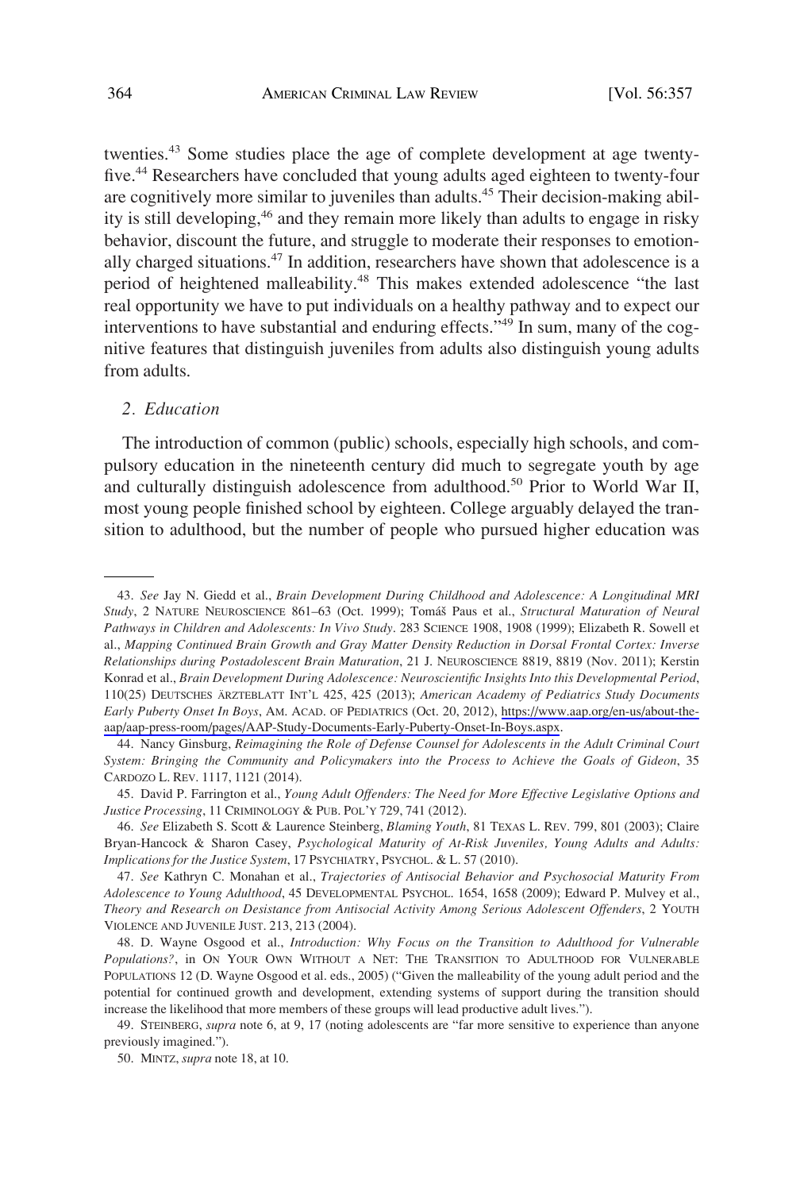twenties.[43] Some studies place the age of complete development at age twenty-five.[44] Researchers have concluded that young adults aged eighteen to twenty-four are cognitively more similar to juveniles than adults.[45] Their decision-making ability is still developing,[46] and they remain more likely than adults to engage in risky behavior, discount the future, and struggle to moderate their responses to emotionally charged situations.[47] In addition, researchers have shown that adolescence is a period of heightened malleability.[48] This makes extended adolescence "the last real opportunity we have to put individuals on a healthy pathway and to expect our interventions to have substantial and enduring effects."[49] In sum, many of the cognitive features that distinguish juveniles from adults also distinguish young adults from adults.

### *2. Education*

The introduction of common (public) schools, especially high schools, and compulsory education in the nineteenth century did much to segregate youth by age and culturally distinguish adolescence from adulthood.[50] Prior to World War II, most young people finished school by eighteen. College arguably delayed the transition to adulthood, but the number of people who pursued higher education was

---

43. *See* Jay N. Giedd et al., *Brain Development During Childhood and Adolescence: A Longitudinal MRI Study*, 2 NATURE NEUROSCIENCE 861–63 (Oct. 1999); Tomáš Paus et al., *Structural Maturation of Neural Pathways in Children and Adolescents: In Vivo Study*. 283 SCIENCE 1908, 1908 (1999); Elizabeth R. Sowell et al., *Mapping Continued Brain Growth and Gray Matter Density Reduction in Dorsal Frontal Cortex: Inverse Relationships during Postadolescent Brain Maturation*, 21 J. NEUROSCIENCE 8819, 8819 (Nov. 2011); Kerstin Konrad et al., *Brain Development During Adolescence: Neuroscientific Insights Into this Developmental Period*, 110(25) DEUTSCHES ÄRZTEBLATT INT'L 425, 425 (2013); *American Academy of Pediatrics Study Documents Early Puberty Onset In Boys*, AM. ACAD. OF PEDIATRICS (Oct. 20, 2012), https://www.aap.org/en-us/about-the-aap/aap-press-room/pages/AAP-Study-Documents-Early-Puberty-Onset-In-Boys.aspx.

44. Nancy Ginsburg, *Reimagining the Role of Defense Counsel for Adolescents in the Adult Criminal Court System: Bringing the Community and Policymakers into the Process to Achieve the Goals of Gideon*, 35 CARDOZO L. REV. 1117, 1121 (2014).

45. David P. Farrington et al., *Young Adult Offenders: The Need for More Effective Legislative Options and Justice Processing*, 11 CRIMINOLOGY & PUB. POL'Y 729, 741 (2012).

46. *See* Elizabeth S. Scott & Laurence Steinberg, *Blaming Youth*, 81 TEXAS L. REV. 799, 801 (2003); Claire Bryan-Hancock & Sharon Casey, *Psychological Maturity of At-Risk Juveniles, Young Adults and Adults: Implications for the Justice System*, 17 PSYCHIATRY, PSYCHOL. & L. 57 (2010).

47. *See* Kathryn C. Monahan et al., *Trajectories of Antisocial Behavior and Psychosocial Maturity From Adolescence to Young Adulthood*, 45 DEVELOPMENTAL PSYCHOL. 1654, 1658 (2009); Edward P. Mulvey et al., *Theory and Research on Desistance from Antisocial Activity Among Serious Adolescent Offenders*, 2 YOUTH VIOLENCE AND JUVENILE JUST. 213, 213 (2004).

48. D. Wayne Osgood et al., *Introduction: Why Focus on the Transition to Adulthood for Vulnerable Populations?*, in ON YOUR OWN WITHOUT A NET: THE TRANSITION TO ADULTHOOD FOR VULNERABLE POPULATIONS 12 (D. Wayne Osgood et al. eds., 2005) ("Given the malleability of the young adult period and the potential for continued growth and development, extending systems of support during the transition should increase the likelihood that more members of these groups will lead productive adult lives.").

49. STEINBERG, *supra* note 6, at 9, 17 (noting adolescents are "far more sensitive to experience than anyone previously imagined.").

50. MINTZ, *supra* note 18, at 10.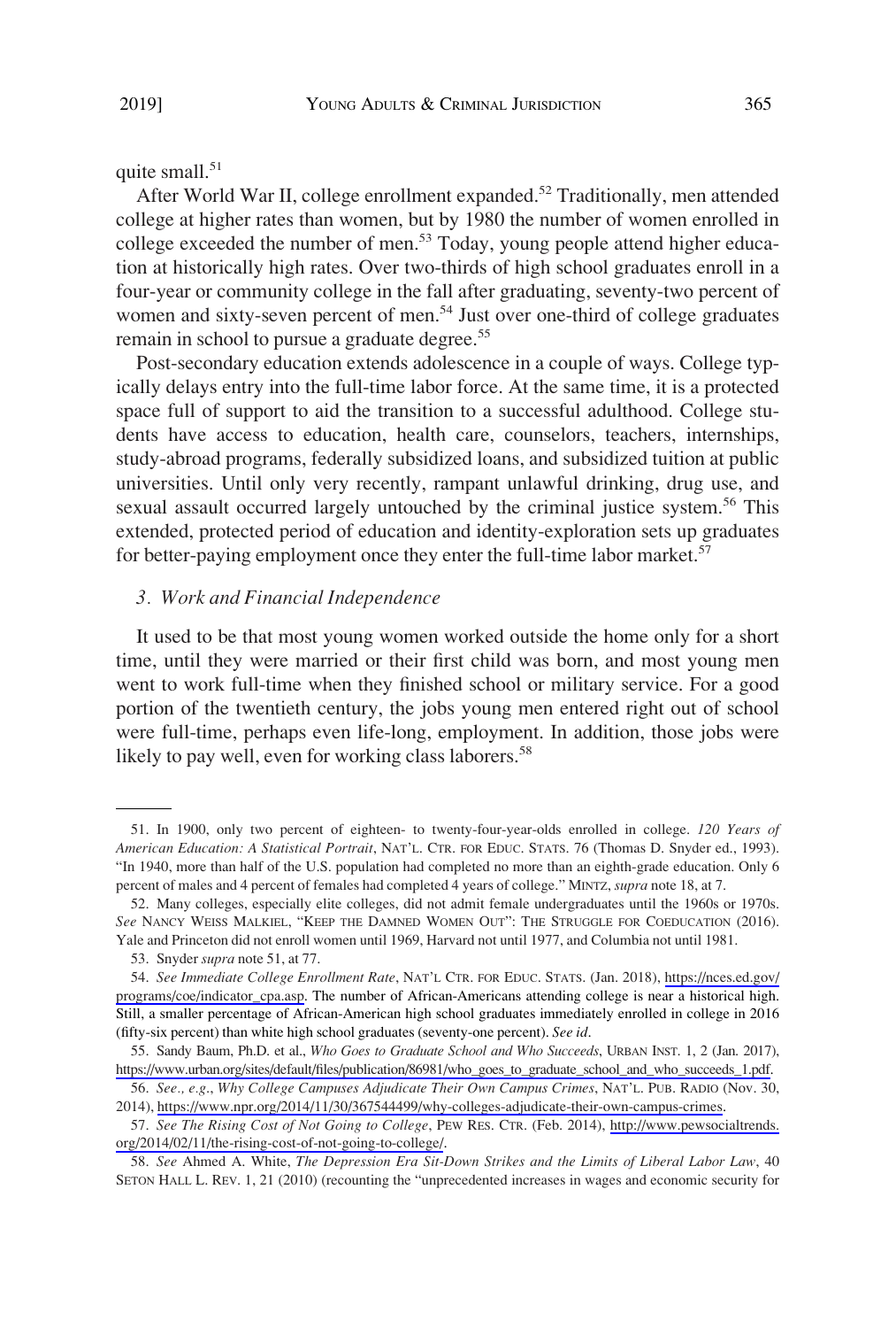quite small.[51]

After World War II, college enrollment expanded.[52] Traditionally, men attended college at higher rates than women, but by 1980 the number of women enrolled in college exceeded the number of men.[53] Today, young people attend higher education at historically high rates. Over two-thirds of high school graduates enroll in a four-year or community college in the fall after graduating, seventy-two percent of women and sixty-seven percent of men.[54] Just over one-third of college graduates remain in school to pursue a graduate degree.[55]

Post-secondary education extends adolescence in a couple of ways. College typically delays entry into the full-time labor force. At the same time, it is a protected space full of support to aid the transition to a successful adulthood. College students have access to education, health care, counselors, teachers, internships, study-abroad programs, federally subsidized loans, and subsidized tuition at public universities. Until only very recently, rampant unlawful drinking, drug use, and sexual assault occurred largely untouched by the criminal justice system.[56] This extended, protected period of education and identity-exploration sets up graduates for better-paying employment once they enter the full-time labor market.[57]

### *3. Work and Financial Independence*

It used to be that most young women worked outside the home only for a short time, until they were married or their first child was born, and most young men went to work full-time when they finished school or military service. For a good portion of the twentieth century, the jobs young men entered right out of school were full-time, perhaps even life-long, employment. In addition, those jobs were likely to pay well, even for working class laborers.[58]

---

51. In 1900, only two percent of eighteen- to twenty-four-year-olds enrolled in college. *120 Years of American Education: A Statistical Portrait*, NAT'L. CTR. FOR EDUC. STATS. 76 (Thomas D. Snyder ed., 1993). "In 1940, more than half of the U.S. population had completed no more than an eighth-grade education. Only 6 percent of males and 4 percent of females had completed 4 years of college." MINTZ, *supra* note 18, at 7.

52. Many colleges, especially elite colleges, did not admit female undergraduates until the 1960s or 1970s. *See* NANCY WEISS MALKIEL, "KEEP THE DAMNED WOMEN OUT": THE STRUGGLE FOR COEDUCATION (2016). Yale and Princeton did not enroll women until 1969, Harvard not until 1977, and Columbia not until 1981.

53. Snyder *supra* note 51, at 77.

54. *See Immediate College Enrollment Rate*, NAT'L CTR. FOR EDUC. STATS. (Jan. 2018), https://nces.ed.gov/programs/coe/indicator_cpa.asp. The number of African-Americans attending college is near a historical high. Still, a smaller percentage of African-American high school graduates immediately enrolled in college in 2016 (fifty-six percent) than white high school graduates (seventy-one percent). *See id*.

55. Sandy Baum, Ph.D. et al., *Who Goes to Graduate School and Who Succeeds*, URBAN INST. 1, 2 (Jan. 2017), https://www.urban.org/sites/default/files/publication/86981/who_goes_to_graduate_school_and_who_succeeds_1.pdf.

56. *See., e.g.*, *Why College Campuses Adjudicate Their Own Campus Crimes*, NAT'L. PUB. RADIO (Nov. 30, 2014), https://www.npr.org/2014/11/30/367544499/why-colleges-adjudicate-their-own-campus-crimes.

57. *See The Rising Cost of Not Going to College*, PEW RES. CTR. (Feb. 2014), http://www.pewsocialtrends.org/2014/02/11/the-rising-cost-of-not-going-to-college/.

58. *See* Ahmed A. White, *The Depression Era Sit-Down Strikes and the Limits of Liberal Labor Law*, 40 SETON HALL L. REV. 1, 21 (2010) (recounting the "unprecedented increases in wages and economic security for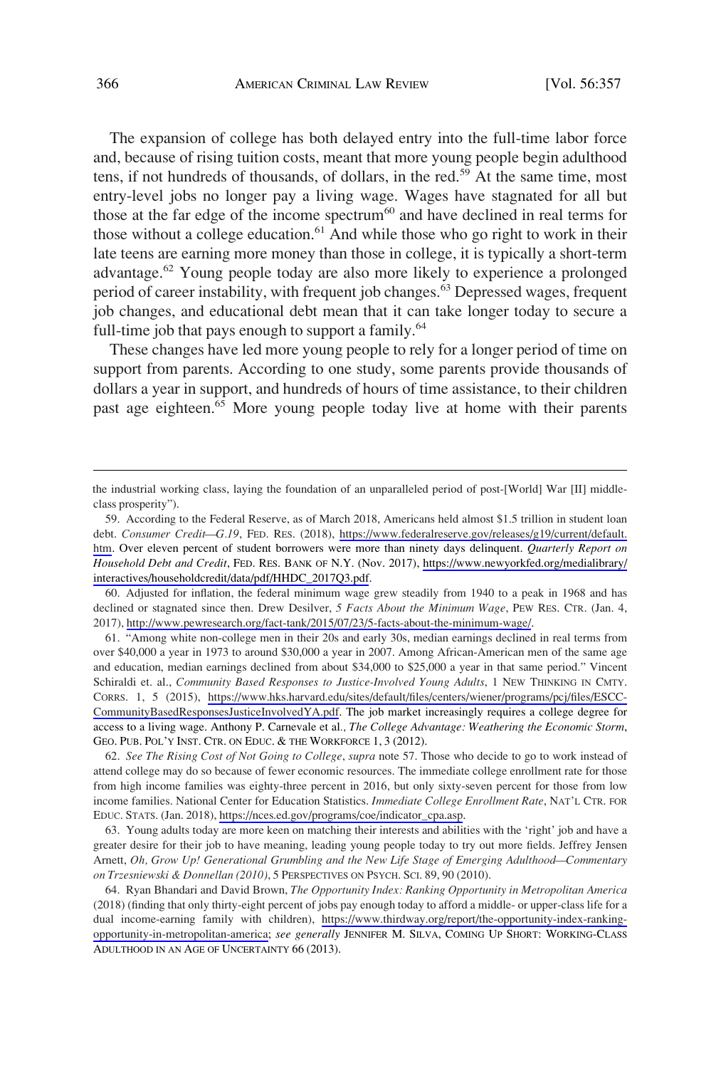The expansion of college has both delayed entry into the full-time labor force and, because of rising tuition costs, meant that more young people begin adulthood tens, if not hundreds of thousands, of dollars, in the red.[59] At the same time, most entry-level jobs no longer pay a living wage. Wages have stagnated for all but those at the far edge of the income spectrum[60] and have declined in real terms for those without a college education.[61] And while those who go right to work in their late teens are earning more money than those in college, it is typically a short-term advantage.[62] Young people today are also more likely to experience a prolonged period of career instability, with frequent job changes.[63] Depressed wages, frequent job changes, and educational debt mean that it can take longer today to secure a full-time job that pays enough to support a family.[64]

These changes have led more young people to rely for a longer period of time on support from parents. According to one study, some parents provide thousands of dollars a year in support, and hundreds of hours of time assistance, to their children past age eighteen.[65] More young people today live at home with their parents

---

the industrial working class, laying the foundation of an unparalleled period of post-[World] War [II] middle-class prosperity").

59. According to the Federal Reserve, as of March 2018, Americans held almost $1.5 trillion in student loan debt. *Consumer Credit—G.19*, FED. RES. (2018), https://www.federalreserve.gov/releases/g19/current/default.htm. Over eleven percent of student borrowers were more than ninety days delinquent. *Quarterly Report on Household Debt and Credit*, FED. RES. BANK OF N.Y. (Nov. 2017), https://www.newyorkfed.org/medialibrary/interactives/householdcredit/data/pdf/HHDC_2017Q3.pdf.

60. Adjusted for inflation, the federal minimum wage grew steadily from 1940 to a peak in 1968 and has declined or stagnated since then. Drew Desilver, *5 Facts About the Minimum Wage*, PEW RES. CTR. (Jan. 4, 2017), http://www.pewresearch.org/fact-tank/2015/07/23/5-facts-about-the-minimum-wage/.

61. "Among white non-college men in their 20s and early 30s, median earnings declined in real terms from over $40,000 a year in 1973 to around $30,000 a year in 2007. Among African-American men of the same age and education, median earnings declined from about $34,000 to $25,000 a year in that same period." Vincent Schiraldi et. al., *Community Based Responses to Justice-Involved Young Adults*, 1 NEW THINKING IN CMTY. CORRS. 1, 5 (2015), https://www.hks.harvard.edu/sites/default/files/centers/wiener/programs/pcj/files/ESCC-CommunityBasedResponsesJusticeInvolvedYA.pdf. The job market increasingly requires a college degree for access to a living wage. Anthony P. Carnevale et al., *The College Advantage: Weathering the Economic Storm*, GEO. PUB. POL'Y INST. CTR. ON EDUC. & THE WORKFORCE 1, 3 (2012).

62. *See The Rising Cost of Not Going to College*, *supra* note 57. Those who decide to go to work instead of attend college may do so because of fewer economic resources. The immediate college enrollment rate for those from high income families was eighty-three percent in 2016, but only sixty-seven percent for those from low income families. National Center for Education Statistics. *Immediate College Enrollment Rate*, NAT'L CTR. FOR EDUC. STATS. (Jan. 2018), https://nces.ed.gov/programs/coe/indicator_cpa.asp.

63. Young adults today are more keen on matching their interests and abilities with the 'right' job and have a greater desire for their job to have meaning, leading young people today to try out more fields. Jeffrey Jensen Arnett, *Oh, Grow Up! Generational Grumbling and the New Life Stage of Emerging Adulthood—Commentary on Trzesniewski & Donnellan (2010)*, 5 PERSPECTIVES ON PSYCH. SCI. 89, 90 (2010).

64. Ryan Bhandari and David Brown, *The Opportunity Index: Ranking Opportunity in Metropolitan America* (2018) (finding that only thirty-eight percent of jobs pay enough today to afford a middle- or upper-class life for a dual income-earning family with children), https://www.thirdway.org/report/the-opportunity-index-ranking-opportunity-in-metropolitan-america; *see generally* JENNIFER M. SILVA, COMING UP SHORT: WORKING-CLASS ADULTHOOD IN AN AGE OF UNCERTAINTY 66 (2013).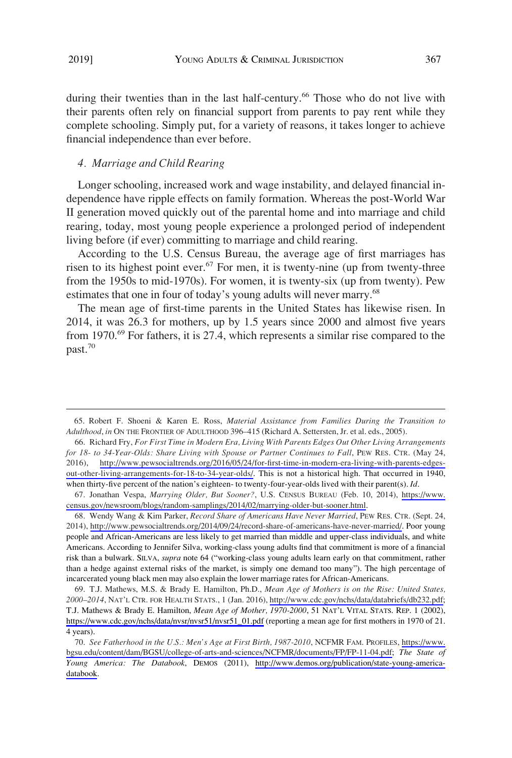during their twenties than in the last half-century.[66] Those who do not live with their parents often rely on financial support from parents to pay rent while they complete schooling. Simply put, for a variety of reasons, it takes longer to achieve financial independence than ever before.

#### 4. *Marriage and Child Rearing*

Longer schooling, increased work and wage instability, and delayed financial independence have ripple effects on family formation. Whereas the post-World War II generation moved quickly out of the parental home and into marriage and child rearing, today, most young people experience a prolonged period of independent living before (if ever) committing to marriage and child rearing.

According to the U.S. Census Bureau, the average age of first marriages has risen to its highest point ever.[67] For men, it is twenty-nine (up from twenty-three from the 1950s to mid-1970s). For women, it is twenty-six (up from twenty). Pew estimates that one in four of today's young adults will never marry.[68]

The mean age of first-time parents in the United States has likewise risen. In 2014, it was 26.3 for mothers, up by 1.5 years since 2000 and almost five years from 1970.[69] For fathers, it is 27.4, which represents a similar rise compared to the past.[70]

---

65. Robert F. Shoeni & Karen E. Ross, *Material Assistance from Families During the Transition to Adulthood*, *in* ON THE FRONTIER OF ADULTHOOD 396–415 (Richard A. Settersten, Jr. et al. eds., 2005).

66. Richard Fry, *For First Time in Modern Era, Living With Parents Edges Out Other Living Arrangements for 18- to 34-Year-Olds: Share Living with Spouse or Partner Continues to Fall*, PEW RES. CTR. (May 24, 2016), http://www.pewsocialtrends.org/2016/05/24/for-first-time-in-modern-era-living-with-parents-edges-out-other-living-arrangements-for-18-to-34-year-olds/. This is not a historical high. That occurred in 1940, when thirty-five percent of the nation's eighteen- to twenty-four-year-olds lived with their parent(s). *Id.*

67. Jonathan Vespa, *Marrying Older, But Sooner?*, U.S. CENSUS BUREAU (Feb. 10, 2014), https://www.census.gov/newsroom/blogs/random-samplings/2014/02/marrying-older-but-sooner.html.

68. Wendy Wang & Kim Parker, *Record Share of Americans Have Never Married*, PEW RES. CTR. (Sept. 24, 2014), http://www.pewsocialtrends.org/2014/09/24/record-share-of-americans-have-never-married/. Poor young people and African-Americans are less likely to get married than middle and upper-class individuals, and white Americans. According to Jennifer Silva, working-class young adults find that commitment is more of a financial risk than a bulwark. SILVA, *supra* note 64 ("working-class young adults learn early on that commitment, rather than a hedge against external risks of the market, is simply one demand too many"). The high percentage of incarcerated young black men may also explain the lower marriage rates for African-Americans.

69. T.J. Mathews, M.S. & Brady E. Hamilton, Ph.D., *Mean Age of Mothers is on the Rise: United States, 2000–2014*, NAT'L CTR. FOR HEALTH STATS., 1 (Jan. 2016), http://www.cdc.gov/nchs/data/databriefs/db232.pdf; T.J. Mathews & Brady E. Hamilton, *Mean Age of Mother, 1970-2000*, 51 NAT'L VITAL STATS. REP. 1 (2002), https://www.cdc.gov/nchs/data/nvsr/nvsr51/nvsr51_01.pdf (reporting a mean age for first mothers in 1970 of 21.4 years).

70. *See Fatherhood in the U.S.: Men's Age at First Birth, 1987-2010*, NCFMR FAM. PROFILES, https://www.bgsu.edu/content/dam/BGSU/college-of-arts-and-sciences/NCFMR/documents/FP/FP-11-04.pdf; *The State of Young America: The Databook*, DEMOS (2011), http://www.demos.org/publication/state-young-america-databook.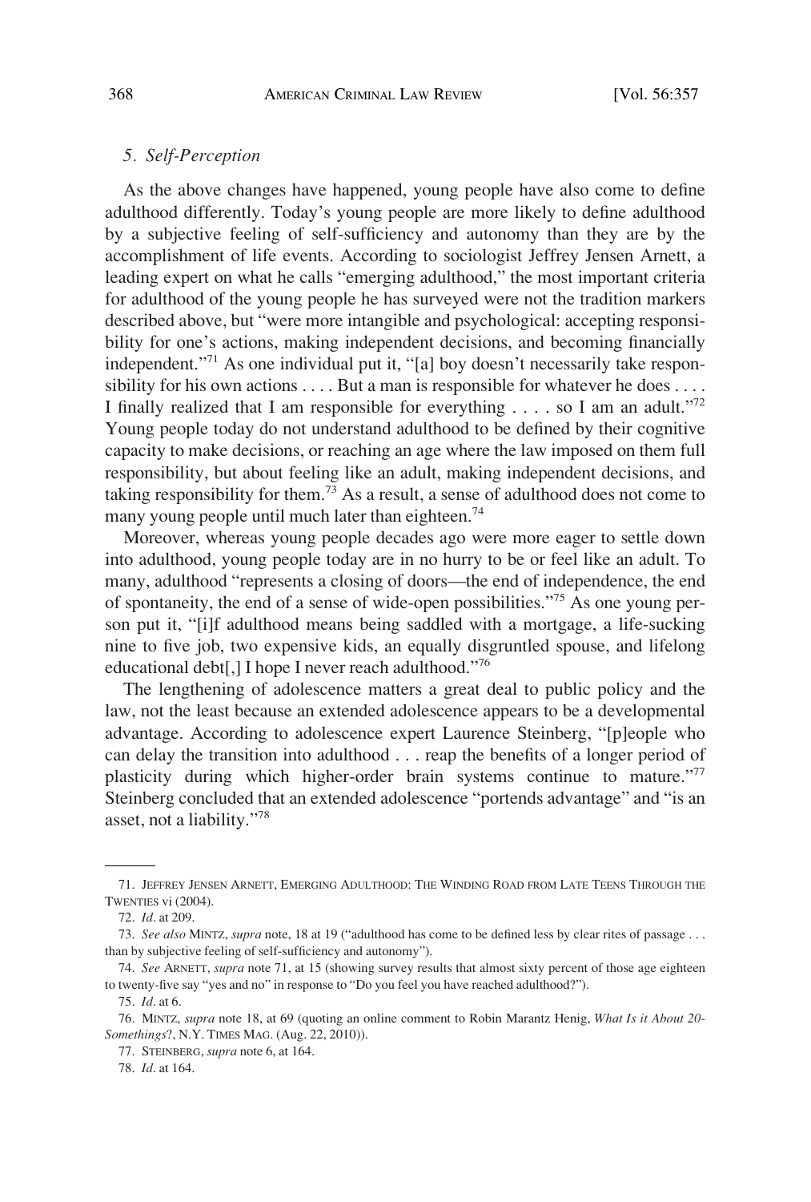### *5. Self-Perception*

As the above changes have happened, young people have also come to define adulthood differently. Today's young people are more likely to define adulthood by a subjective feeling of self-sufficiency and autonomy than they are by the accomplishment of life events. According to sociologist Jeffrey Jensen Arnett, a leading expert on what he calls "emerging adulthood," the most important criteria for adulthood of the young people he has surveyed were not the tradition markers described above, but "were more intangible and psychological: accepting responsibility for one's actions, making independent decisions, and becoming financially independent."[71] As one individual put it, "[a] boy doesn't necessarily take responsibility for his own actions . . . . But a man is responsible for whatever he does . . . . I finally realized that I am responsible for everything . . . . so I am an adult."[72] Young people today do not understand adulthood to be defined by their cognitive capacity to make decisions, or reaching an age where the law imposed on them full responsibility, but about feeling like an adult, making independent decisions, and taking responsibility for them.[73] As a result, a sense of adulthood does not come to many young people until much later than eighteen.[74]

Moreover, whereas young people decades ago were more eager to settle down into adulthood, young people today are in no hurry to be or feel like an adult. To many, adulthood "represents a closing of doors—the end of independence, the end of spontaneity, the end of a sense of wide-open possibilities."[75] As one young person put it, "[i]f adulthood means being saddled with a mortgage, a life-sucking nine to five job, two expensive kids, an equally disgruntled spouse, and lifelong educational debt[,] I hope I never reach adulthood."[76]

The lengthening of adolescence matters a great deal to public policy and the law, not the least because an extended adolescence appears to be a developmental advantage. According to adolescence expert Laurence Steinberg, "[p]eople who can delay the transition into adulthood . . . reap the benefits of a longer period of plasticity during which higher-order brain systems continue to mature."[77] Steinberg concluded that an extended adolescence "portends advantage" and "is an asset, not a liability."[78]

---

71. JEFFREY JENSEN ARNETT, EMERGING ADULTHOOD: THE WINDING ROAD FROM LATE TEENS THROUGH THE TWENTIES vi (2004).

72. *Id*. at 209.

73. *See also* MINTZ, *supra* note, 18 at 19 ("adulthood has come to be defined less by clear rites of passage . . . than by subjective feeling of self-sufficiency and autonomy").

74. *See* ARNETT, *supra* note 71, at 15 (showing survey results that almost sixty percent of those age eighteen to twenty-five say "yes and no" in response to "Do you feel you have reached adulthood?").

75. *Id*. at 6.

76. MINTZ, *supra* note 18, at 69 (quoting an online comment to Robin Marantz Henig, *What Is it About 20-Somethings*?, N.Y. TIMES MAG. (Aug. 22, 2010)).

77. STEINBERG, *supra* note 6, at 164.

78. *Id*. at 164.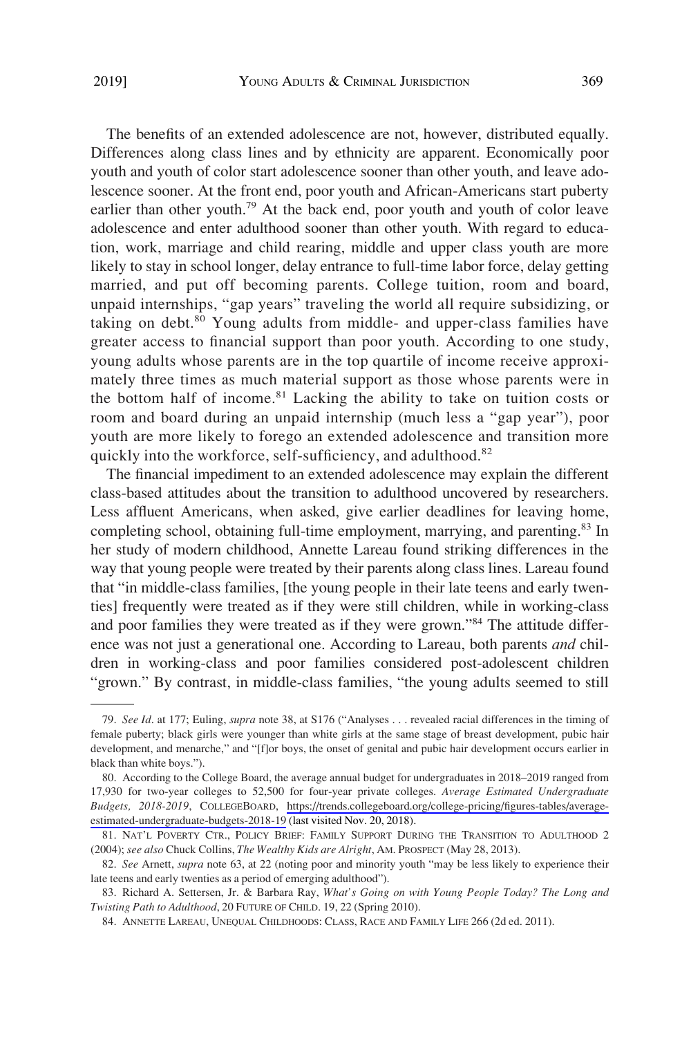The benefits of an extended adolescence are not, however, distributed equally. Differences along class lines and by ethnicity are apparent. Economically poor youth and youth of color start adolescence sooner than other youth, and leave adolescence sooner. At the front end, poor youth and African-Americans start puberty earlier than other youth.[79] At the back end, poor youth and youth of color leave adolescence and enter adulthood sooner than other youth. With regard to education, work, marriage and child rearing, middle and upper class youth are more likely to stay in school longer, delay entrance to full-time labor force, delay getting married, and put off becoming parents. College tuition, room and board, unpaid internships, "gap years" traveling the world all require subsidizing, or taking on debt.[80] Young adults from middle- and upper-class families have greater access to financial support than poor youth. According to one study, young adults whose parents are in the top quartile of income receive approximately three times as much material support as those whose parents were in the bottom half of income.[81] Lacking the ability to take on tuition costs or room and board during an unpaid internship (much less a "gap year"), poor youth are more likely to forego an extended adolescence and transition more quickly into the workforce, self-sufficiency, and adulthood.[82]

The financial impediment to an extended adolescence may explain the different class-based attitudes about the transition to adulthood uncovered by researchers. Less affluent Americans, when asked, give earlier deadlines for leaving home, completing school, obtaining full-time employment, marrying, and parenting.[83] In her study of modern childhood, Annette Lareau found striking differences in the way that young people were treated by their parents along class lines. Lareau found that "in middle-class families, [the young people in their late teens and early twenties] frequently were treated as if they were still children, while in working-class and poor families they were treated as if they were grown."[84] The attitude difference was not just a generational one. According to Lareau, both parents *and* children in working-class and poor families considered post-adolescent children "grown." By contrast, in middle-class families, "the young adults seemed to still

---

79. *See Id*. at 177; Euling, *supra* note 38, at S176 ("Analyses . . . revealed racial differences in the timing of female puberty; black girls were younger than white girls at the same stage of breast development, pubic hair development, and menarche," and "[f]or boys, the onset of genital and pubic hair development occurs earlier in black than white boys.").

80. According to the College Board, the average annual budget for undergraduates in 2018–2019 ranged from 17,930 for two-year colleges to 52,500 for four-year private colleges. *Average Estimated Undergraduate Budgets, 2018-2019*, COLLEGEBOARD, https://trends.collegeboard.org/college-pricing/figures-tables/average-estimated-undergraduate-budgets-2018-19 (last visited Nov. 20, 2018).

81. NAT'L POVERTY CTR., POLICY BRIEF: FAMILY SUPPORT DURING THE TRANSITION TO ADULTHOOD 2 (2004); *see also* Chuck Collins, *The Wealthy Kids are Alright*, AM. PROSPECT (May 28, 2013).

82. *See* Arnett, *supra* note 63, at 22 (noting poor and minority youth "may be less likely to experience their late teens and early twenties as a period of emerging adulthood").

83. Richard A. Settersen, Jr. & Barbara Ray, *What's Going on with Young People Today? The Long and Twisting Path to Adulthood*, 20 FUTURE OF CHILD. 19, 22 (Spring 2010).

84. ANNETTE LAREAU, UNEQUAL CHILDHOODS: CLASS, RACE AND FAMILY LIFE 266 (2d ed. 2011).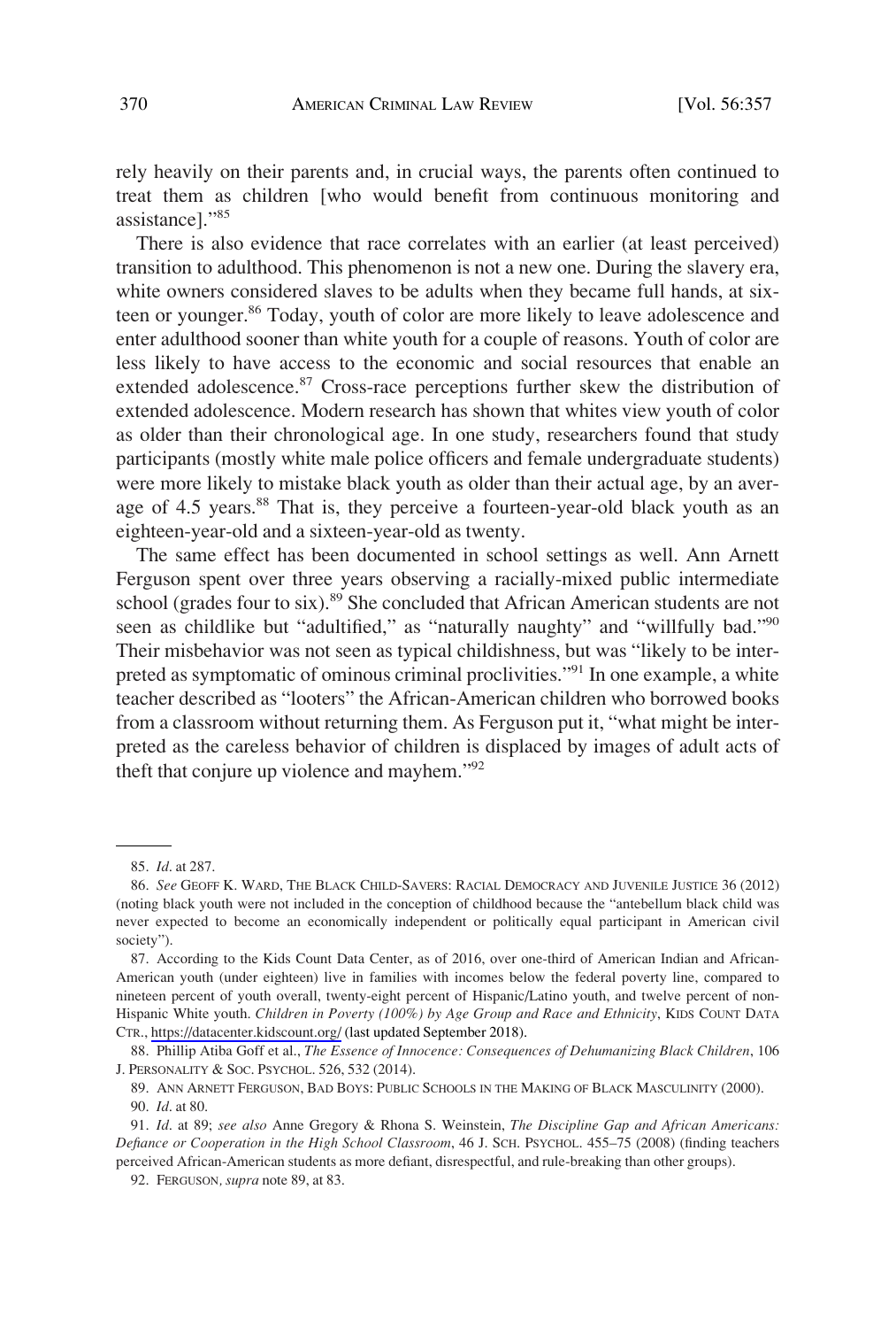rely heavily on their parents and, in crucial ways, the parents often continued to treat them as children [who would benefit from continuous monitoring and assistance]."[85]

There is also evidence that race correlates with an earlier (at least perceived) transition to adulthood. This phenomenon is not a new one. During the slavery era, white owners considered slaves to be adults when they became full hands, at sixteen or younger.[86] Today, youth of color are more likely to leave adolescence and enter adulthood sooner than white youth for a couple of reasons. Youth of color are less likely to have access to the economic and social resources that enable an extended adolescence.[87] Cross-race perceptions further skew the distribution of extended adolescence. Modern research has shown that whites view youth of color as older than their chronological age. In one study, researchers found that study participants (mostly white male police officers and female undergraduate students) were more likely to mistake black youth as older than their actual age, by an average of 4.5 years.[88] That is, they perceive a fourteen-year-old black youth as an eighteen-year-old and a sixteen-year-old as twenty.

The same effect has been documented in school settings as well. Ann Arnett Ferguson spent over three years observing a racially-mixed public intermediate school (grades four to six).[89] She concluded that African American students are not seen as childlike but "adultified," as "naturally naughty" and "willfully bad."[90] Their misbehavior was not seen as typical childishness, but was "likely to be interpreted as symptomatic of ominous criminal proclivities."[91] In one example, a white teacher described as "looters" the African-American children who borrowed books from a classroom without returning them. As Ferguson put it, "what might be interpreted as the careless behavior of children is displaced by images of adult acts of theft that conjure up violence and mayhem."[92]

---

85. *Id.* at 287.

86. *See* GEOFF K. WARD, THE BLACK CHILD-SAVERS: RACIAL DEMOCRACY AND JUVENILE JUSTICE 36 (2012) (noting black youth were not included in the conception of childhood because the "antebellum black child was never expected to become an economically independent or politically equal participant in American civil society").

87. According to the Kids Count Data Center, as of 2016, over one-third of American Indian and African-American youth (under eighteen) live in families with incomes below the federal poverty line, compared to nineteen percent of youth overall, twenty-eight percent of Hispanic/Latino youth, and twelve percent of non-Hispanic White youth. *Children in Poverty (100%) by Age Group and Race and Ethnicity*, KIDS COUNT DATA CTR., https://datacenter.kidscount.org/ (last updated September 2018).

88. Phillip Atiba Goff et al., *The Essence of Innocence: Consequences of Dehumanizing Black Children*, 106 J. PERSONALITY & SOC. PSYCHOL. 526, 532 (2014).

89. ANN ARNETT FERGUSON, BAD BOYS: PUBLIC SCHOOLS IN THE MAKING OF BLACK MASCULINITY (2000).

90. *Id.* at 80.

91. *Id.* at 89; *see also* Anne Gregory & Rhona S. Weinstein, *The Discipline Gap and African Americans: Defiance or Cooperation in the High School Classroom*, 46 J. SCH. PSYCHOL. 455–75 (2008) (finding teachers perceived African-American students as more defiant, disrespectful, and rule-breaking than other groups).

92. FERGUSON*, supra* note 89, at 83.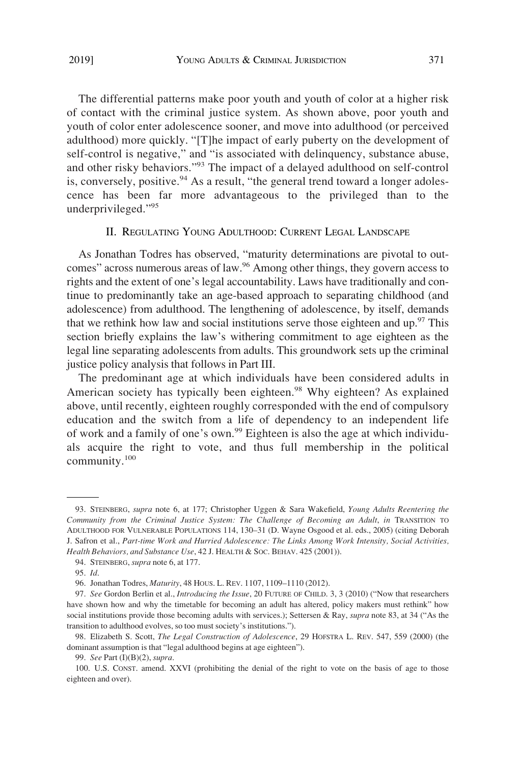The differential patterns make poor youth and youth of color at a higher risk of contact with the criminal justice system. As shown above, poor youth and youth of color enter adolescence sooner, and move into adulthood (or perceived adulthood) more quickly. "[T]he impact of early puberty on the development of self-control is negative," and "is associated with delinquency, substance abuse, and other risky behaviors."[93] The impact of a delayed adulthood on self-control is, conversely, positive.[94] As a result, "the general trend toward a longer adolescence has been far more advantageous to the privileged than to the underprivileged."[95]

## II. REGULATING YOUNG ADULTHOOD: CURRENT LEGAL LANDSCAPE

As Jonathan Todres has observed, "maturity determinations are pivotal to outcomes" across numerous areas of law.[96] Among other things, they govern access to rights and the extent of one's legal accountability. Laws have traditionally and continue to predominantly take an age-based approach to separating childhood (and adolescence) from adulthood. The lengthening of adolescence, by itself, demands that we rethink how law and social institutions serve those eighteen and up.[97] This section briefly explains the law's withering commitment to age eighteen as the legal line separating adolescents from adults. This groundwork sets up the criminal justice policy analysis that follows in Part III.

The predominant age at which individuals have been considered adults in American society has typically been eighteen.[98] Why eighteen? As explained above, until recently, eighteen roughly corresponded with the end of compulsory education and the switch from a life of dependency to an independent life of work and a family of one's own.[99] Eighteen is also the age at which individuals acquire the right to vote, and thus full membership in the political community.[100]

---

93. STEINBERG, *supra* note 6, at 177; Christopher Uggen & Sara Wakefield, *Young Adults Reentering the Community from the Criminal Justice System: The Challenge of Becoming an Adult*, *in* TRANSITION TO ADULTHOOD FOR VULNERABLE POPULATIONS 114, 130–31 (D. Wayne Osgood et al. eds., 2005) (citing Deborah J. Safron et al., *Part-time Work and Hurried Adolescence: The Links Among Work Intensity, Social Activities, Health Behaviors, and Substance Use*, 42 J. HEALTH & SOC. BEHAV. 425 (2001)).

94. STEINBERG, *supra* note 6, at 177.

95. *Id*.

96. Jonathan Todres, *Maturity*, 48 HOUS. L. REV. 1107, 1109–1110 (2012).

97. *See* Gordon Berlin et al., *Introducing the Issue*, 20 FUTURE OF CHILD. 3, 3 (2010) ("Now that researchers have shown how and why the timetable for becoming an adult has altered, policy makers must rethink" how social institutions provide those becoming adults with services.); Settersen & Ray, *supra* note 83, at 34 ("As the transition to adulthood evolves, so too must society's institutions.").

98. Elizabeth S. Scott, *The Legal Construction of Adolescence*, 29 HOFSTRA L. REV. 547, 559 (2000) (the dominant assumption is that "legal adulthood begins at age eighteen").

99. *See* Part (I)(B)(2), *supra*.

100. U.S. CONST. amend. XXVI (prohibiting the denial of the right to vote on the basis of age to those eighteen and over).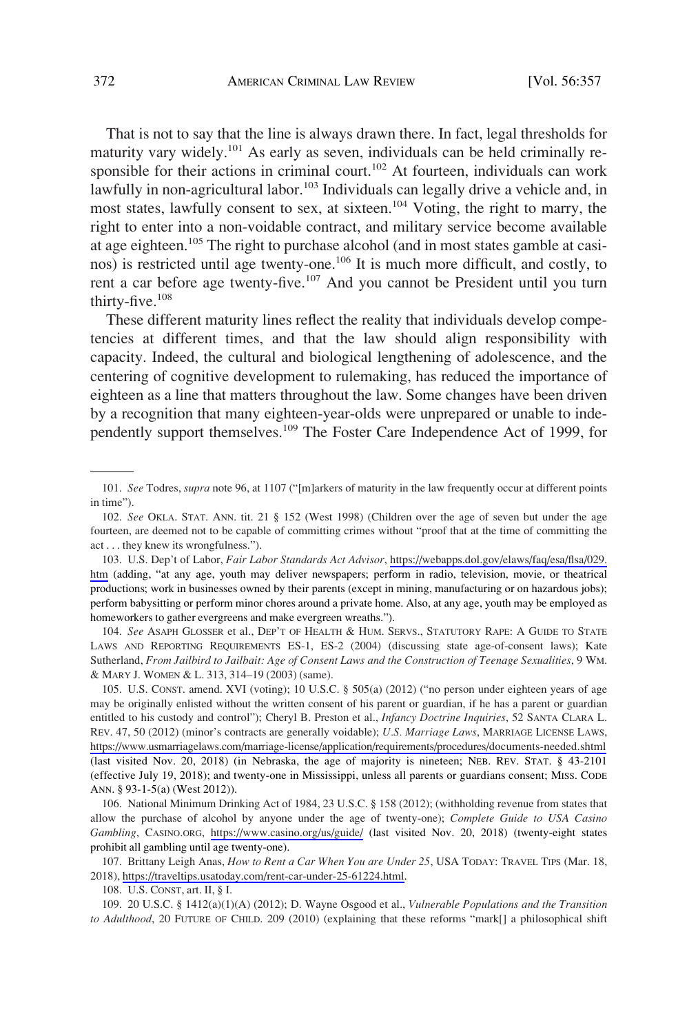That is not to say that the line is always drawn there. In fact, legal thresholds for maturity vary widely.[101] As early as seven, individuals can be held criminally responsible for their actions in criminal court.[102] At fourteen, individuals can work lawfully in non-agricultural labor.[103] Individuals can legally drive a vehicle and, in most states, lawfully consent to sex, at sixteen.[104] Voting, the right to marry, the right to enter into a non-voidable contract, and military service become available at age eighteen.[105] The right to purchase alcohol (and in most states gamble at casinos) is restricted until age twenty-one.[106] It is much more difficult, and costly, to rent a car before age twenty-five.[107] And you cannot be President until you turn thirty-five.[108]

These different maturity lines reflect the reality that individuals develop competencies at different times, and that the law should align responsibility with capacity. Indeed, the cultural and biological lengthening of adolescence, and the centering of cognitive development to rulemaking, has reduced the importance of eighteen as a line that matters throughout the law. Some changes have been driven by a recognition that many eighteen-year-olds were unprepared or unable to independently support themselves.[109] The Foster Care Independence Act of 1999, for

---

101. *See* Todres, *supra* note 96, at 1107 ("[m]arkers of maturity in the law frequently occur at different points in time").

102. *See* OKLA. STAT. ANN. tit. 21 § 152 (West 1998) (Children over the age of seven but under the age fourteen, are deemed not to be capable of committing crimes without "proof that at the time of committing the act . . . they knew its wrongfulness.").

103. U.S. Dep't of Labor, *Fair Labor Standards Act Advisor*, https://webapps.dol.gov/elaws/faq/esa/flsa/029.htm (adding, "at any age, youth may deliver newspapers; perform in radio, television, movie, or theatrical productions; work in businesses owned by their parents (except in mining, manufacturing or on hazardous jobs); perform babysitting or perform minor chores around a private home. Also, at any age, youth may be employed as homeworkers to gather evergreens and make evergreen wreaths.").

104. *See* ASAPH GLOSSER et al., DEP'T OF HEALTH & HUM. SERVS., STATUTORY RAPE: A GUIDE TO STATE LAWS AND REPORTING REQUIREMENTS ES-1, ES-2 (2004) (discussing state age-of-consent laws); Kate Sutherland, *From Jailbird to Jailbait: Age of Consent Laws and the Construction of Teenage Sexualities*, 9 WM. & MARY J. WOMEN & L. 313, 314–19 (2003) (same).

105. U.S. CONST. amend. XVI (voting); 10 U.S.C. § 505(a) (2012) ("no person under eighteen years of age may be originally enlisted without the written consent of his parent or guardian, if he has a parent or guardian entitled to his custody and control"); Cheryl B. Preston et al., *Infancy Doctrine Inquiries*, 52 SANTA CLARA L. REV. 47, 50 (2012) (minor's contracts are generally voidable); *U.S. Marriage Laws*, MARRIAGE LICENSE LAWS, https://www.usmarriagelaws.com/marriage-license/application/requirements/procedures/documents-needed.shtml (last visited Nov. 20, 2018) (in Nebraska, the age of majority is nineteen; NEB. REV. STAT. § 43-2101 (effective July 19, 2018); and twenty-one in Mississippi, unless all parents or guardians consent; MISS. CODE ANN. § 93-1-5(a) (West 2012)).

106. National Minimum Drinking Act of 1984, 23 U.S.C. § 158 (2012); (withholding revenue from states that allow the purchase of alcohol by anyone under the age of twenty-one); *Complete Guide to USA Casino Gambling*, CASINO.ORG, https://www.casino.org/us/guide/ (last visited Nov. 20, 2018) (twenty-eight states prohibit all gambling until age twenty-one).

107. Brittany Leigh Anas, *How to Rent a Car When You are Under 25*, USA TODAY: TRAVEL TIPS (Mar. 18, 2018), https://traveltips.usatoday.com/rent-car-under-25-61224.html.

108. U.S. CONST, art. II, § I.

109. 20 U.S.C. § 1412(a)(1)(A) (2012); D. Wayne Osgood et al., *Vulnerable Populations and the Transition to Adulthood*, 20 FUTURE OF CHILD. 209 (2010) (explaining that these reforms "mark[] a philosophical shift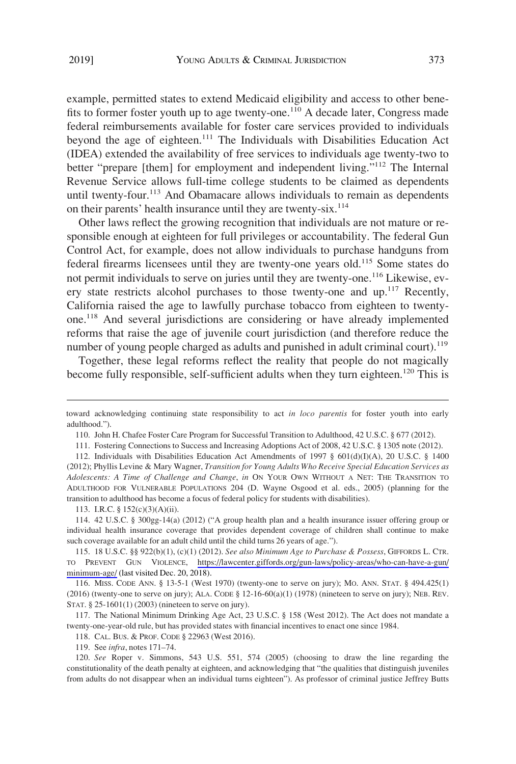example, permitted states to extend Medicaid eligibility and access to other benefits to former foster youth up to age twenty-one.[110] A decade later, Congress made federal reimbursements available for foster care services provided to individuals beyond the age of eighteen.[111] The Individuals with Disabilities Education Act (IDEA) extended the availability of free services to individuals age twenty-two to better "prepare [them] for employment and independent living."[112] The Internal Revenue Service allows full-time college students to be claimed as dependents until twenty-four.[113] And Obamacare allows individuals to remain as dependents on their parents' health insurance until they are twenty-six.[114]

Other laws reflect the growing recognition that individuals are not mature or responsible enough at eighteen for full privileges or accountability. The federal Gun Control Act, for example, does not allow individuals to purchase handguns from federal firearms licensees until they are twenty-one years old.[115] Some states do not permit individuals to serve on juries until they are twenty-one.[116] Likewise, every state restricts alcohol purchases to those twenty-one and up.[117] Recently, California raised the age to lawfully purchase tobacco from eighteen to twenty-one.[118] And several jurisdictions are considering or have already implemented reforms that raise the age of juvenile court jurisdiction (and therefore reduce the number of young people charged as adults and punished in adult criminal court).[119]

Together, these legal reforms reflect the reality that people do not magically become fully responsible, self-sufficient adults when they turn eighteen.[120] This is

---

toward acknowledging continuing state responsibility to act *in loco parentis* for foster youth into early adulthood.").

110. John H. Chafee Foster Care Program for Successful Transition to Adulthood, 42 U.S.C. § 677 (2012).

111. Fostering Connections to Success and Increasing Adoptions Act of 2008, 42 U.S.C. § 1305 note (2012).

112. Individuals with Disabilities Education Act Amendments of 1997 § 601(d)(I)(A), 20 U.S.C. § 1400 (2012); Phyllis Levine & Mary Wagner, *Transition for Young Adults Who Receive Special Education Services as Adolescents: A Time of Challenge and Change*, *in* ON YOUR OWN WITHOUT A NET: THE TRANSITION TO ADULTHOOD FOR VULNERABLE POPULATIONS 204 (D. Wayne Osgood et al. eds., 2005) (planning for the transition to adulthood has become a focus of federal policy for students with disabilities).

113. I.R.C. § 152(c)(3)(A)(ii).

114. 42 U.S.C. § 300gg-14(a) (2012) ("A group health plan and a health insurance issuer offering group or individual health insurance coverage that provides dependent coverage of children shall continue to make such coverage available for an adult child until the child turns 26 years of age.").

115. 18 U.S.C. §§ 922(b)(1), (c)(1) (2012). *See also Minimum Age to Purchase & Possess*, GIFFORDS L. CTR. TO PREVENT GUN VIOLENCE, https://lawcenter.giffords.org/gun-laws/policy-areas/who-can-have-a-gun/minimum-age/ (last visited Dec. 20, 2018).

116. MISS. CODE ANN. § 13-5-1 (West 1970) (twenty-one to serve on jury); MO. ANN. STAT. § 494.425(1) (2016) (twenty-one to serve on jury); ALA. CODE § 12-16-60(a)(1) (1978) (nineteen to serve on jury); NEB. REV. STAT. § 25-1601(1) (2003) (nineteen to serve on jury).

117. The National Minimum Drinking Age Act, 23 U.S.C. § 158 (West 2012). The Act does not mandate a twenty-one-year-old rule, but has provided states with financial incentives to enact one since 1984.

118. CAL. BUS. & PROF. CODE § 22963 (West 2016).

119. See *infra*, notes 171–74.

120. *See* Roper v. Simmons, 543 U.S. 551, 574 (2005) (choosing to draw the line regarding the constitutionality of the death penalty at eighteen, and acknowledging that "the qualities that distinguish juveniles from adults do not disappear when an individual turns eighteen"). As professor of criminal justice Jeffrey Butts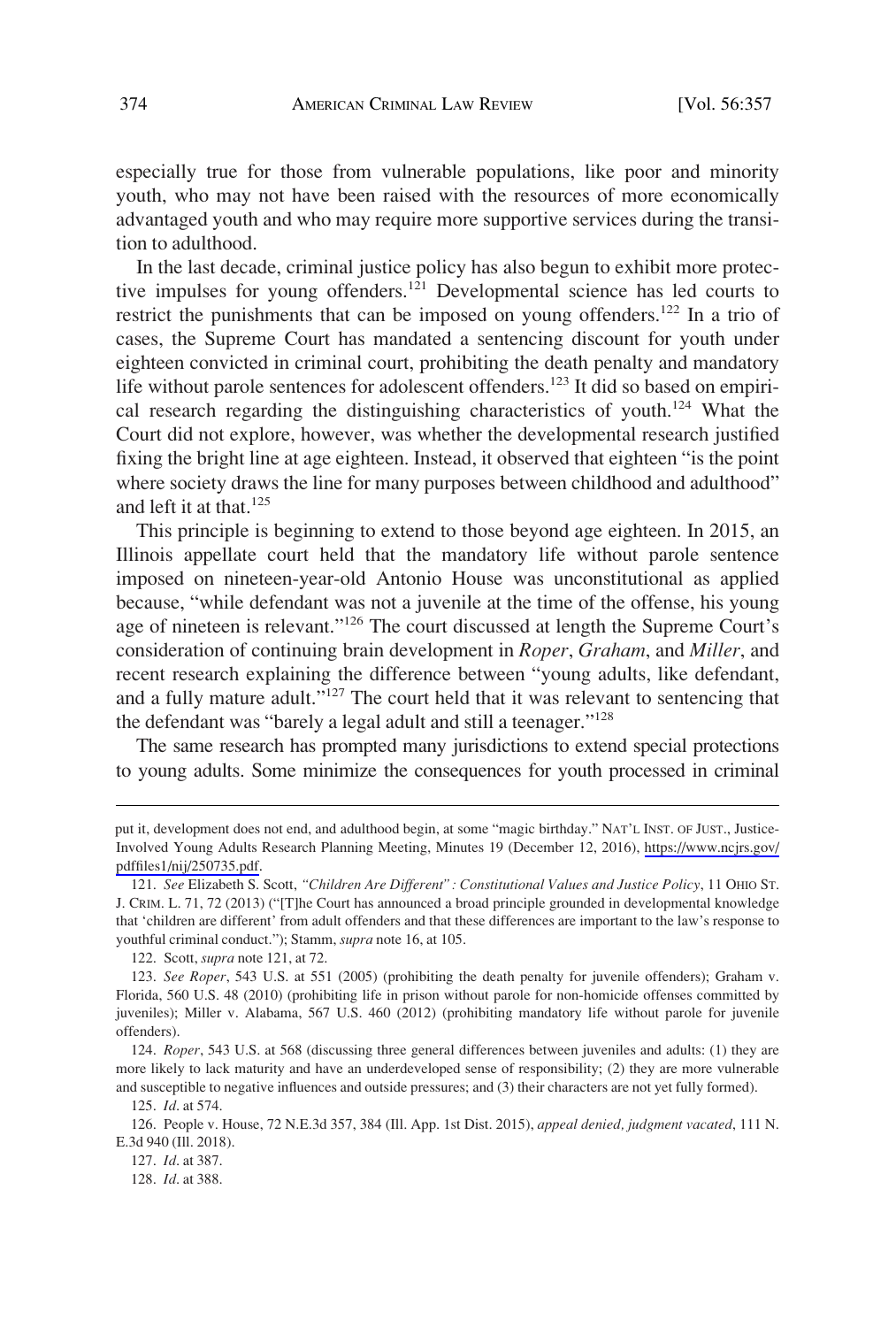especially true for those from vulnerable populations, like poor and minority youth, who may not have been raised with the resources of more economically advantaged youth and who may require more supportive services during the transition to adulthood.

In the last decade, criminal justice policy has also begun to exhibit more protective impulses for young offenders.[121] Developmental science has led courts to restrict the punishments that can be imposed on young offenders.[122] In a trio of cases, the Supreme Court has mandated a sentencing discount for youth under eighteen convicted in criminal court, prohibiting the death penalty and mandatory life without parole sentences for adolescent offenders.[123] It did so based on empirical research regarding the distinguishing characteristics of youth.[124] What the Court did not explore, however, was whether the developmental research justified fixing the bright line at age eighteen. Instead, it observed that eighteen "is the point where society draws the line for many purposes between childhood and adulthood" and left it at that.[125]

This principle is beginning to extend to those beyond age eighteen. In 2015, an Illinois appellate court held that the mandatory life without parole sentence imposed on nineteen-year-old Antonio House was unconstitutional as applied because, "while defendant was not a juvenile at the time of the offense, his young age of nineteen is relevant."[126] The court discussed at length the Supreme Court's consideration of continuing brain development in *Roper*, *Graham*, and *Miller*, and recent research explaining the difference between "young adults, like defendant, and a fully mature adult."[127] The court held that it was relevant to sentencing that the defendant was "barely a legal adult and still a teenager."[128]

The same research has prompted many jurisdictions to extend special protections to young adults. Some minimize the consequences for youth processed in criminal

---

put it, development does not end, and adulthood begin, at some "magic birthday." NAT'L INST. OF JUST., Justice-Involved Young Adults Research Planning Meeting, Minutes 19 (December 12, 2016), https://www.ncjrs.gov/pdffiles1/nij/250735.pdf.

121. *See* Elizabeth S. Scott, *"Children Are Different": Constitutional Values and Justice Policy*, 11 OHIO ST. J. CRIM. L. 71, 72 (2013) ("[T]he Court has announced a broad principle grounded in developmental knowledge that 'children are different' from adult offenders and that these differences are important to the law's response to youthful criminal conduct."); Stamm, *supra* note 16, at 105.

122. Scott, *supra* note 121, at 72.

123. *See Roper*, 543 U.S. at 551 (2005) (prohibiting the death penalty for juvenile offenders); Graham v. Florida, 560 U.S. 48 (2010) (prohibiting life in prison without parole for non-homicide offenses committed by juveniles); Miller v. Alabama, 567 U.S. 460 (2012) (prohibiting mandatory life without parole for juvenile offenders).

124. *Roper*, 543 U.S. at 568 (discussing three general differences between juveniles and adults: (1) they are more likely to lack maturity and have an underdeveloped sense of responsibility; (2) they are more vulnerable and susceptible to negative influences and outside pressures; and (3) their characters are not yet fully formed).

125. *Id*. at 574.

126. People v. House, 72 N.E.3d 357, 384 (Ill. App. 1st Dist. 2015), *appeal denied, judgment vacated*, 111 N.E.3d 940 (Ill. 2018).

127. *Id*. at 387.

128. *Id*. at 388.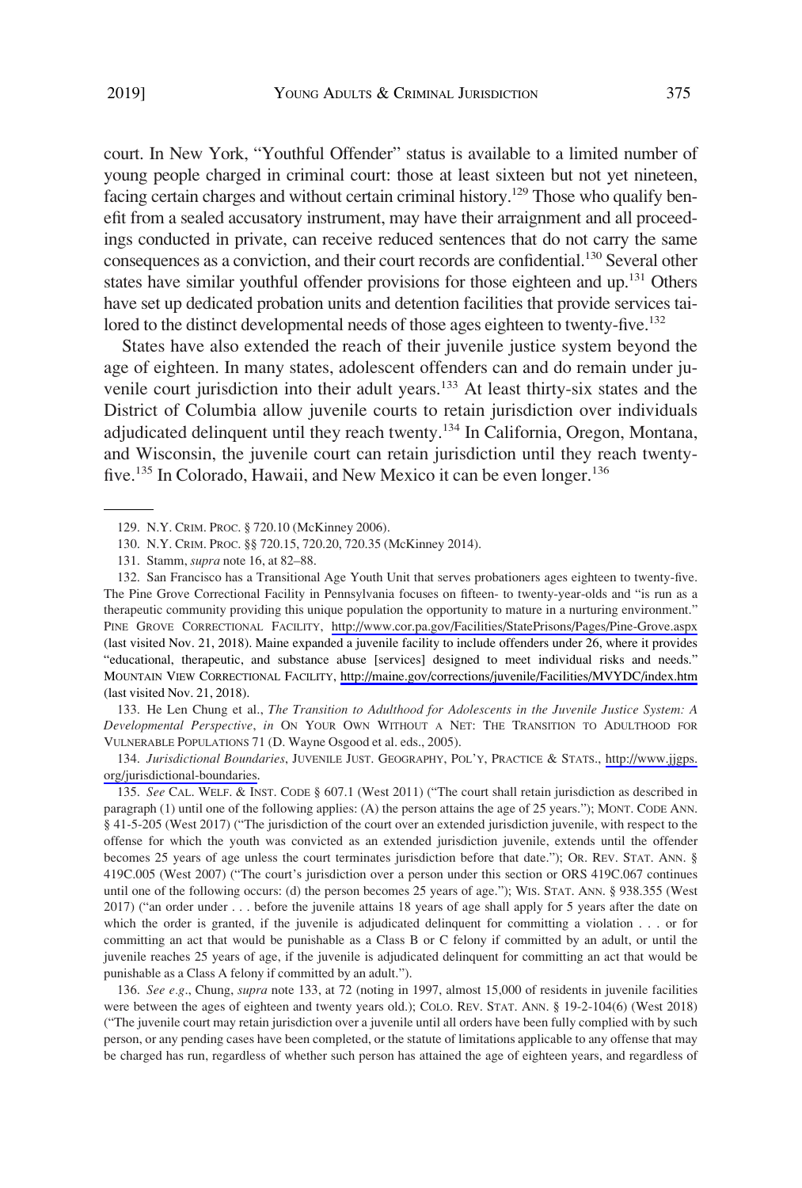court. In New York, "Youthful Offender" status is available to a limited number of young people charged in criminal court: those at least sixteen but not yet nineteen, facing certain charges and without certain criminal history.[129] Those who qualify benefit from a sealed accusatory instrument, may have their arraignment and all proceedings conducted in private, can receive reduced sentences that do not carry the same consequences as a conviction, and their court records are confidential.[130] Several other states have similar youthful offender provisions for those eighteen and up.[131] Others have set up dedicated probation units and detention facilities that provide services tailored to the distinct developmental needs of those ages eighteen to twenty-five.[132]

States have also extended the reach of their juvenile justice system beyond the age of eighteen. In many states, adolescent offenders can and do remain under juvenile court jurisdiction into their adult years.[133] At least thirty-six states and the District of Columbia allow juvenile courts to retain jurisdiction over individuals adjudicated delinquent until they reach twenty.[134] In California, Oregon, Montana, and Wisconsin, the juvenile court can retain jurisdiction until they reach twenty-five.[135] In Colorado, Hawaii, and New Mexico it can be even longer.[136]

---

129. N.Y. CRIM. PROC. § 720.10 (McKinney 2006).

130. N.Y. CRIM. PROC. §§ 720.15, 720.20, 720.35 (McKinney 2014).

131. Stamm, *supra* note 16, at 82–88.

132. San Francisco has a Transitional Age Youth Unit that serves probationers ages eighteen to twenty-five. The Pine Grove Correctional Facility in Pennsylvania focuses on fifteen- to twenty-year-olds and "is run as a therapeutic community providing this unique population the opportunity to mature in a nurturing environment." PINE GROVE CORRECTIONAL FACILITY, http://www.cor.pa.gov/Facilities/StatePrisons/Pages/Pine-Grove.aspx (last visited Nov. 21, 2018). Maine expanded a juvenile facility to include offenders under 26, where it provides "educational, therapeutic, and substance abuse [services] designed to meet individual risks and needs." MOUNTAIN VIEW CORRECTIONAL FACILITY, http://maine.gov/corrections/juvenile/Facilities/MVYDC/index.htm (last visited Nov. 21, 2018).

133. He Len Chung et al., *The Transition to Adulthood for Adolescents in the Juvenile Justice System: A Developmental Perspective*, *in* ON YOUR OWN WITHOUT A NET: THE TRANSITION TO ADULTHOOD FOR VULNERABLE POPULATIONS 71 (D. Wayne Osgood et al. eds., 2005).

134. *Jurisdictional Boundaries*, JUVENILE JUST. GEOGRAPHY, POL'Y, PRACTICE & STATS., http://www.jjgps.org/jurisdictional-boundaries.

135. *See* CAL. WELF. & INST. CODE § 607.1 (West 2011) ("The court shall retain jurisdiction as described in paragraph (1) until one of the following applies: (A) the person attains the age of 25 years."); MONT. CODE ANN. § 41-5-205 (West 2017) ("The jurisdiction of the court over an extended jurisdiction juvenile, with respect to the offense for which the youth was convicted as an extended jurisdiction juvenile, extends until the offender becomes 25 years of age unless the court terminates jurisdiction before that date."); OR. REV. STAT. ANN. § 419C.005 (West 2007) ("The court's jurisdiction over a person under this section or ORS 419C.067 continues until one of the following occurs: (d) the person becomes 25 years of age."); WIS. STAT. ANN. § 938.355 (West 2017) ("an order under . . . before the juvenile attains 18 years of age shall apply for 5 years after the date on which the order is granted, if the juvenile is adjudicated delinquent for committing a violation . . . or for committing an act that would be punishable as a Class B or C felony if committed by an adult, or until the juvenile reaches 25 years of age, if the juvenile is adjudicated delinquent for committing an act that would be punishable as a Class A felony if committed by an adult.").

136. *See e.g*., Chung, *supra* note 133, at 72 (noting in 1997, almost 15,000 of residents in juvenile facilities were between the ages of eighteen and twenty years old.); COLO. REV. STAT. ANN. § 19-2-104(6) (West 2018) ("The juvenile court may retain jurisdiction over a juvenile until all orders have been fully complied with by such person, or any pending cases have been completed, or the statute of limitations applicable to any offense that may be charged has run, regardless of whether such person has attained the age of eighteen years, and regardless of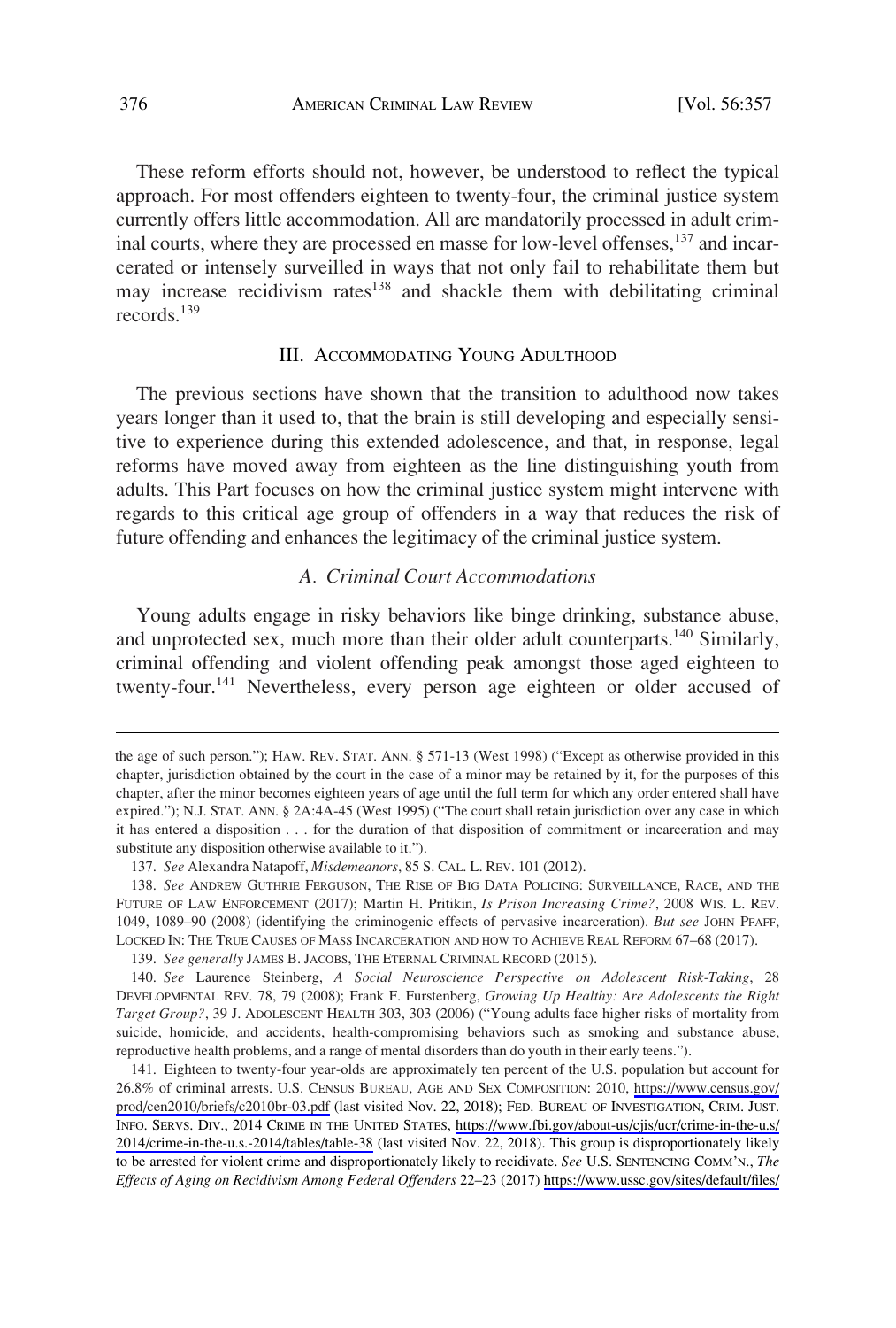These reform efforts should not, however, be understood to reflect the typical approach. For most offenders eighteen to twenty-four, the criminal justice system currently offers little accommodation. All are mandatorily processed in adult criminal courts, where they are processed en masse for low-level offenses,[137] and incarcerated or intensely surveilled in ways that not only fail to rehabilitate them but may increase recidivism rates[138] and shackle them with debilitating criminal records.[139]

## III. Accommodating Young Adulthood

The previous sections have shown that the transition to adulthood now takes years longer than it used to, that the brain is still developing and especially sensitive to experience during this extended adolescence, and that, in response, legal reforms have moved away from eighteen as the line distinguishing youth from adults. This Part focuses on how the criminal justice system might intervene with regards to this critical age group of offenders in a way that reduces the risk of future offending and enhances the legitimacy of the criminal justice system.

### *A. Criminal Court Accommodations*

Young adults engage in risky behaviors like binge drinking, substance abuse, and unprotected sex, much more than their older adult counterparts.[140] Similarly, criminal offending and violent offending peak amongst those aged eighteen to twenty-four.[141] Nevertheless, every person age eighteen or older accused of

---

the age of such person."); HAW. REV. STAT. ANN. § 571-13 (West 1998) ("Except as otherwise provided in this chapter, jurisdiction obtained by the court in the case of a minor may be retained by it, for the purposes of this chapter, after the minor becomes eighteen years of age until the full term for which any order entered shall have expired."); N.J. STAT. ANN. § 2A:4A-45 (West 1995) ("The court shall retain jurisdiction over any case in which it has entered a disposition . . . for the duration of that disposition of commitment or incarceration and may substitute any disposition otherwise available to it.").

137. *See* Alexandra Natapoff, *Misdemeanors*, 85 S. CAL. L. REV. 101 (2012).

138. *See* ANDREW GUTHRIE FERGUSON, THE RISE OF BIG DATA POLICING: SURVEILLANCE, RACE, AND THE FUTURE OF LAW ENFORCEMENT (2017); Martin H. Pritikin, *Is Prison Increasing Crime?*, 2008 WIS. L. REV. 1049, 1089–90 (2008) (identifying the criminogenic effects of pervasive incarceration). *But see* JOHN PFAFF, LOCKED IN: THE TRUE CAUSES OF MASS INCARCERATION AND HOW TO ACHIEVE REAL REFORM 67–68 (2017).

139. *See generally* JAMES B. JACOBS, THE ETERNAL CRIMINAL RECORD (2015).

140. *See* Laurence Steinberg, *A Social Neuroscience Perspective on Adolescent Risk-Taking*, 28 DEVELOPMENTAL REV. 78, 79 (2008); Frank F. Furstenberg, *Growing Up Healthy: Are Adolescents the Right Target Group?*, 39 J. ADOLESCENT HEALTH 303, 303 (2006) ("Young adults face higher risks of mortality from suicide, homicide, and accidents, health-compromising behaviors such as smoking and substance abuse, reproductive health problems, and a range of mental disorders than do youth in their early teens.").

141. Eighteen to twenty-four year-olds are approximately ten percent of the U.S. population but account for 26.8% of criminal arrests. U.S. CENSUS BUREAU, AGE AND SEX COMPOSITION: 2010, https://www.census.gov/prod/cen2010/briefs/c2010br-03.pdf (last visited Nov. 22, 2018); FED. BUREAU OF INVESTIGATION, CRIM. JUST. INFO. SERVS. DIV., 2014 CRIME IN THE UNITED STATES, https://www.fbi.gov/about-us/cjis/ucr/crime-in-the-u.s/2014/crime-in-the-u.s.-2014/tables/table-38 (last visited Nov. 22, 2018). This group is disproportionately likely to be arrested for violent crime and disproportionately likely to recidivate. *See* U.S. SENTENCING COMM'N., *The Effects of Aging on Recidivism Among Federal Offenders* 22–23 (2017) https://www.ussc.gov/sites/default/files/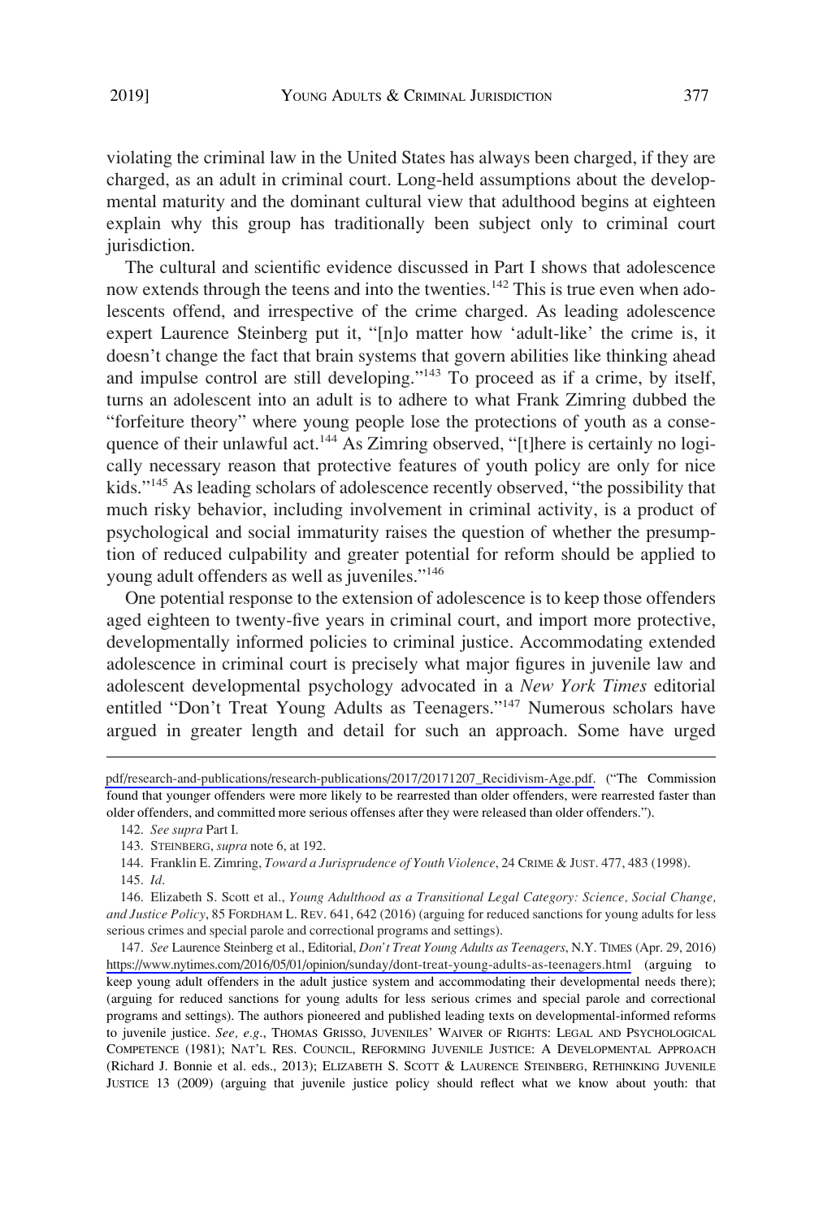violating the criminal law in the United States has always been charged, if they are charged, as an adult in criminal court. Long-held assumptions about the developmental maturity and the dominant cultural view that adulthood begins at eighteen explain why this group has traditionally been subject only to criminal court jurisdiction.

The cultural and scientific evidence discussed in Part I shows that adolescence now extends through the teens and into the twenties.[142] This is true even when adolescents offend, and irrespective of the crime charged. As leading adolescence expert Laurence Steinberg put it, "[n]o matter how 'adult-like' the crime is, it doesn't change the fact that brain systems that govern abilities like thinking ahead and impulse control are still developing."[143] To proceed as if a crime, by itself, turns an adolescent into an adult is to adhere to what Frank Zimring dubbed the "forfeiture theory" where young people lose the protections of youth as a consequence of their unlawful act.[144] As Zimring observed, "[t]here is certainly no logically necessary reason that protective features of youth policy are only for nice kids."[145] As leading scholars of adolescence recently observed, "the possibility that much risky behavior, including involvement in criminal activity, is a product of psychological and social immaturity raises the question of whether the presumption of reduced culpability and greater potential for reform should be applied to young adult offenders as well as juveniles."[146]

One potential response to the extension of adolescence is to keep those offenders aged eighteen to twenty-five years in criminal court, and import more protective, developmentally informed policies to criminal justice. Accommodating extended adolescence in criminal court is precisely what major figures in juvenile law and adolescent developmental psychology advocated in a *New York Times* editorial entitled "Don't Treat Young Adults as Teenagers."[147] Numerous scholars have argued in greater length and detail for such an approach. Some have urged

---

pdf/research-and-publications/research-publications/2017/20171207_Recidivism-Age.pdf. ("The Commission found that younger offenders were more likely to be rearrested than older offenders, were rearrested faster than older offenders, and committed more serious offenses after they were released than older offenders.").

142. *See supra* Part I.

143. STEINBERG, *supra* note 6, at 192.

144. Franklin E. Zimring, *Toward a Jurisprudence of Youth Violence*, 24 CRIME & JUST. 477, 483 (1998).

145. *Id*.

146. Elizabeth S. Scott et al., *Young Adulthood as a Transitional Legal Category: Science, Social Change, and Justice Policy*, 85 FORDHAM L. REV. 641, 642 (2016) (arguing for reduced sanctions for young adults for less serious crimes and special parole and correctional programs and settings).

147. *See* Laurence Steinberg et al., Editorial, *Don't Treat Young Adults as Teenagers*, N.Y. TIMES (Apr. 29, 2016) https://www.nytimes.com/2016/05/01/opinion/sunday/dont-treat-young-adults-as-teenagers.html (arguing to keep young adult offenders in the adult justice system and accommodating their developmental needs there); (arguing for reduced sanctions for young adults for less serious crimes and special parole and correctional programs and settings). The authors pioneered and published leading texts on developmental-informed reforms to juvenile justice. *See, e.g.*, THOMAS GRISSO, JUVENILES' WAIVER OF RIGHTS: LEGAL AND PSYCHOLOGICAL COMPETENCE (1981); NAT'L RES. COUNCIL, REFORMING JUVENILE JUSTICE: A DEVELOPMENTAL APPROACH (Richard J. Bonnie et al. eds., 2013); ELIZABETH S. SCOTT & LAURENCE STEINBERG, RETHINKING JUVENILE JUSTICE 13 (2009) (arguing that juvenile justice policy should reflect what we know about youth: that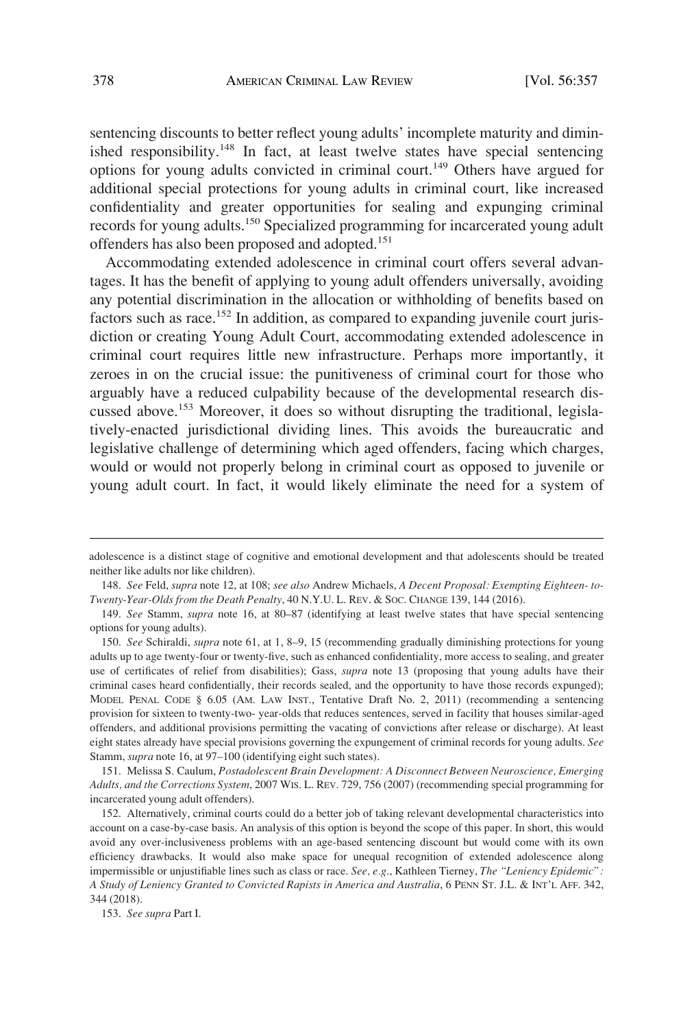sentencing discounts to better reflect young adults' incomplete maturity and diminished responsibility.[148] In fact, at least twelve states have special sentencing options for young adults convicted in criminal court.[149] Others have argued for additional special protections for young adults in criminal court, like increased confidentiality and greater opportunities for sealing and expunging criminal records for young adults.[150] Specialized programming for incarcerated young adult offenders has also been proposed and adopted.[151]

Accommodating extended adolescence in criminal court offers several advantages. It has the benefit of applying to young adult offenders universally, avoiding any potential discrimination in the allocation or withholding of benefits based on factors such as race.[152] In addition, as compared to expanding juvenile court jurisdiction or creating Young Adult Court, accommodating extended adolescence in criminal court requires little new infrastructure. Perhaps more importantly, it zeroes in on the crucial issue: the punitiveness of criminal court for those who arguably have a reduced culpability because of the developmental research discussed above.[153] Moreover, it does so without disrupting the traditional, legislatively-enacted jurisdictional dividing lines. This avoids the bureaucratic and legislative challenge of determining which aged offenders, facing which charges, would or would not properly belong in criminal court as opposed to juvenile or young adult court. In fact, it would likely eliminate the need for a system of

---

adolescence is a distinct stage of cognitive and emotional development and that adolescents should be treated neither like adults nor like children).

148. *See* Feld, *supra* note 12, at 108; *see also* Andrew Michaels, *A Decent Proposal: Exempting Eighteen- to-Twenty-Year-Olds from the Death Penalty*, 40 N.Y.U. L. REV. & SOC. CHANGE 139, 144 (2016).

149. *See* Stamm, *supra* note 16, at 80–87 (identifying at least twelve states that have special sentencing options for young adults).

150. *See* Schiraldi, *supra* note 61, at 1, 8–9, 15 (recommending gradually diminishing protections for young adults up to age twenty-four or twenty-five, such as enhanced confidentiality, more access to sealing, and greater use of certificates of relief from disabilities); Gass, *supra* note 13 (proposing that young adults have their criminal cases heard confidentially, their records sealed, and the opportunity to have those records expunged); MODEL PENAL CODE § 6.05 (AM. LAW INST., Tentative Draft No. 2, 2011) (recommending a sentencing provision for sixteen to twenty-two- year-olds that reduces sentences, served in facility that houses similar-aged offenders, and additional provisions permitting the vacating of convictions after release or discharge). At least eight states already have special provisions governing the expungement of criminal records for young adults. *See* Stamm, *supra* note 16, at 97–100 (identifying eight such states).

151. Melissa S. Caulum, *Postadolescent Brain Development: A Disconnect Between Neuroscience, Emerging Adults, and the Corrections System*, 2007 WIS. L. REV. 729, 756 (2007) (recommending special programming for incarcerated young adult offenders).

152. Alternatively, criminal courts could do a better job of taking relevant developmental characteristics into account on a case-by-case basis. An analysis of this option is beyond the scope of this paper. In short, this would avoid any over-inclusiveness problems with an age-based sentencing discount but would come with its own efficiency drawbacks. It would also make space for unequal recognition of extended adolescence along impermissible or unjustifiable lines such as class or race. *See, e.g.*, Kathleen Tierney, *The "Leniency Epidemic": A Study of Leniency Granted to Convicted Rapists in America and Australia*, 6 PENN ST. J.L. & INT'L AFF. 342, 344 (2018).

153. *See supra* Part I.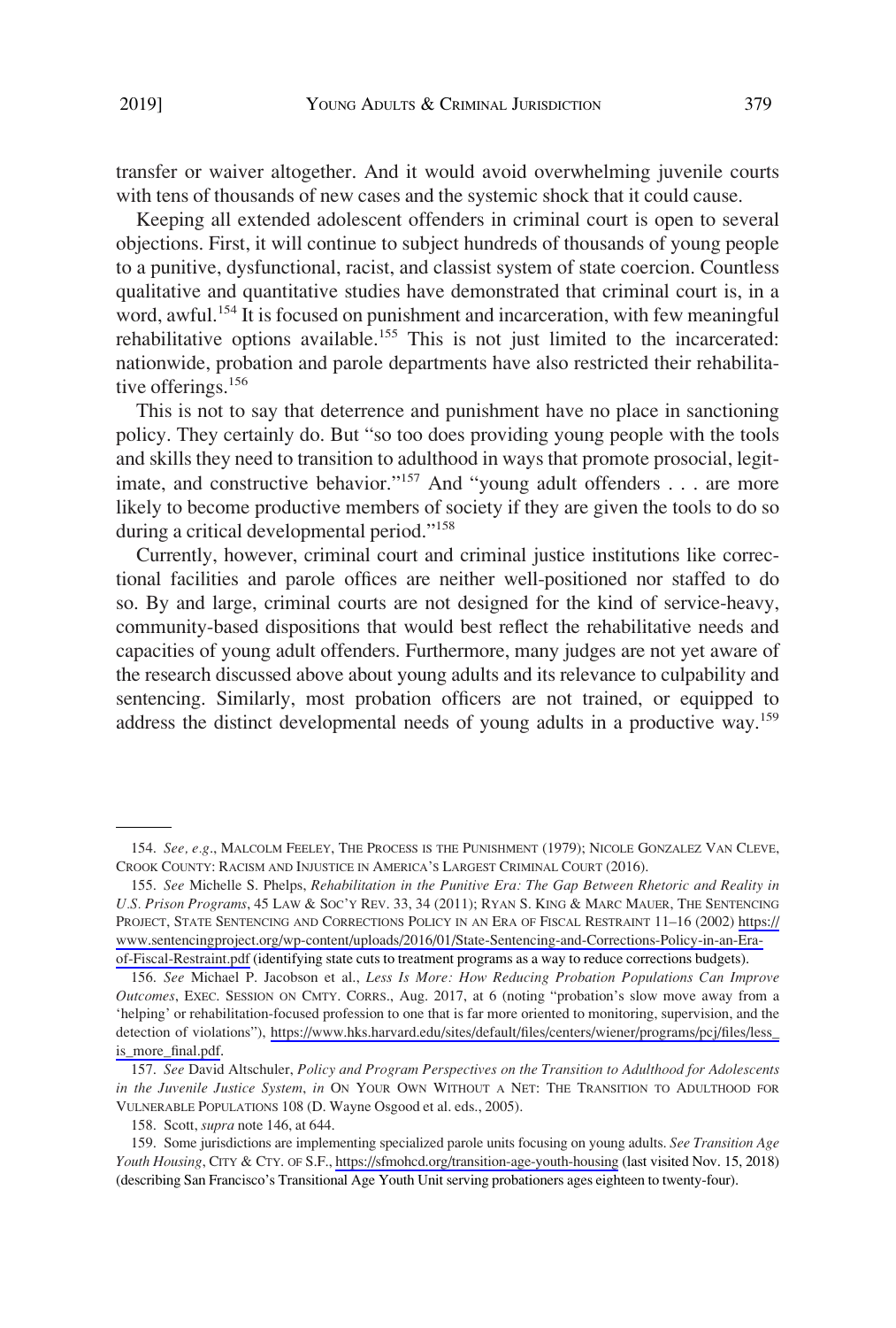transfer or waiver altogether. And it would avoid overwhelming juvenile courts with tens of thousands of new cases and the systemic shock that it could cause.

Keeping all extended adolescent offenders in criminal court is open to several objections. First, it will continue to subject hundreds of thousands of young people to a punitive, dysfunctional, racist, and classist system of state coercion. Countless qualitative and quantitative studies have demonstrated that criminal court is, in a word, awful.[154] It is focused on punishment and incarceration, with few meaningful rehabilitative options available.[155] This is not just limited to the incarcerated: nationwide, probation and parole departments have also restricted their rehabilitative offerings.[156]

This is not to say that deterrence and punishment have no place in sanctioning policy. They certainly do. But "so too does providing young people with the tools and skills they need to transition to adulthood in ways that promote prosocial, legitimate, and constructive behavior."[157] And "young adult offenders . . . are more likely to become productive members of society if they are given the tools to do so during a critical developmental period."[158]

Currently, however, criminal court and criminal justice institutions like correctional facilities and parole offices are neither well-positioned nor staffed to do so. By and large, criminal courts are not designed for the kind of service-heavy, community-based dispositions that would best reflect the rehabilitative needs and capacities of young adult offenders. Furthermore, many judges are not yet aware of the research discussed above about young adults and its relevance to culpability and sentencing. Similarly, most probation officers are not trained, or equipped to address the distinct developmental needs of young adults in a productive way.[159]

---

154. *See, e.g.*, MALCOLM FEELEY, THE PROCESS IS THE PUNISHMENT (1979); NICOLE GONZALEZ VAN CLEVE, CROOK COUNTY: RACISM AND INJUSTICE IN AMERICA'S LARGEST CRIMINAL COURT (2016).

155. *See* Michelle S. Phelps, *Rehabilitation in the Punitive Era: The Gap Between Rhetoric and Reality in U.S. Prison Programs*, 45 LAW & SOC'Y REV. 33, 34 (2011); RYAN S. KING & MARC MAUER, THE SENTENCING PROJECT, STATE SENTENCING AND CORRECTIONS POLICY IN AN ERA OF FISCAL RESTRAINT 11–16 (2002) https://www.sentencingproject.org/wp-content/uploads/2016/01/State-Sentencing-and-Corrections-Policy-in-an-Era-of-Fiscal-Restraint.pdf (identifying state cuts to treatment programs as a way to reduce corrections budgets).

156. *See* Michael P. Jacobson et al., *Less Is More: How Reducing Probation Populations Can Improve Outcomes*, EXEC. SESSION ON CMTY. CORRS., Aug. 2017, at 6 (noting "probation's slow move away from a 'helping' or rehabilitation-focused profession to one that is far more oriented to monitoring, supervision, and the detection of violations"), https://www.hks.harvard.edu/sites/default/files/centers/wiener/programs/pcj/files/less_is_more_final.pdf.

157. *See* David Altschuler, *Policy and Program Perspectives on the Transition to Adulthood for Adolescents in the Juvenile Justice System*, *in* ON YOUR OWN WITHOUT A NET: THE TRANSITION TO ADULTHOOD FOR VULNERABLE POPULATIONS 108 (D. Wayne Osgood et al. eds., 2005).

158. Scott, *supra* note 146, at 644.

159. Some jurisdictions are implementing specialized parole units focusing on young adults. *See Transition Age Youth Housing*, CITY & CTY. OF S.F., https://sfmohcd.org/transition-age-youth-housing (last visited Nov. 15, 2018) (describing San Francisco's Transitional Age Youth Unit serving probationers ages eighteen to twenty-four).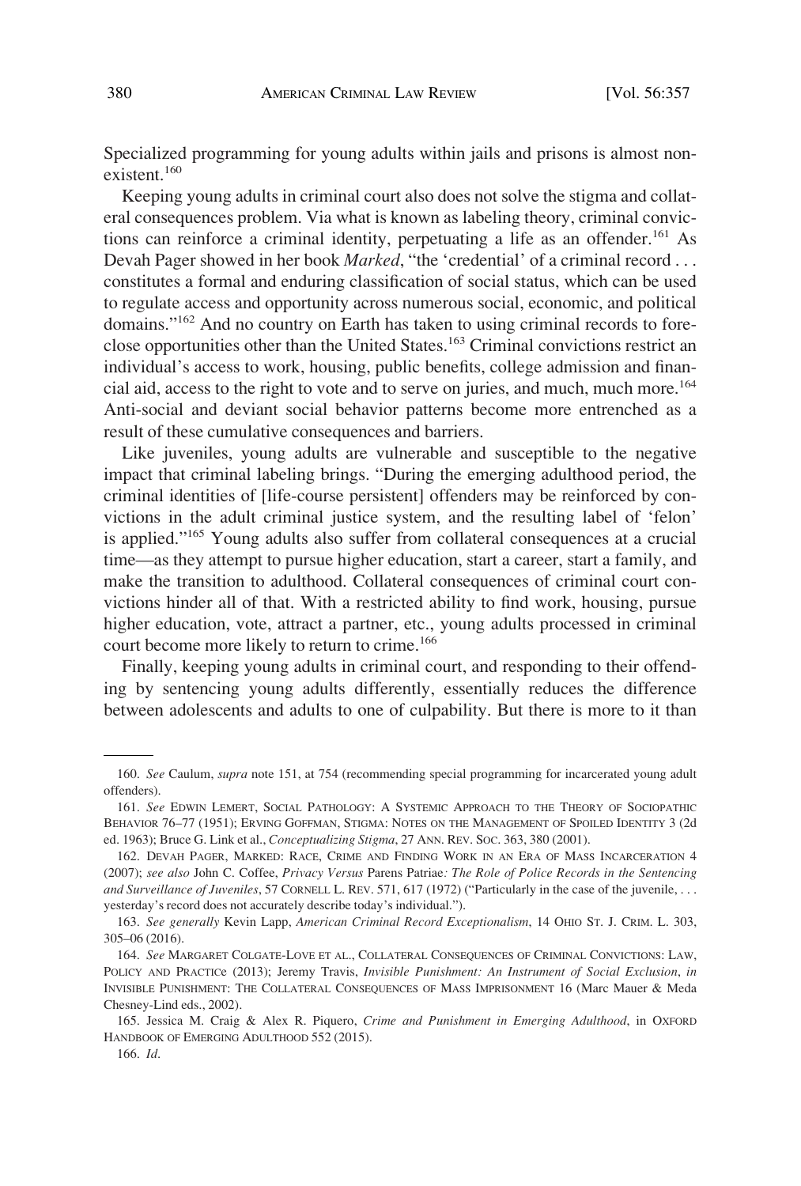Specialized programming for young adults within jails and prisons is almost non-existent.[160]

Keeping young adults in criminal court also does not solve the stigma and collateral consequences problem. Via what is known as labeling theory, criminal convictions can reinforce a criminal identity, perpetuating a life as an offender.[161] As Devah Pager showed in her book *Marked*, "the 'credential' of a criminal record . . . constitutes a formal and enduring classification of social status, which can be used to regulate access and opportunity across numerous social, economic, and political domains."[162] And no country on Earth has taken to using criminal records to foreclose opportunities other than the United States.[163] Criminal convictions restrict an individual's access to work, housing, public benefits, college admission and financial aid, access to the right to vote and to serve on juries, and much, much more.[164] Anti-social and deviant social behavior patterns become more entrenched as a result of these cumulative consequences and barriers.

Like juveniles, young adults are vulnerable and susceptible to the negative impact that criminal labeling brings. "During the emerging adulthood period, the criminal identities of [life-course persistent] offenders may be reinforced by convictions in the adult criminal justice system, and the resulting label of 'felon' is applied."[165] Young adults also suffer from collateral consequences at a crucial time—as they attempt to pursue higher education, start a career, start a family, and make the transition to adulthood. Collateral consequences of criminal court convictions hinder all of that. With a restricted ability to find work, housing, pursue higher education, vote, attract a partner, etc., young adults processed in criminal court become more likely to return to crime.[166]

Finally, keeping young adults in criminal court, and responding to their offending by sentencing young adults differently, essentially reduces the difference between adolescents and adults to one of culpability. But there is more to it than

---

160. *See* Caulum, *supra* note 151, at 754 (recommending special programming for incarcerated young adult offenders).

161. *See* EDWIN LEMERT, SOCIAL PATHOLOGY: A SYSTEMIC APPROACH TO THE THEORY OF SOCIOPATHIC BEHAVIOR 76–77 (1951); ERVING GOFFMAN, STIGMA: NOTES ON THE MANAGEMENT OF SPOILED IDENTITY 3 (2d ed. 1963); Bruce G. Link et al., *Conceptualizing Stigma*, 27 ANN. REV. SOC. 363, 380 (2001).

162. DEVAH PAGER, MARKED: RACE, CRIME AND FINDING WORK IN AN ERA OF MASS INCARCERATION 4 (2007); *see also* John C. Coffee, *Privacy Versus* Parens Patriae*: The Role of Police Records in the Sentencing and Surveillance of Juveniles*, 57 CORNELL L. REV. 571, 617 (1972) ("Particularly in the case of the juvenile, . . . yesterday's record does not accurately describe today's individual.").

163. *See generally* Kevin Lapp, *American Criminal Record Exceptionalism*, 14 OHIO ST. J. CRIM. L. 303, 305–06 (2016).

164. *See* MARGARET COLGATE-LOVE ET AL., COLLATERAL CONSEQUENCES OF CRIMINAL CONVICTIONS: LAW, POLICY AND PRACTICE (2013); Jeremy Travis, *Invisible Punishment: An Instrument of Social Exclusion*, *in* INVISIBLE PUNISHMENT: THE COLLATERAL CONSEQUENCES OF MASS IMPRISONMENT 16 (Marc Mauer & Meda Chesney-Lind eds., 2002).

165. Jessica M. Craig & Alex R. Piquero, *Crime and Punishment in Emerging Adulthood*, in OXFORD HANDBOOK OF EMERGING ADULTHOOD 552 (2015).

166. *Id.*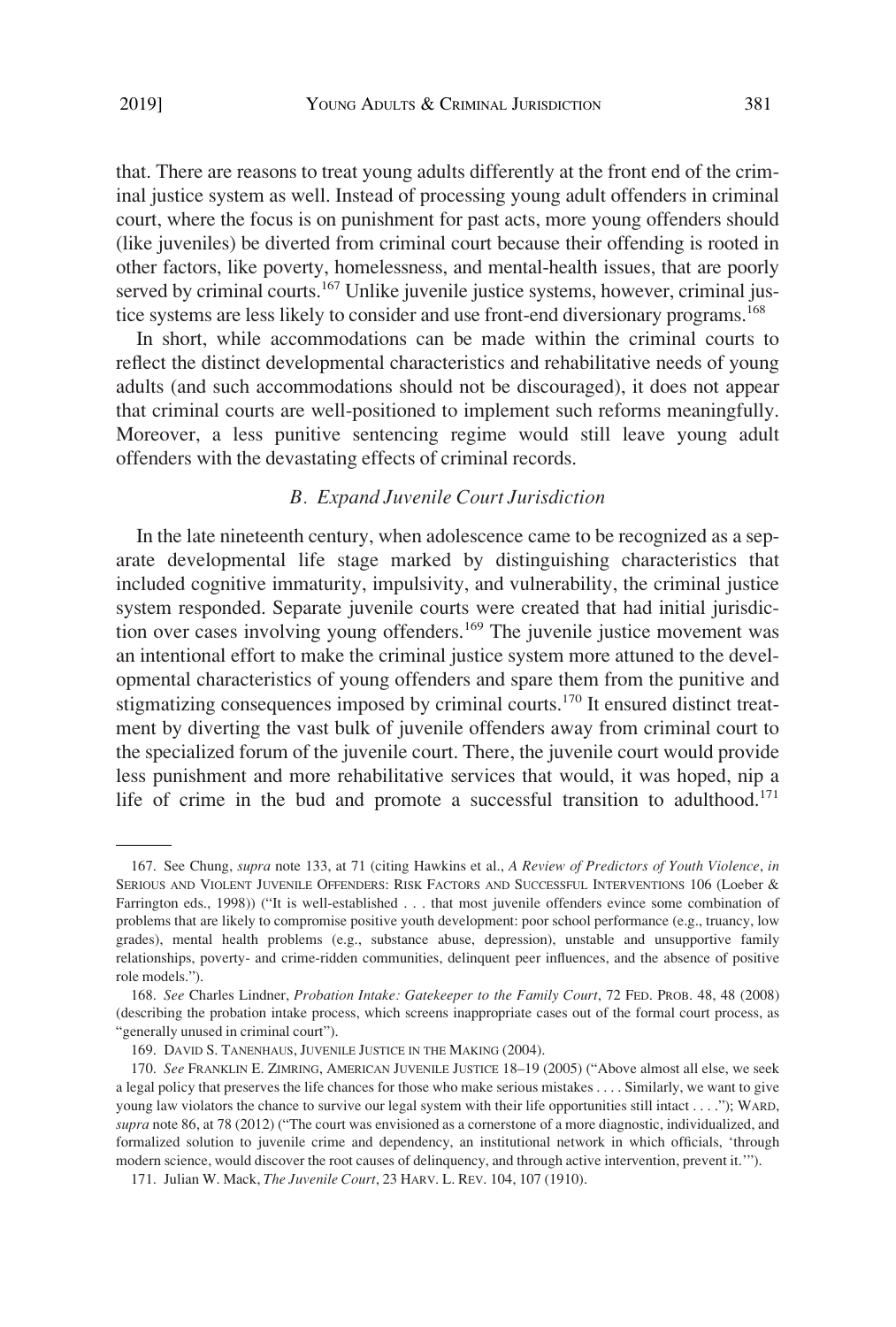that. There are reasons to treat young adults differently at the front end of the criminal justice system as well. Instead of processing young adult offenders in criminal court, where the focus is on punishment for past acts, more young offenders should (like juveniles) be diverted from criminal court because their offending is rooted in other factors, like poverty, homelessness, and mental-health issues, that are poorly served by criminal courts.[167] Unlike juvenile justice systems, however, criminal justice systems are less likely to consider and use front-end diversionary programs.[168]

In short, while accommodations can be made within the criminal courts to reflect the distinct developmental characteristics and rehabilitative needs of young adults (and such accommodations should not be discouraged), it does not appear that criminal courts are well-positioned to implement such reforms meaningfully. Moreover, a less punitive sentencing regime would still leave young adult offenders with the devastating effects of criminal records.

### *B. Expand Juvenile Court Jurisdiction*

In the late nineteenth century, when adolescence came to be recognized as a separate developmental life stage marked by distinguishing characteristics that included cognitive immaturity, impulsivity, and vulnerability, the criminal justice system responded. Separate juvenile courts were created that had initial jurisdiction over cases involving young offenders.[169] The juvenile justice movement was an intentional effort to make the criminal justice system more attuned to the developmental characteristics of young offenders and spare them from the punitive and stigmatizing consequences imposed by criminal courts.[170] It ensured distinct treatment by diverting the vast bulk of juvenile offenders away from criminal court to the specialized forum of the juvenile court. There, the juvenile court would provide less punishment and more rehabilitative services that would, it was hoped, nip a life of crime in the bud and promote a successful transition to adulthood.[171]

---

167. See Chung, *supra* note 133, at 71 (citing Hawkins et al., *A Review of Predictors of Youth Violence*, *in* SERIOUS AND VIOLENT JUVENILE OFFENDERS: RISK FACTORS AND SUCCESSFUL INTERVENTIONS 106 (Loeber & Farrington eds., 1998)) ("It is well-established . . . that most juvenile offenders evince some combination of problems that are likely to compromise positive youth development: poor school performance (e.g., truancy, low grades), mental health problems (e.g., substance abuse, depression), unstable and unsupportive family relationships, poverty- and crime-ridden communities, delinquent peer influences, and the absence of positive role models.").

168. *See* Charles Lindner, *Probation Intake: Gatekeeper to the Family Court*, 72 FED. PROB. 48, 48 (2008) (describing the probation intake process, which screens inappropriate cases out of the formal court process, as "generally unused in criminal court").

169. DAVID S. TANENHAUS, JUVENILE JUSTICE IN THE MAKING (2004).

170. *See* FRANKLIN E. ZIMRING, AMERICAN JUVENILE JUSTICE 18–19 (2005) ("Above almost all else, we seek a legal policy that preserves the life chances for those who make serious mistakes . . . . Similarly, we want to give young law violators the chance to survive our legal system with their life opportunities still intact . . . ."); WARD, *supra* note 86, at 78 (2012) ("The court was envisioned as a cornerstone of a more diagnostic, individualized, and formalized solution to juvenile crime and dependency, an institutional network in which officials, 'through modern science, would discover the root causes of delinquency, and through active intervention, prevent it.'").

171. Julian W. Mack, *The Juvenile Court*, 23 HARV. L. REV. 104, 107 (1910).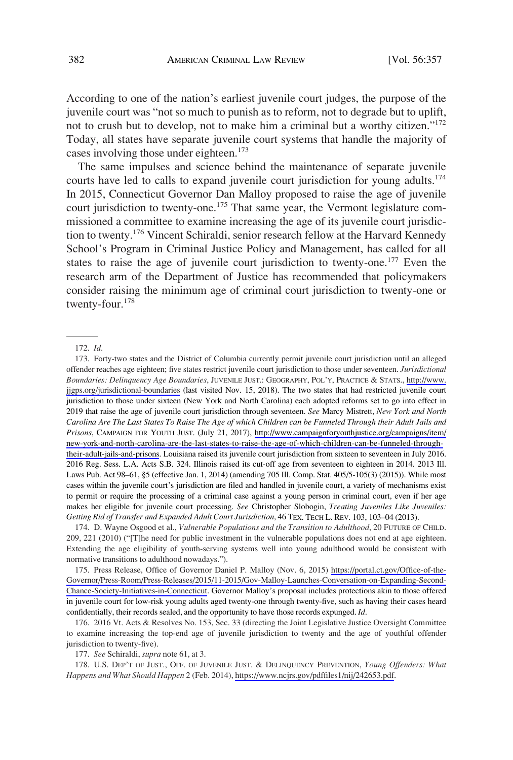According to one of the nation's earliest juvenile court judges, the purpose of the juvenile court was "not so much to punish as to reform, not to degrade but to uplift, not to crush but to develop, not to make him a criminal but a worthy citizen."[172] Today, all states have separate juvenile court systems that handle the majority of cases involving those under eighteen.[173]

The same impulses and science behind the maintenance of separate juvenile courts have led to calls to expand juvenile court jurisdiction for young adults.[174] In 2015, Connecticut Governor Dan Malloy proposed to raise the age of juvenile court jurisdiction to twenty-one.[175] That same year, the Vermont legislature commissioned a committee to examine increasing the age of its juvenile court jurisdiction to twenty.[176] Vincent Schiraldi, senior research fellow at the Harvard Kennedy School's Program in Criminal Justice Policy and Management, has called for all states to raise the age of juvenile court jurisdiction to twenty-one.[177] Even the research arm of the Department of Justice has recommended that policymakers consider raising the minimum age of criminal court jurisdiction to twenty-one or twenty-four.[178]

---

172. *Id*.

173. Forty-two states and the District of Columbia currently permit juvenile court jurisdiction until an alleged offender reaches age eighteen; five states restrict juvenile court jurisdiction to those under seventeen. *Jurisdictional Boundaries: Delinquency Age Boundaries*, JUVENILE JUST.: GEOGRAPHY, POL'Y, PRACTICE & STATS., http://www.jjgps.org/jurisdictional-boundaries (last visited Nov. 15, 2018). The two states that had restricted juvenile court jurisdiction to those under sixteen (New York and North Carolina) each adopted reforms set to go into effect in 2019 that raise the age of juvenile court jurisdiction through seventeen. *See* Marcy Mistrett, *New York and North Carolina Are The Last States To Raise The Age of which Children can be Funneled Through their Adult Jails and Prisons*, CAMPAIGN FOR YOUTH JUST. (July 21, 2017), http://www.campaignforyouthjustice.org/campaigns/item/new-york-and-north-carolina-are-the-last-states-to-raise-the-age-of-which-children-can-be-funneled-through-their-adult-jails-and-prisons. Louisiana raised its juvenile court jurisdiction from sixteen to seventeen in July 2016. 2016 Reg. Sess. L.A. Acts S.B. 324. Illinois raised its cut-off age from seventeen to eighteen in 2014. 2013 Ill. Laws Pub. Act 98–61, §5 (effective Jan. 1, 2014) (amending 705 Ill. Comp. Stat. 405/5-105(3) (2015)). While most cases within the juvenile court's jurisdiction are filed and handled in juvenile court, a variety of mechanisms exist to permit or require the processing of a criminal case against a young person in criminal court, even if her age makes her eligible for juvenile court processing. *See* Christopher Slobogin, *Treating Juveniles Like Juveniles: Getting Rid of Transfer and Expanded Adult Court Jurisdiction*, 46 TEX. TECH L. REV. 103, 103–04 (2013).

174. D. Wayne Osgood et al., *Vulnerable Populations and the Transition to Adulthood*, 20 FUTURE OF CHILD. 209, 221 (2010) ("[T]he need for public investment in the vulnerable populations does not end at age eighteen. Extending the age eligibility of youth-serving systems well into young adulthood would be consistent with normative transitions to adulthood nowadays.").

175. Press Release, Office of Governor Daniel P. Malloy (Nov. 6, 2015) https://portal.ct.gov/Office-of-the-Governor/Press-Room/Press-Releases/2015/11-2015/Gov-Malloy-Launches-Conversation-on-Expanding-Second-Chance-Society-Initiatives-in-Connecticut. Governor Malloy's proposal includes protections akin to those offered in juvenile court for low-risk young adults aged twenty-one through twenty-five, such as having their cases heard confidentially, their records sealed, and the opportunity to have those records expunged. *Id*.

176. 2016 Vt. Acts & Resolves No. 153, Sec. 33 (directing the Joint Legislative Justice Oversight Committee to examine increasing the top-end age of juvenile jurisdiction to twenty and the age of youthful offender jurisdiction to twenty-five).

177. *See* Schiraldi, *supra* note 61, at 3.

178. U.S. DEP'T OF JUST., OFF. OF JUVENILE JUST. & DELINQUENCY PREVENTION, *Young Offenders: What Happens and What Should Happen* 2 (Feb. 2014), https://www.ncjrs.gov/pdffiles1/nij/242653.pdf.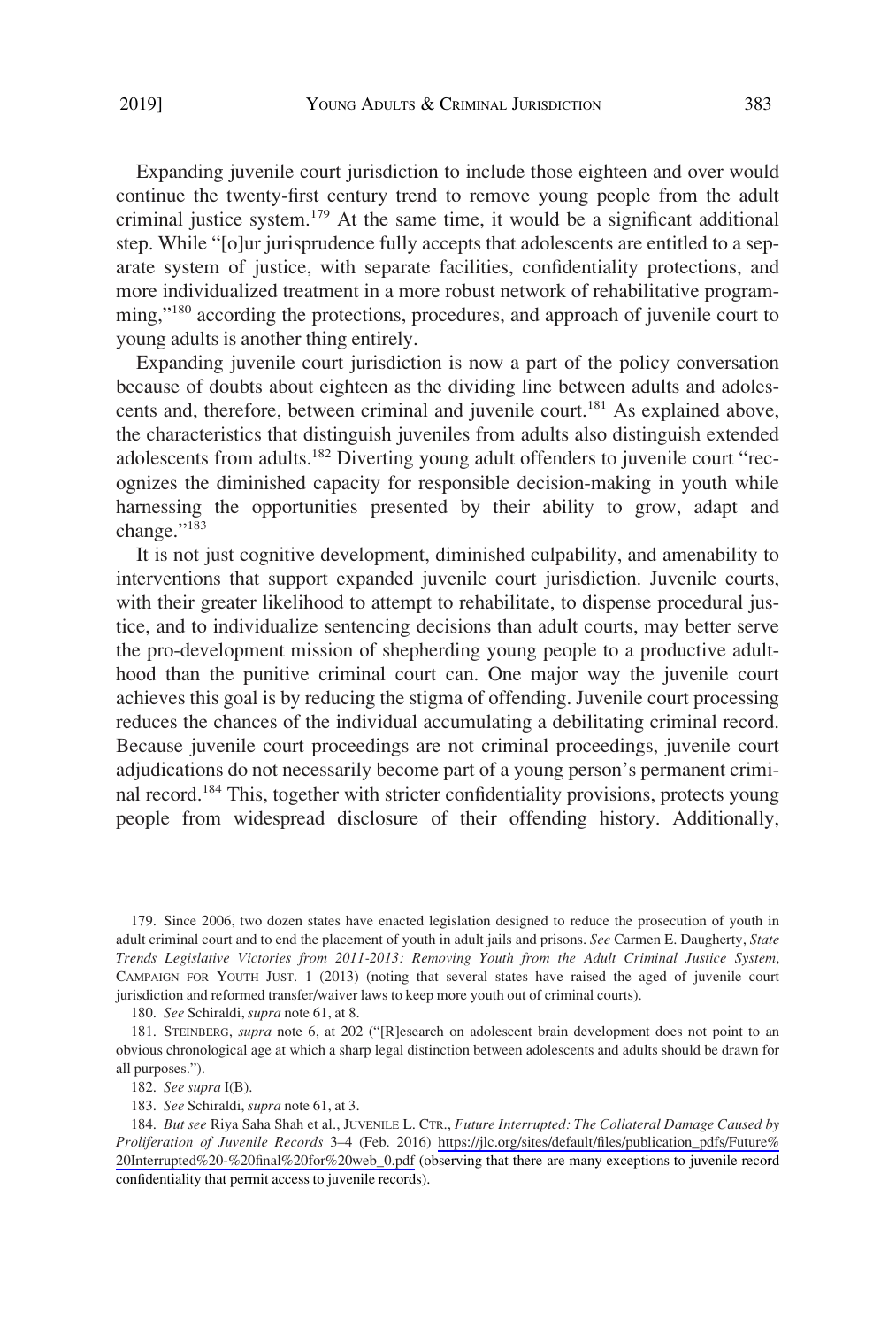Expanding juvenile court jurisdiction to include those eighteen and over would continue the twenty-first century trend to remove young people from the adult criminal justice system.[179] At the same time, it would be a significant additional step. While "[o]ur jurisprudence fully accepts that adolescents are entitled to a separate system of justice, with separate facilities, confidentiality protections, and more individualized treatment in a more robust network of rehabilitative programming,"[180] according the protections, procedures, and approach of juvenile court to young adults is another thing entirely.

Expanding juvenile court jurisdiction is now a part of the policy conversation because of doubts about eighteen as the dividing line between adults and adolescents and, therefore, between criminal and juvenile court.[181] As explained above, the characteristics that distinguish juveniles from adults also distinguish extended adolescents from adults.[182] Diverting young adult offenders to juvenile court "recognizes the diminished capacity for responsible decision-making in youth while harnessing the opportunities presented by their ability to grow, adapt and change."[183]

It is not just cognitive development, diminished culpability, and amenability to interventions that support expanded juvenile court jurisdiction. Juvenile courts, with their greater likelihood to attempt to rehabilitate, to dispense procedural justice, and to individualize sentencing decisions than adult courts, may better serve the pro-development mission of shepherding young people to a productive adulthood than the punitive criminal court can. One major way the juvenile court achieves this goal is by reducing the stigma of offending. Juvenile court processing reduces the chances of the individual accumulating a debilitating criminal record. Because juvenile court proceedings are not criminal proceedings, juvenile court adjudications do not necessarily become part of a young person's permanent criminal record.[184] This, together with stricter confidentiality provisions, protects young people from widespread disclosure of their offending history. Additionally,

---

179. Since 2006, two dozen states have enacted legislation designed to reduce the prosecution of youth in adult criminal court and to end the placement of youth in adult jails and prisons. *See* Carmen E. Daugherty, *State Trends Legislative Victories from 2011-2013: Removing Youth from the Adult Criminal Justice System*, CAMPAIGN FOR YOUTH JUST. 1 (2013) (noting that several states have raised the aged of juvenile court jurisdiction and reformed transfer/waiver laws to keep more youth out of criminal courts).

180. *See* Schiraldi, *supra* note 61, at 8.

181. STEINBERG, *supra* note 6, at 202 ("[R]esearch on adolescent brain development does not point to an obvious chronological age at which a sharp legal distinction between adolescents and adults should be drawn for all purposes.").

182. *See supra* I(B).

183. *See* Schiraldi, *supra* note 61, at 3.

184. *But see* Riya Saha Shah et al., JUVENILE L. CTR., *Future Interrupted: The Collateral Damage Caused by Proliferation of Juvenile Records* 3–4 (Feb. 2016) https://jlc.org/sites/default/files/publication_pdfs/Future%20Interrupted%20-%20final%20for%20web_0.pdf (observing that there are many exceptions to juvenile record confidentiality that permit access to juvenile records).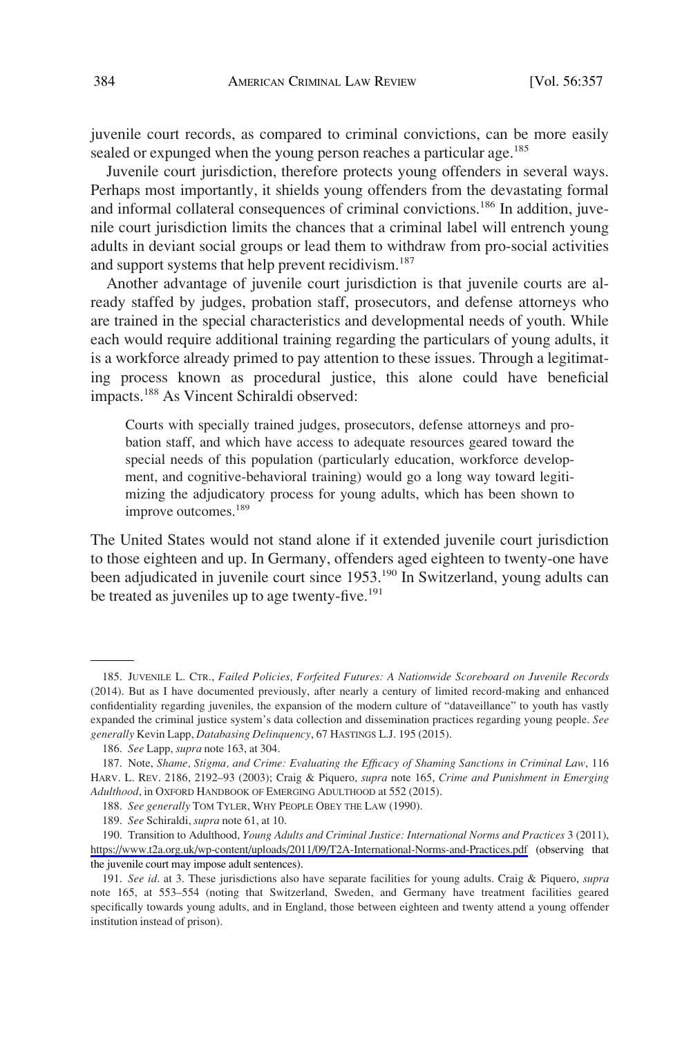juvenile court records, as compared to criminal convictions, can be more easily sealed or expunged when the young person reaches a particular age.[185]

Juvenile court jurisdiction, therefore protects young offenders in several ways. Perhaps most importantly, it shields young offenders from the devastating formal and informal collateral consequences of criminal convictions.[186] In addition, juvenile court jurisdiction limits the chances that a criminal label will entrench young adults in deviant social groups or lead them to withdraw from pro-social activities and support systems that help prevent recidivism.[187]

Another advantage of juvenile court jurisdiction is that juvenile courts are already staffed by judges, probation staff, prosecutors, and defense attorneys who are trained in the special characteristics and developmental needs of youth. While each would require additional training regarding the particulars of young adults, it is a workforce already primed to pay attention to these issues. Through a legitimating process known as procedural justice, this alone could have beneficial impacts.[188] As Vincent Schiraldi observed:

> Courts with specially trained judges, prosecutors, defense attorneys and probation staff, and which have access to adequate resources geared toward the special needs of this population (particularly education, workforce development, and cognitive-behavioral training) would go a long way toward legitimizing the adjudicatory process for young adults, which has been shown to improve outcomes.[189]

The United States would not stand alone if it extended juvenile court jurisdiction to those eighteen and up. In Germany, offenders aged eighteen to twenty-one have been adjudicated in juvenile court since 1953.[190] In Switzerland, young adults can be treated as juveniles up to age twenty-five.[191]

---

185. JUVENILE L. CTR., *Failed Policies, Forfeited Futures: A Nationwide Scoreboard on Juvenile Records* (2014). But as I have documented previously, after nearly a century of limited record-making and enhanced confidentiality regarding juveniles, the expansion of the modern culture of "dataveillance" to youth has vastly expanded the criminal justice system's data collection and dissemination practices regarding young people. *See generally* Kevin Lapp, *Databasing Delinquency*, 67 HASTINGS L.J. 195 (2015).

186. *See* Lapp, *supra* note 163, at 304.

187. Note, *Shame, Stigma, and Crime: Evaluating the Efficacy of Shaming Sanctions in Criminal Law*, 116 HARV. L. REV. 2186, 2192–93 (2003); Craig & Piquero, *supra* note 165, *Crime and Punishment in Emerging Adulthood*, in OXFORD HANDBOOK OF EMERGING ADULTHOOD at 552 (2015).

188. *See generally* TOM TYLER, WHY PEOPLE OBEY THE LAW (1990).

189. *See* Schiraldi, *supra* note 61, at 10.

190. Transition to Adulthood, *Young Adults and Criminal Justice: International Norms and Practices* 3 (2011), https://www.t2a.org.uk/wp-content/uploads/2011/09/T2A-International-Norms-and-Practices.pdf (observing that the juvenile court may impose adult sentences).

191. *See id.* at 3. These jurisdictions also have separate facilities for young adults. Craig & Piquero, *supra* note 165, at 553–554 (noting that Switzerland, Sweden, and Germany have treatment facilities geared specifically towards young adults, and in England, those between eighteen and twenty attend a young offender institution instead of prison).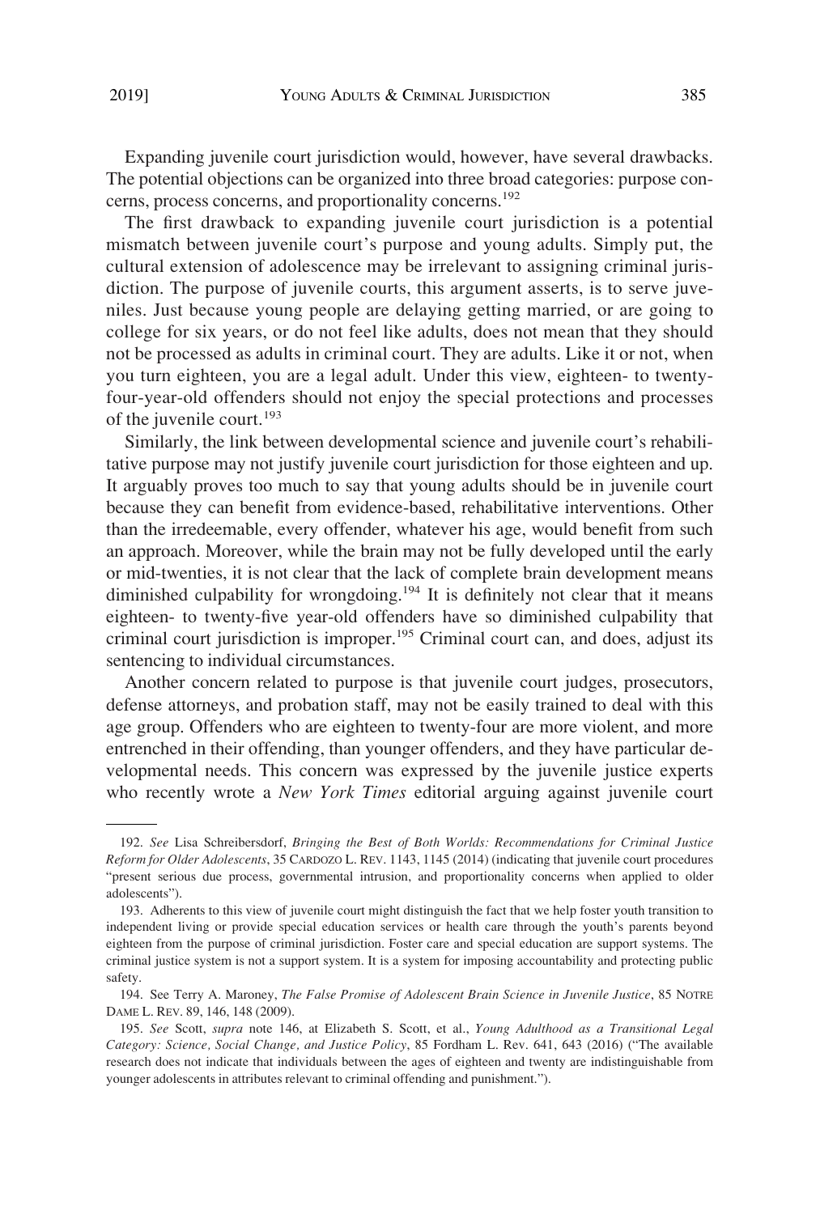Expanding juvenile court jurisdiction would, however, have several drawbacks. The potential objections can be organized into three broad categories: purpose concerns, process concerns, and proportionality concerns.[192]

The first drawback to expanding juvenile court jurisdiction is a potential mismatch between juvenile court's purpose and young adults. Simply put, the cultural extension of adolescence may be irrelevant to assigning criminal jurisdiction. The purpose of juvenile courts, this argument asserts, is to serve juveniles. Just because young people are delaying getting married, or are going to college for six years, or do not feel like adults, does not mean that they should not be processed as adults in criminal court. They are adults. Like it or not, when you turn eighteen, you are a legal adult. Under this view, eighteen- to twenty-four-year-old offenders should not enjoy the special protections and processes of the juvenile court.[193]

Similarly, the link between developmental science and juvenile court's rehabilitative purpose may not justify juvenile court jurisdiction for those eighteen and up. It arguably proves too much to say that young adults should be in juvenile court because they can benefit from evidence-based, rehabilitative interventions. Other than the irredeemable, every offender, whatever his age, would benefit from such an approach. Moreover, while the brain may not be fully developed until the early or mid-twenties, it is not clear that the lack of complete brain development means diminished culpability for wrongdoing.[194] It is definitely not clear that it means eighteen- to twenty-five year-old offenders have so diminished culpability that criminal court jurisdiction is improper.[195] Criminal court can, and does, adjust its sentencing to individual circumstances.

Another concern related to purpose is that juvenile court judges, prosecutors, defense attorneys, and probation staff, may not be easily trained to deal with this age group. Offenders who are eighteen to twenty-four are more violent, and more entrenched in their offending, than younger offenders, and they have particular developmental needs. This concern was expressed by the juvenile justice experts who recently wrote a *New York Times* editorial arguing against juvenile court

---

192. *See* Lisa Schreibersdorf, *Bringing the Best of Both Worlds: Recommendations for Criminal Justice Reform for Older Adolescents*, 35 CARDOZO L. REV. 1143, 1145 (2014) (indicating that juvenile court procedures "present serious due process, governmental intrusion, and proportionality concerns when applied to older adolescents").

193. Adherents to this view of juvenile court might distinguish the fact that we help foster youth transition to independent living or provide special education services or health care through the youth's parents beyond eighteen from the purpose of criminal jurisdiction. Foster care and special education are support systems. The criminal justice system is not a support system. It is a system for imposing accountability and protecting public safety.

194. See Terry A. Maroney, *The False Promise of Adolescent Brain Science in Juvenile Justice*, 85 NOTRE DAME L. REV. 89, 146, 148 (2009).

195. *See* Scott, *supra* note 146, at Elizabeth S. Scott, et al., *Young Adulthood as a Transitional Legal Category: Science, Social Change, and Justice Policy*, 85 Fordham L. Rev. 641, 643 (2016) ("The available research does not indicate that individuals between the ages of eighteen and twenty are indistinguishable from younger adolescents in attributes relevant to criminal offending and punishment.").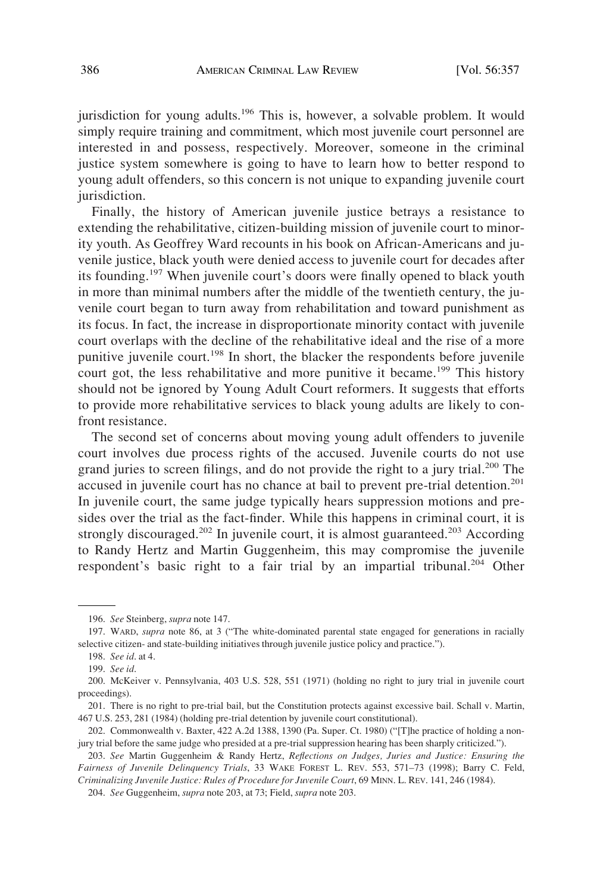jurisdiction for young adults.[196] This is, however, a solvable problem. It would simply require training and commitment, which most juvenile court personnel are interested in and possess, respectively. Moreover, someone in the criminal justice system somewhere is going to have to learn how to better respond to young adult offenders, so this concern is not unique to expanding juvenile court jurisdiction.

Finally, the history of American juvenile justice betrays a resistance to extending the rehabilitative, citizen-building mission of juvenile court to minority youth. As Geoffrey Ward recounts in his book on African-Americans and juvenile justice, black youth were denied access to juvenile court for decades after its founding.[197] When juvenile court's doors were finally opened to black youth in more than minimal numbers after the middle of the twentieth century, the juvenile court began to turn away from rehabilitation and toward punishment as its focus. In fact, the increase in disproportionate minority contact with juvenile court overlaps with the decline of the rehabilitative ideal and the rise of a more punitive juvenile court.[198] In short, the blacker the respondents before juvenile court got, the less rehabilitative and more punitive it became.[199] This history should not be ignored by Young Adult Court reformers. It suggests that efforts to provide more rehabilitative services to black young adults are likely to confront resistance.

The second set of concerns about moving young adult offenders to juvenile court involves due process rights of the accused. Juvenile courts do not use grand juries to screen filings, and do not provide the right to a jury trial.[200] The accused in juvenile court has no chance at bail to prevent pre-trial detention.[201] In juvenile court, the same judge typically hears suppression motions and presides over the trial as the fact-finder. While this happens in criminal court, it is strongly discouraged.[202] In juvenile court, it is almost guaranteed.[203] According to Randy Hertz and Martin Guggenheim, this may compromise the juvenile respondent's basic right to a fair trial by an impartial tribunal.[204] Other

---

196. *See* Steinberg, *supra* note 147.

197. WARD, *supra* note 86, at 3 ("The white-dominated parental state engaged for generations in racially selective citizen- and state-building initiatives through juvenile justice policy and practice.").

198. *See id*. at 4.

199. *See id*.

200. McKeiver v. Pennsylvania, 403 U.S. 528, 551 (1971) (holding no right to jury trial in juvenile court proceedings).

201. There is no right to pre-trial bail, but the Constitution protects against excessive bail. Schall v. Martin, 467 U.S. 253, 281 (1984) (holding pre-trial detention by juvenile court constitutional).

202. Commonwealth v. Baxter, 422 A.2d 1388, 1390 (Pa. Super. Ct. 1980) ("[T]he practice of holding a non-jury trial before the same judge who presided at a pre-trial suppression hearing has been sharply criticized.").

203. *See* Martin Guggenheim & Randy Hertz, *Reflections on Judges, Juries and Justice: Ensuring the Fairness of Juvenile Delinquency Trials*, 33 WAKE FOREST L. REV. 553, 571–73 (1998); Barry C. Feld, *Criminalizing Juvenile Justice: Rules of Procedure for Juvenile Court*, 69 MINN. L. REV. 141, 246 (1984).

204. *See* Guggenheim, *supra* note 203, at 73; Field, *supra* note 203.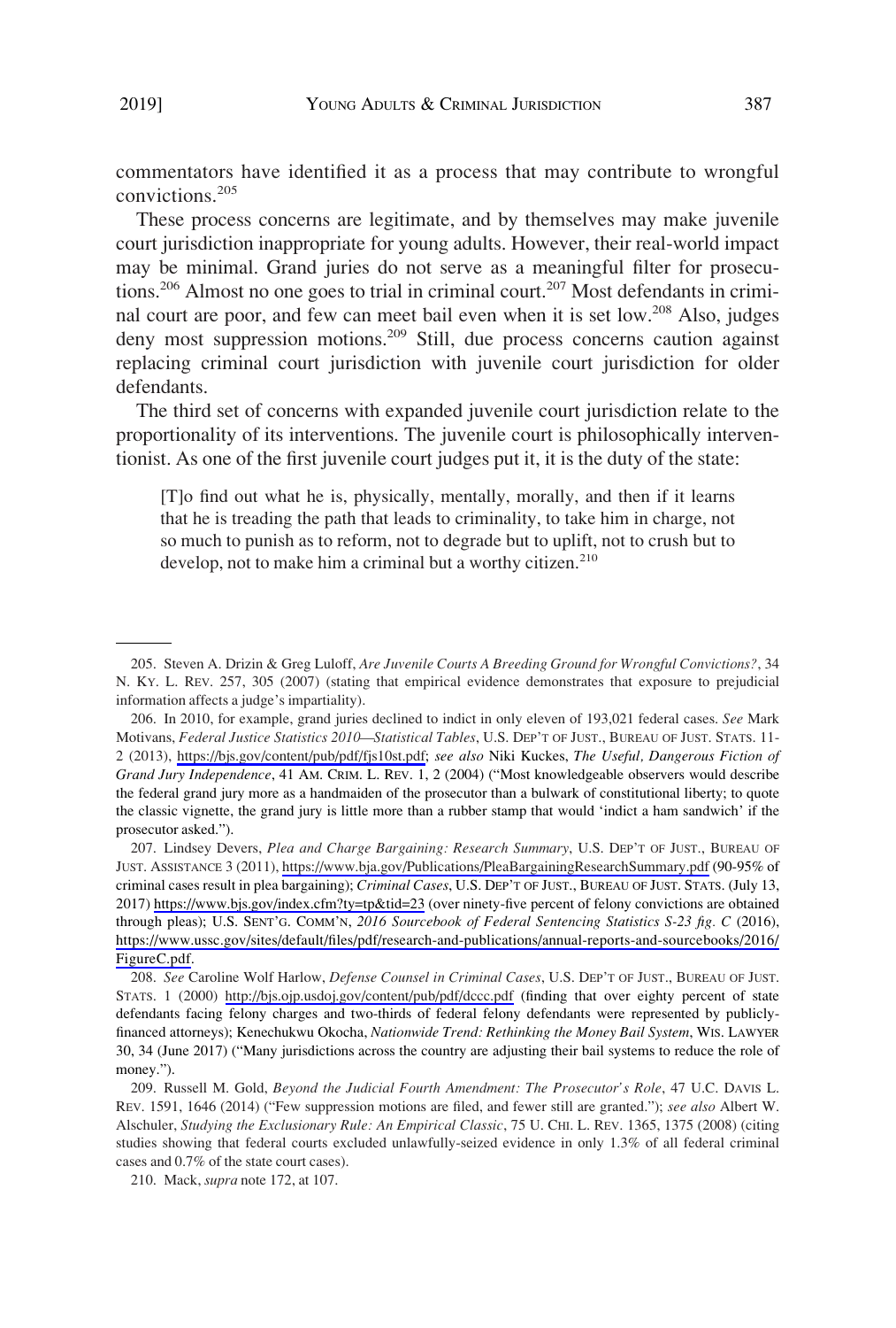commentators have identified it as a process that may contribute to wrongful convictions.[205]

These process concerns are legitimate, and by themselves may make juvenile court jurisdiction inappropriate for young adults. However, their real-world impact may be minimal. Grand juries do not serve as a meaningful filter for prosecutions.[206] Almost no one goes to trial in criminal court.[207] Most defendants in criminal court are poor, and few can meet bail even when it is set low.[208] Also, judges deny most suppression motions.[209] Still, due process concerns caution against replacing criminal court jurisdiction with juvenile court jurisdiction for older defendants.

The third set of concerns with expanded juvenile court jurisdiction relate to the proportionality of its interventions. The juvenile court is philosophically interventionist. As one of the first juvenile court judges put it, it is the duty of the state:

> [T]o find out what he is, physically, mentally, morally, and then if it learns that he is treading the path that leads to criminality, to take him in charge, not so much to punish as to reform, not to degrade but to uplift, not to crush but to develop, not to make him a criminal but a worthy citizen.[210]

---

205. Steven A. Drizin & Greg Luloff, *Are Juvenile Courts A Breeding Ground for Wrongful Convictions?*, 34 N. KY. L. REV. 257, 305 (2007) (stating that empirical evidence demonstrates that exposure to prejudicial information affects a judge's impartiality).

206. In 2010, for example, grand juries declined to indict in only eleven of 193,021 federal cases. *See* Mark Motivans, *Federal Justice Statistics 2010—Statistical Tables*, U.S. DEP'T OF JUST., BUREAU OF JUST. STATS. 11-2 (2013), https://bjs.gov/content/pub/pdf/fjs10st.pdf; *see also* Niki Kuckes, *The Useful, Dangerous Fiction of Grand Jury Independence*, 41 AM. CRIM. L. REV. 1, 2 (2004) ("Most knowledgeable observers would describe the federal grand jury more as a handmaiden of the prosecutor than a bulwark of constitutional liberty; to quote the classic vignette, the grand jury is little more than a rubber stamp that would 'indict a ham sandwich' if the prosecutor asked.").

207. Lindsey Devers, *Plea and Charge Bargaining: Research Summary*, U.S. DEP'T OF JUST., BUREAU OF JUST. ASSISTANCE 3 (2011), https://www.bja.gov/Publications/PleaBargainingResearchSummary.pdf (90-95% of criminal cases result in plea bargaining); *Criminal Cases*, U.S. DEP'T OF JUST., BUREAU OF JUST. STATS. (July 13, 2017) https://www.bjs.gov/index.cfm?ty=tp&tid=23 (over ninety-five percent of felony convictions are obtained through pleas); U.S. SENT'G. COMM'N, *2016 Sourcebook of Federal Sentencing Statistics S-23 fig. C* (2016), https://www.ussc.gov/sites/default/files/pdf/research-and-publications/annual-reports-and-sourcebooks/2016/FigureC.pdf.

208. *See* Caroline Wolf Harlow, *Defense Counsel in Criminal Cases*, U.S. DEP'T OF JUST., BUREAU OF JUST. STATS. 1 (2000) http://bjs.ojp.usdoj.gov/content/pub/pdf/dccc.pdf (finding that over eighty percent of state defendants facing felony charges and two-thirds of federal felony defendants were represented by publicly-financed attorneys); Kenechukwu Okocha, *Nationwide Trend: Rethinking the Money Bail System*, WIS. LAWYER 30, 34 (June 2017) ("Many jurisdictions across the country are adjusting their bail systems to reduce the role of money.").

209. Russell M. Gold, *Beyond the Judicial Fourth Amendment: The Prosecutor's Role*, 47 U.C. DAVIS L. REV. 1591, 1646 (2014) ("Few suppression motions are filed, and fewer still are granted."); *see also* Albert W. Alschuler, *Studying the Exclusionary Rule: An Empirical Classic*, 75 U. CHI. L. REV. 1365, 1375 (2008) (citing studies showing that federal courts excluded unlawfully-seized evidence in only 1.3% of all federal criminal cases and 0.7% of the state court cases).

210. Mack, *supra* note 172, at 107.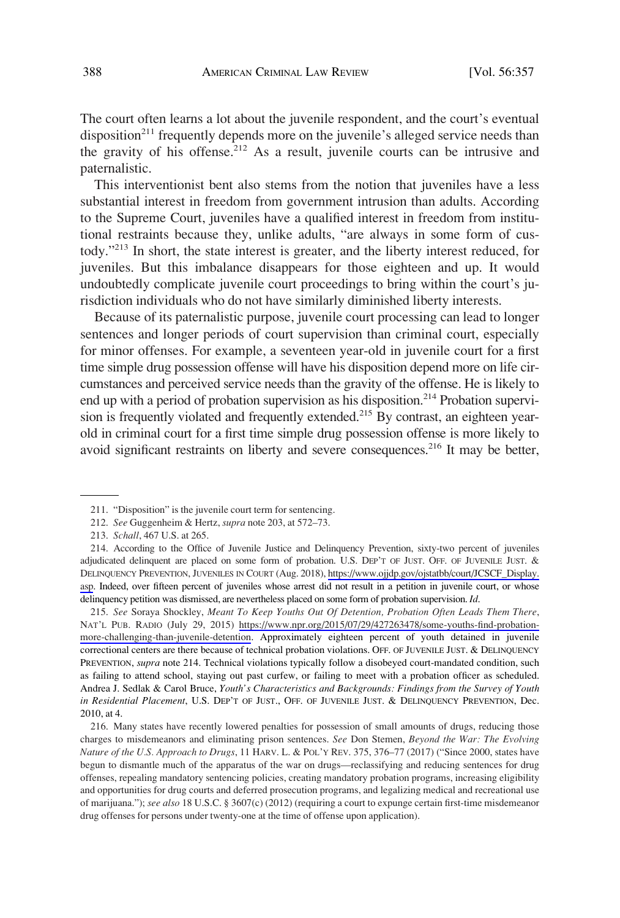The court often learns a lot about the juvenile respondent, and the court's eventual disposition[211] frequently depends more on the juvenile's alleged service needs than the gravity of his offense.[212] As a result, juvenile courts can be intrusive and paternalistic.

This interventionist bent also stems from the notion that juveniles have a less substantial interest in freedom from government intrusion than adults. According to the Supreme Court, juveniles have a qualified interest in freedom from institutional restraints because they, unlike adults, "are always in some form of custody."[213] In short, the state interest is greater, and the liberty interest reduced, for juveniles. But this imbalance disappears for those eighteen and up. It would undoubtedly complicate juvenile court proceedings to bring within the court's jurisdiction individuals who do not have similarly diminished liberty interests.

Because of its paternalistic purpose, juvenile court processing can lead to longer sentences and longer periods of court supervision than criminal court, especially for minor offenses. For example, a seventeen year-old in juvenile court for a first time simple drug possession offense will have his disposition depend more on life circumstances and perceived service needs than the gravity of the offense. He is likely to end up with a period of probation supervision as his disposition.[214] Probation supervision is frequently violated and frequently extended.[215] By contrast, an eighteen year-old in criminal court for a first time simple drug possession offense is more likely to avoid significant restraints on liberty and severe consequences.[216] It may be better,

---

211. "Disposition" is the juvenile court term for sentencing.

212. *See* Guggenheim & Hertz, *supra* note 203, at 572–73.

213. *Schall*, 467 U.S. at 265.

214. According to the Office of Juvenile Justice and Delinquency Prevention, sixty-two percent of juveniles adjudicated delinquent are placed on some form of probation. U.S. DEP'T OF JUST. OFF. OF JUVENILE JUST. & DELINQUENCY PREVENTION, JUVENILES IN COURT (Aug. 2018), https://www.ojjdp.gov/ojstatbb/court/JCSCF_Display.asp. Indeed, over fifteen percent of juveniles whose arrest did not result in a petition in juvenile court, or whose delinquency petition was dismissed, are nevertheless placed on some form of probation supervision. *Id.*

215. *See* Soraya Shockley, *Meant To Keep Youths Out Of Detention, Probation Often Leads Them There*, NAT'L PUB. RADIO (July 29, 2015) https://www.npr.org/2015/07/29/427263478/some-youths-find-probation-more-challenging-than-juvenile-detention. Approximately eighteen percent of youth detained in juvenile correctional centers are there because of technical probation violations. OFF. OF JUVENILE JUST. & DELINQUENCY PREVENTION, *supra* note 214. Technical violations typically follow a disobeyed court-mandated condition, such as failing to attend school, staying out past curfew, or failing to meet with a probation officer as scheduled. Andrea J. Sedlak & Carol Bruce, *Youth's Characteristics and Backgrounds: Findings from the Survey of Youth in Residential Placement*, U.S. DEP'T OF JUST., OFF. OF JUVENILE JUST. & DELINQUENCY PREVENTION, Dec. 2010, at 4.

216. Many states have recently lowered penalties for possession of small amounts of drugs, reducing those charges to misdemeanors and eliminating prison sentences. *See* Don Stemen, *Beyond the War: The Evolving Nature of the U.S. Approach to Drugs*, 11 HARV. L. & POL'Y REV. 375, 376–77 (2017) ("Since 2000, states have begun to dismantle much of the apparatus of the war on drugs—reclassifying and reducing sentences for drug offenses, repealing mandatory sentencing policies, creating mandatory probation programs, increasing eligibility and opportunities for drug courts and deferred prosecution programs, and legalizing medical and recreational use of marijuana."); *see also* 18 U.S.C. § 3607(c) (2012) (requiring a court to expunge certain first-time misdemeanor drug offenses for persons under twenty-one at the time of offense upon application).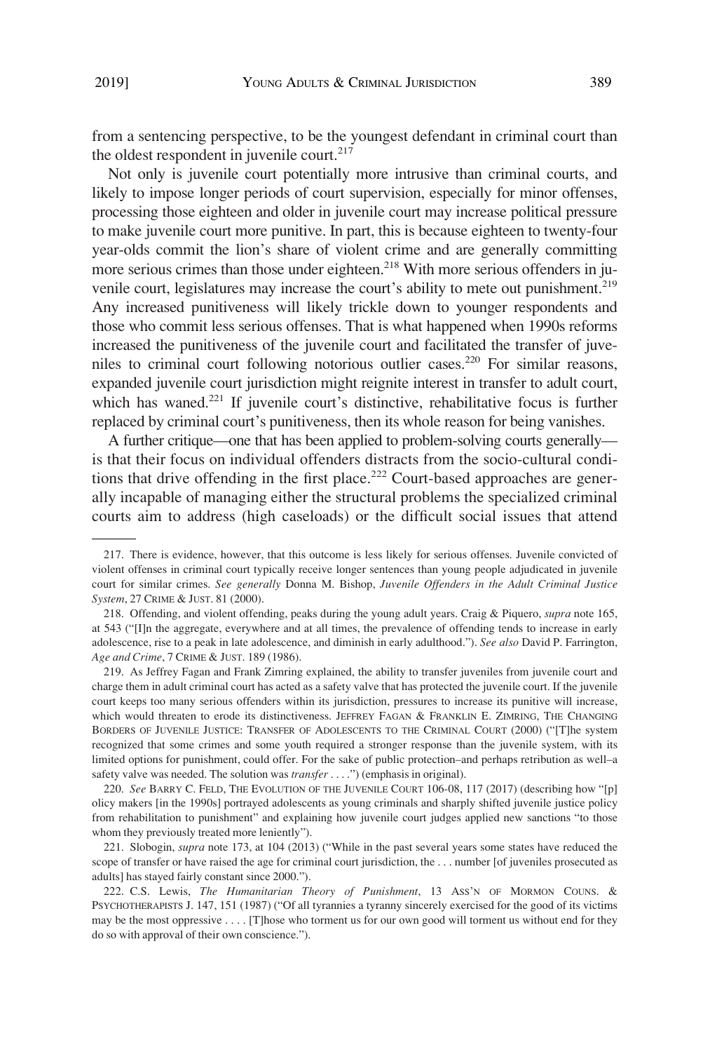from a sentencing perspective, to be the youngest defendant in criminal court than the oldest respondent in juvenile court.[217]

Not only is juvenile court potentially more intrusive than criminal courts, and likely to impose longer periods of court supervision, especially for minor offenses, processing those eighteen and older in juvenile court may increase political pressure to make juvenile court more punitive. In part, this is because eighteen to twenty-four year-olds commit the lion's share of violent crime and are generally committing more serious crimes than those under eighteen.[218] With more serious offenders in juvenile court, legislatures may increase the court's ability to mete out punishment.[219] Any increased punitiveness will likely trickle down to younger respondents and those who commit less serious offenses. That is what happened when 1990s reforms increased the punitiveness of the juvenile court and facilitated the transfer of juveniles to criminal court following notorious outlier cases.[220] For similar reasons, expanded juvenile court jurisdiction might reignite interest in transfer to adult court, which has waned.[221] If juvenile court's distinctive, rehabilitative focus is further replaced by criminal court's punitiveness, then its whole reason for being vanishes.

A further critique—one that has been applied to problem-solving courts generally—is that their focus on individual offenders distracts from the socio-cultural conditions that drive offending in the first place.[222] Court-based approaches are generally incapable of managing either the structural problems the specialized criminal courts aim to address (high caseloads) or the difficult social issues that attend

---

217. There is evidence, however, that this outcome is less likely for serious offenses. Juvenile convicted of violent offenses in criminal court typically receive longer sentences than young people adjudicated in juvenile court for similar crimes. *See generally* Donna M. Bishop, *Juvenile Offenders in the Adult Criminal Justice System*, 27 CRIME & JUST. 81 (2000).

218. Offending, and violent offending, peaks during the young adult years. Craig & Piquero, *supra* note 165, at 543 ("[I]n the aggregate, everywhere and at all times, the prevalence of offending tends to increase in early adolescence, rise to a peak in late adolescence, and diminish in early adulthood."). *See also* David P. Farrington, *Age and Crime*, 7 CRIME & JUST. 189 (1986).

219. As Jeffrey Fagan and Frank Zimring explained, the ability to transfer juveniles from juvenile court and charge them in adult criminal court has acted as a safety valve that has protected the juvenile court. If the juvenile court keeps too many serious offenders within its jurisdiction, pressures to increase its punitive will increase, which would threaten to erode its distinctiveness. JEFFREY FAGAN & FRANKLIN E. ZIMRING, THE CHANGING BORDERS OF JUVENILE JUSTICE: TRANSFER OF ADOLESCENTS TO THE CRIMINAL COURT (2000) ("[T]he system recognized that some crimes and some youth required a stronger response than the juvenile system, with its limited options for punishment, could offer. For the sake of public protection–and perhaps retribution as well–a safety valve was needed. The solution was *transfer* . . . .") (emphasis in original).

220. *See* BARRY C. FELD, THE EVOLUTION OF THE JUVENILE COURT 106-08, 117 (2017) (describing how "[p]olicy makers [in the 1990s] portrayed adolescents as young criminals and sharply shifted juvenile justice policy from rehabilitation to punishment" and explaining how juvenile court judges applied new sanctions "to those whom they previously treated more leniently").

221. Slobogin, *supra* note 173, at 104 (2013) ("While in the past several years some states have reduced the scope of transfer or have raised the age for criminal court jurisdiction, the . . . number [of juveniles prosecuted as adults] has stayed fairly constant since 2000.").

222. C.S. Lewis, *The Humanitarian Theory of Punishment*, 13 ASS'N OF MORMON COUNS. & PSYCHOTHERAPISTS J. 147, 151 (1987) ("Of all tyrannies a tyranny sincerely exercised for the good of its victims may be the most oppressive . . . . [T]hose who torment us for our own good will torment us without end for they do so with approval of their own conscience.").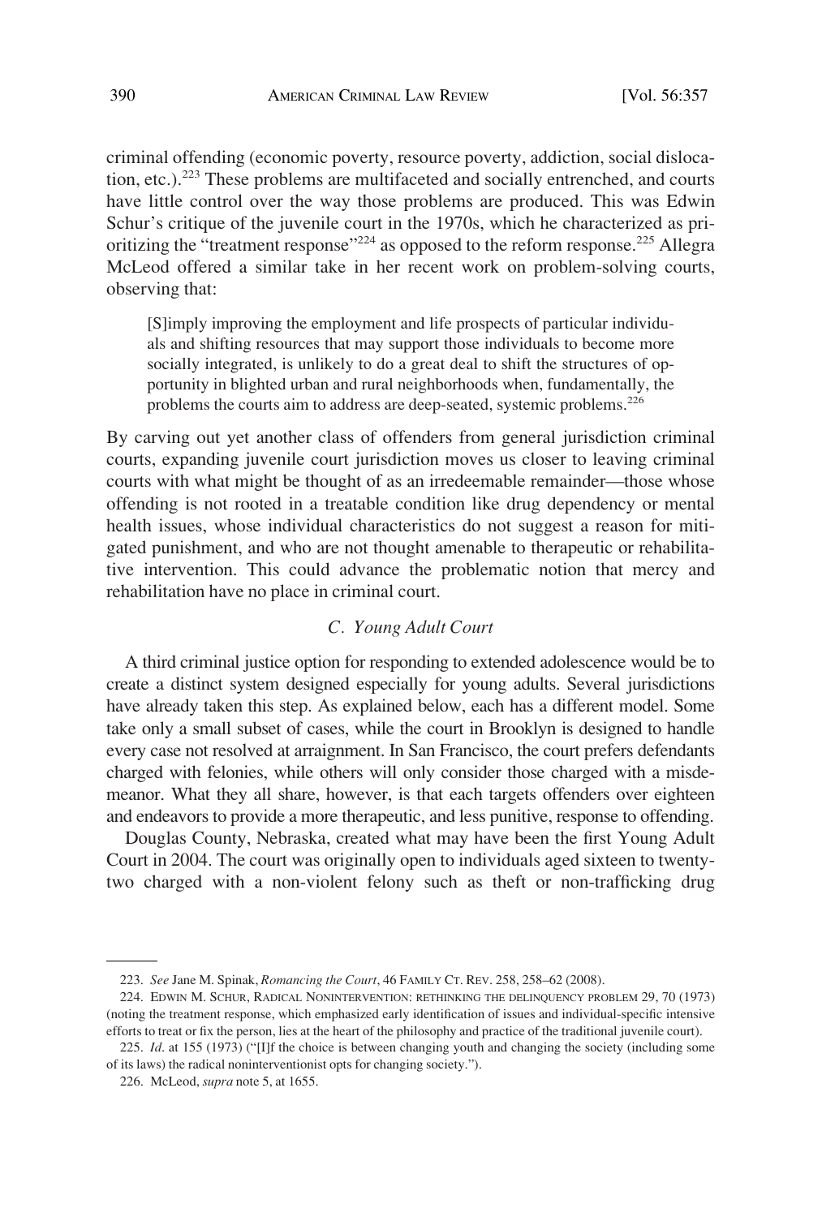criminal offending (economic poverty, resource poverty, addiction, social dislocation, etc.).[223] These problems are multifaceted and socially entrenched, and courts have little control over the way those problems are produced. This was Edwin Schur's critique of the juvenile court in the 1970s, which he characterized as prioritizing the "treatment response"[224] as opposed to the reform response.[225] Allegra McLeod offered a similar take in her recent work on problem-solving courts, observing that:

> [S]imply improving the employment and life prospects of particular individuals and shifting resources that may support those individuals to become more socially integrated, is unlikely to do a great deal to shift the structures of opportunity in blighted urban and rural neighborhoods when, fundamentally, the problems the courts aim to address are deep-seated, systemic problems.[226]

By carving out yet another class of offenders from general jurisdiction criminal courts, expanding juvenile court jurisdiction moves us closer to leaving criminal courts with what might be thought of as an irredeemable remainder—those whose offending is not rooted in a treatable condition like drug dependency or mental health issues, whose individual characteristics do not suggest a reason for mitigated punishment, and who are not thought amenable to therapeutic or rehabilitative intervention. This could advance the problematic notion that mercy and rehabilitation have no place in criminal court.

### *C. Young Adult Court*

A third criminal justice option for responding to extended adolescence would be to create a distinct system designed especially for young adults. Several jurisdictions have already taken this step. As explained below, each has a different model. Some take only a small subset of cases, while the court in Brooklyn is designed to handle every case not resolved at arraignment. In San Francisco, the court prefers defendants charged with felonies, while others will only consider those charged with a misdemeanor. What they all share, however, is that each targets offenders over eighteen and endeavors to provide a more therapeutic, and less punitive, response to offending.

Douglas County, Nebraska, created what may have been the first Young Adult Court in 2004. The court was originally open to individuals aged sixteen to twenty-two charged with a non-violent felony such as theft or non-trafficking drug

---

223. *See* Jane M. Spinak, *Romancing the Court*, 46 FAMILY CT. REV. 258, 258–62 (2008).

224. EDWIN M. SCHUR, RADICAL NONINTERVENTION: RETHINKING THE DELINQUENCY PROBLEM 29, 70 (1973) (noting the treatment response, which emphasized early identification of issues and individual-specific intensive efforts to treat or fix the person, lies at the heart of the philosophy and practice of the traditional juvenile court).

225. *Id.* at 155 (1973) ("[I]f the choice is between changing youth and changing the society (including some of its laws) the radical noninterventionist opts for changing society.").

226. McLeod, *supra* note 5, at 1655.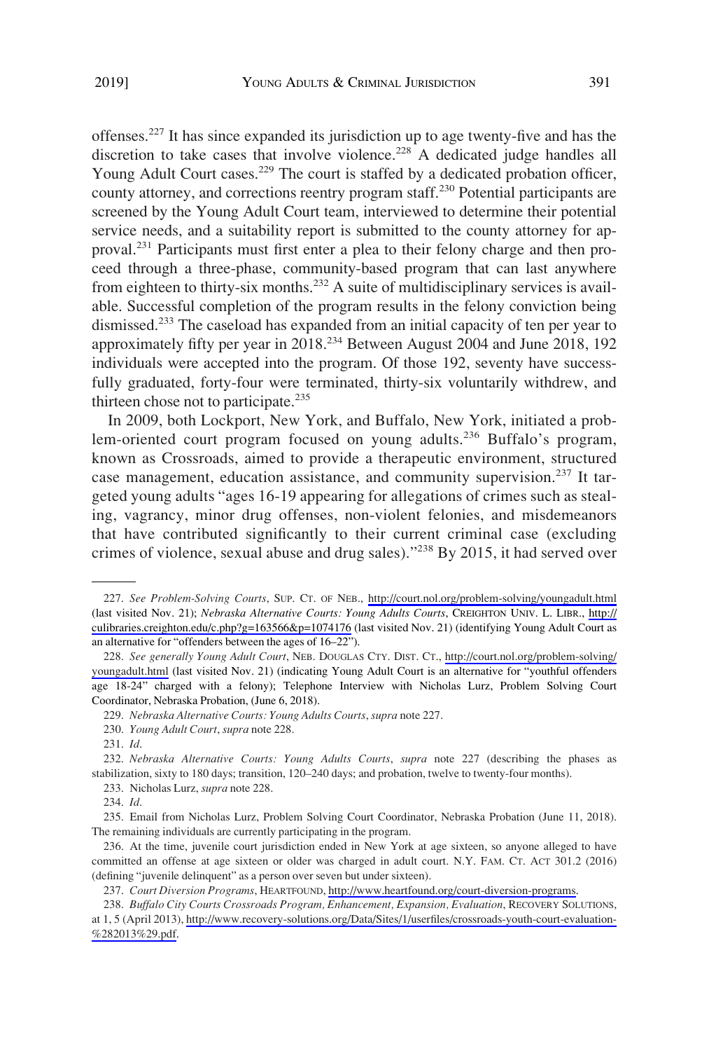offenses.[227] It has since expanded its jurisdiction up to age twenty-five and has the discretion to take cases that involve violence.[228] A dedicated judge handles all Young Adult Court cases.[229] The court is staffed by a dedicated probation officer, county attorney, and corrections reentry program staff.[230] Potential participants are screened by the Young Adult Court team, interviewed to determine their potential service needs, and a suitability report is submitted to the county attorney for approval.[231] Participants must first enter a plea to their felony charge and then proceed through a three-phase, community-based program that can last anywhere from eighteen to thirty-six months.[232] A suite of multidisciplinary services is available. Successful completion of the program results in the felony conviction being dismissed.[233] The caseload has expanded from an initial capacity of ten per year to approximately fifty per year in 2018.[234] Between August 2004 and June 2018, 192 individuals were accepted into the program. Of those 192, seventy have successfully graduated, forty-four were terminated, thirty-six voluntarily withdrew, and thirteen chose not to participate.[235]

In 2009, both Lockport, New York, and Buffalo, New York, initiated a problem-oriented court program focused on young adults.[236] Buffalo's program, known as Crossroads, aimed to provide a therapeutic environment, structured case management, education assistance, and community supervision.[237] It targeted young adults "ages 16-19 appearing for allegations of crimes such as stealing, vagrancy, minor drug offenses, non-violent felonies, and misdemeanors that have contributed significantly to their current criminal case (excluding crimes of violence, sexual abuse and drug sales)."[238] By 2015, it had served over

---

227. *See Problem-Solving Courts*, SUP. CT. OF NEB., http://court.nol.org/problem-solving/youngadult.html (last visited Nov. 21); *Nebraska Alternative Courts: Young Adults Courts*, CREIGHTON UNIV. L. LIBR., http://culibraries.creighton.edu/c.php?g=163566&p=1074176 (last visited Nov. 21) (identifying Young Adult Court as an alternative for "offenders between the ages of 16–22").

228. *See generally Young Adult Court*, NEB. DOUGLAS CTY. DIST. CT., http://court.nol.org/problem-solving/youngadult.html (last visited Nov. 21) (indicating Young Adult Court is an alternative for "youthful offenders age 18-24" charged with a felony); Telephone Interview with Nicholas Lurz, Problem Solving Court Coordinator, Nebraska Probation, (June 6, 2018).

229. *Nebraska Alternative Courts: Young Adults Courts*, *supra* note 227.

230. *Young Adult Court*, *supra* note 228.

231. *Id*.

232. *Nebraska Alternative Courts: Young Adults Courts*, *supra* note 227 (describing the phases as stabilization, sixty to 180 days; transition, 120–240 days; and probation, twelve to twenty-four months).

233. Nicholas Lurz, *supra* note 228.

234. *Id*.

235. Email from Nicholas Lurz, Problem Solving Court Coordinator, Nebraska Probation (June 11, 2018). The remaining individuals are currently participating in the program.

236. At the time, juvenile court jurisdiction ended in New York at age sixteen, so anyone alleged to have committed an offense at age sixteen or older was charged in adult court. N.Y. FAM. CT. ACT 301.2 (2016) (defining "juvenile delinquent" as a person over seven but under sixteen).

237. *Court Diversion Programs*, HEARTFOUND, http://www.heartfound.org/court-diversion-programs.

238. *Buffalo City Courts Crossroads Program, Enhancement, Expansion, Evaluation*, RECOVERY SOLUTIONS, at 1, 5 (April 2013), http://www.recovery-solutions.org/Data/Sites/1/userfiles/crossroads-youth-court-evaluation-%282013%29.pdf.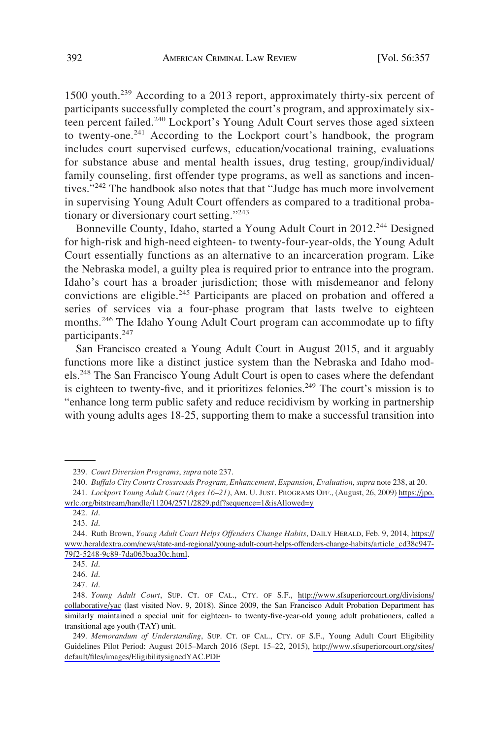1500 youth.[239] According to a 2013 report, approximately thirty-six percent of participants successfully completed the court's program, and approximately sixteen percent failed.[240] Lockport's Young Adult Court serves those aged sixteen to twenty-one.[241] According to the Lockport court's handbook, the program includes court supervised curfews, education/vocational training, evaluations for substance abuse and mental health issues, drug testing, group/individual/family counseling, first offender type programs, as well as sanctions and incentives."[242] The handbook also notes that that "Judge has much more involvement in supervising Young Adult Court offenders as compared to a traditional probationary or diversionary court setting."[243]

Bonneville County, Idaho, started a Young Adult Court in 2012.[244] Designed for high-risk and high-need eighteen- to twenty-four-year-olds, the Young Adult Court essentially functions as an alternative to an incarceration program. Like the Nebraska model, a guilty plea is required prior to entrance into the program. Idaho's court has a broader jurisdiction; those with misdemeanor and felony convictions are eligible.[245] Participants are placed on probation and offered a series of services via a four-phase program that lasts twelve to eighteen months.[246] The Idaho Young Adult Court program can accommodate up to fifty participants.[247]

San Francisco created a Young Adult Court in August 2015, and it arguably functions more like a distinct justice system than the Nebraska and Idaho models.[248] The San Francisco Young Adult Court is open to cases where the defendant is eighteen to twenty-five, and it prioritizes felonies.[249] The court's mission is to "enhance long term public safety and reduce recidivism by working in partnership with young adults ages 18-25, supporting them to make a successful transition into

---

239. *Court Diversion Programs*, *supra* note 237.

240. *Buffalo City Courts Crossroads Program, Enhancement, Expansion, Evaluation*, *supra* note 238, at 20.

241. *Lockport Young Adult Court (Ages 16–21)*, AM. U. JUST. PROGRAMS OFF., (August, 26, 2009) https://jpo.wrlc.org/bitstream/handle/11204/2571/2829.pdf?sequence=1&isAllowed=y

242. *Id.*

243. *Id.*

244. Ruth Brown, *Young Adult Court Helps Offenders Change Habits*, DAILY HERALD, Feb. 9, 2014, https://www.heraldextra.com/news/state-and-regional/young-adult-court-helps-offenders-change-habits/article_cd38c947-79f2-5248-9c89-7da063baa30c.html.

245. *Id.*

246. *Id.*

247. *Id.*

248. *Young Adult Court*, SUP. CT. OF CAL., CTY. OF S.F., http://www.sfsuperiorcourt.org/divisions/collaborative/yac (last visited Nov. 9, 2018). Since 2009, the San Francisco Adult Probation Department has similarly maintained a special unit for eighteen- to twenty-five-year-old young adult probationers, called a transitional age youth (TAY) unit.

249. *Memorandum of Understanding*, SUP. CT. OF CAL., CTY. OF S.F., Young Adult Court Eligibility Guidelines Pilot Period: August 2015–March 2016 (Sept. 15–22, 2015), http://www.sfsuperiorcourt.org/sites/default/files/images/EligibilitysignedYAC.PDF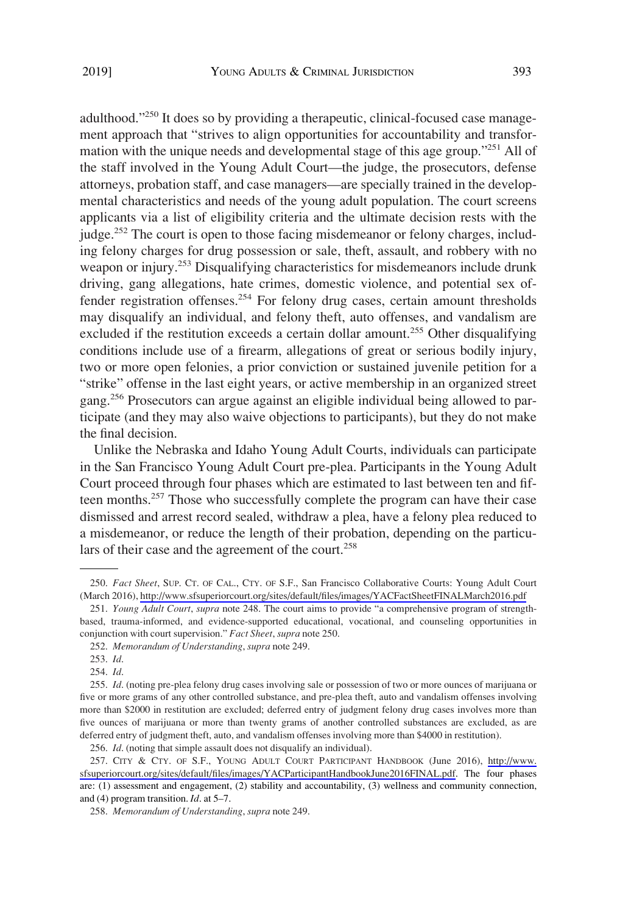adulthood."[250] It does so by providing a therapeutic, clinical-focused case management approach that "strives to align opportunities for accountability and transformation with the unique needs and developmental stage of this age group."[251] All of the staff involved in the Young Adult Court—the judge, the prosecutors, defense attorneys, probation staff, and case managers—are specially trained in the developmental characteristics and needs of the young adult population. The court screens applicants via a list of eligibility criteria and the ultimate decision rests with the judge.[252] The court is open to those facing misdemeanor or felony charges, including felony charges for drug possession or sale, theft, assault, and robbery with no weapon or injury.[253] Disqualifying characteristics for misdemeanors include drunk driving, gang allegations, hate crimes, domestic violence, and potential sex offender registration offenses.[254] For felony drug cases, certain amount thresholds may disqualify an individual, and felony theft, auto offenses, and vandalism are excluded if the restitution exceeds a certain dollar amount.[255] Other disqualifying conditions include use of a firearm, allegations of great or serious bodily injury, two or more open felonies, a prior conviction or sustained juvenile petition for a "strike" offense in the last eight years, or active membership in an organized street gang.[256] Prosecutors can argue against an eligible individual being allowed to participate (and they may also waive objections to participants), but they do not make the final decision.

Unlike the Nebraska and Idaho Young Adult Courts, individuals can participate in the San Francisco Young Adult Court pre-plea. Participants in the Young Adult Court proceed through four phases which are estimated to last between ten and fifteen months.[257] Those who successfully complete the program can have their case dismissed and arrest record sealed, withdraw a plea, have a felony plea reduced to a misdemeanor, or reduce the length of their probation, depending on the particulars of their case and the agreement of the court.[258]

---

250. *Fact Sheet*, SUP. CT. OF CAL., CTY. OF S.F., San Francisco Collaborative Courts: Young Adult Court (March 2016), http://www.sfsuperiorcourt.org/sites/default/files/images/YACFactSheetFINALMarch2016.pdf

251. *Young Adult Court*, *supra* note 248. The court aims to provide "a comprehensive program of strength-based, trauma-informed, and evidence-supported educational, vocational, and counseling opportunities in conjunction with court supervision." *Fact Sheet*, *supra* note 250.

252. *Memorandum of Understanding*, *supra* note 249.

253. *Id*.

254. *Id*.

255. *Id*. (noting pre-plea felony drug cases involving sale or possession of two or more ounces of marijuana or five or more grams of any other controlled substance, and pre-plea theft, auto and vandalism offenses involving more than $2000 in restitution are excluded; deferred entry of judgment felony drug cases involves more than five ounces of marijuana or more than twenty grams of another controlled substances are excluded, as are deferred entry of judgment theft, auto, and vandalism offenses involving more than $4000 in restitution).

256. *Id*. (noting that simple assault does not disqualify an individual).

257. CITY & CTY. OF S.F., YOUNG ADULT COURT PARTICIPANT HANDBOOK (June 2016), http://www.sfsuperiorcourt.org/sites/default/files/images/YACParticipantHandbookJune2016FINAL.pdf. The four phases are: (1) assessment and engagement, (2) stability and accountability, (3) wellness and community connection, and (4) program transition. *Id*. at 5–7.

258. *Memorandum of Understanding*, *supra* note 249.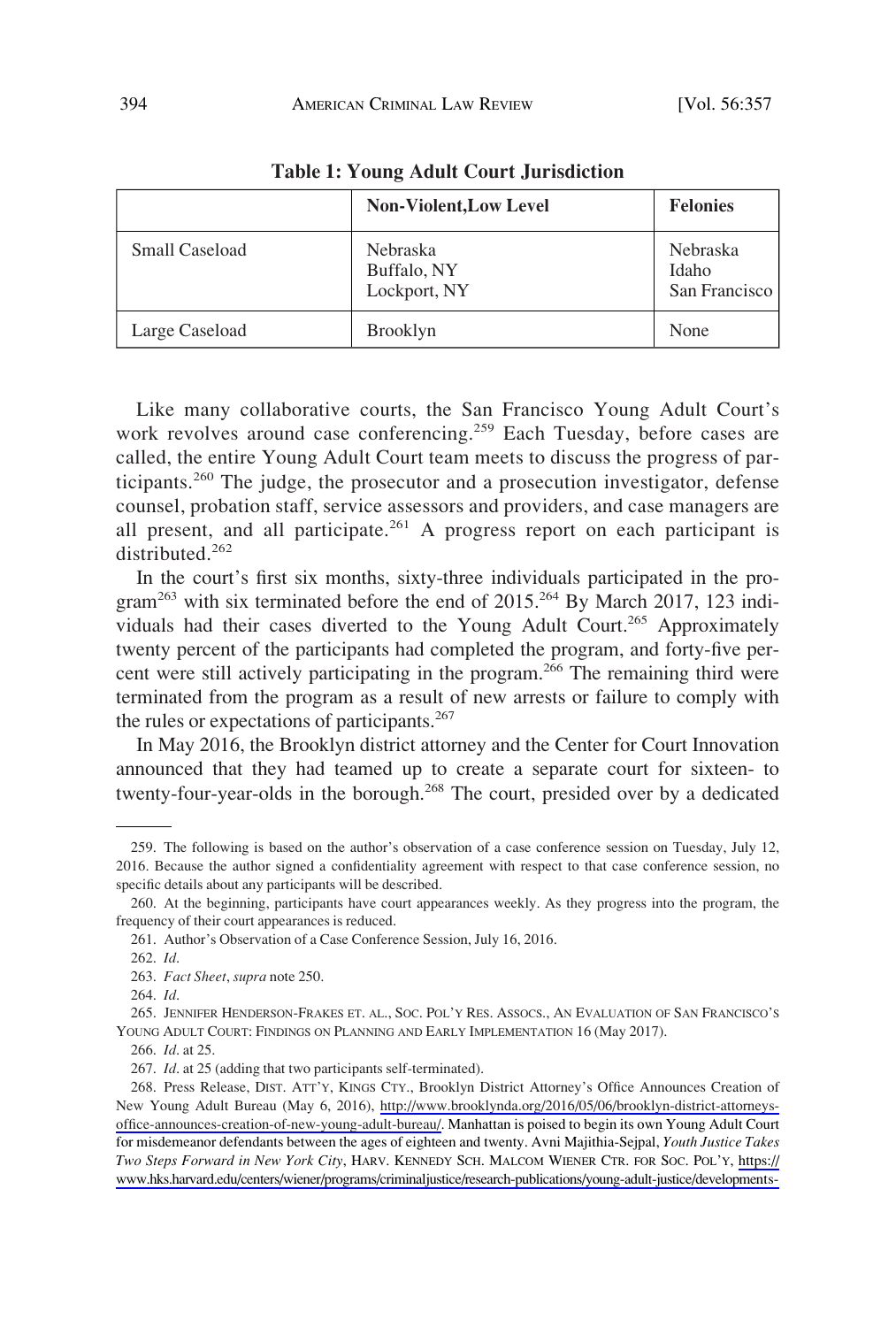**Table 1: Young Adult Court Jurisdiction**

| | Non-Violent,Low Level | Felonies |
|---|---|---|
| Small Caseload | Nebraska<br>Buffalo, NY<br>Lockport, NY | Nebraska<br>Idaho<br>San Francisco |
| Large Caseload | Brooklyn | None |

Like many collaborative courts, the San Francisco Young Adult Court's work revolves around case conferencing.[259] Each Tuesday, before cases are called, the entire Young Adult Court team meets to discuss the progress of participants.[260] The judge, the prosecutor and a prosecution investigator, defense counsel, probation staff, service assessors and providers, and case managers are all present, and all participate.[261] A progress report on each participant is distributed.[262]

In the court's first six months, sixty-three individuals participated in the program[263] with six terminated before the end of 2015.[264] By March 2017, 123 individuals had their cases diverted to the Young Adult Court.[265] Approximately twenty percent of the participants had completed the program, and forty-five percent were still actively participating in the program.[266] The remaining third were terminated from the program as a result of new arrests or failure to comply with the rules or expectations of participants.[267]

In May 2016, the Brooklyn district attorney and the Center for Court Innovation announced that they had teamed up to create a separate court for sixteen- to twenty-four-year-olds in the borough.[268] The court, presided over by a dedicated

---

259. The following is based on the author's observation of a case conference session on Tuesday, July 12, 2016. Because the author signed a confidentiality agreement with respect to that case conference session, no specific details about any participants will be described.

260. At the beginning, participants have court appearances weekly. As they progress into the program, the frequency of their court appearances is reduced.

261. Author's Observation of a Case Conference Session, July 16, 2016.

262. *Id.*

263. *Fact Sheet*, *supra* note 250.

264. *Id.*

265. JENNIFER HENDERSON-FRAKES ET. AL., SOC. POL'Y RES. ASSOCS., AN EVALUATION OF SAN FRANCISCO'S YOUNG ADULT COURT: FINDINGS ON PLANNING AND EARLY IMPLEMENTATION 16 (May 2017).

266. *Id.* at 25.

267. *Id.* at 25 (adding that two participants self-terminated).

268. Press Release, DIST. ATT'Y, KINGS CTY., Brooklyn District Attorney's Office Announces Creation of New Young Adult Bureau (May 6, 2016), http://www.brooklynda.org/2016/05/06/brooklyn-district-attorneys-office-announces-creation-of-new-young-adult-bureau/. Manhattan is poised to begin its own Young Adult Court for misdemeanor defendants between the ages of eighteen and twenty. Avni Majithia-Sejpal, *Youth Justice Takes Two Steps Forward in New York City*, HARV. KENNEDY SCH. MALCOM WIENER CTR. FOR SOC. POL'Y, https://www.hks.harvard.edu/centers/wiener/programs/criminaljustice/research-publications/young-adult-justice/developments-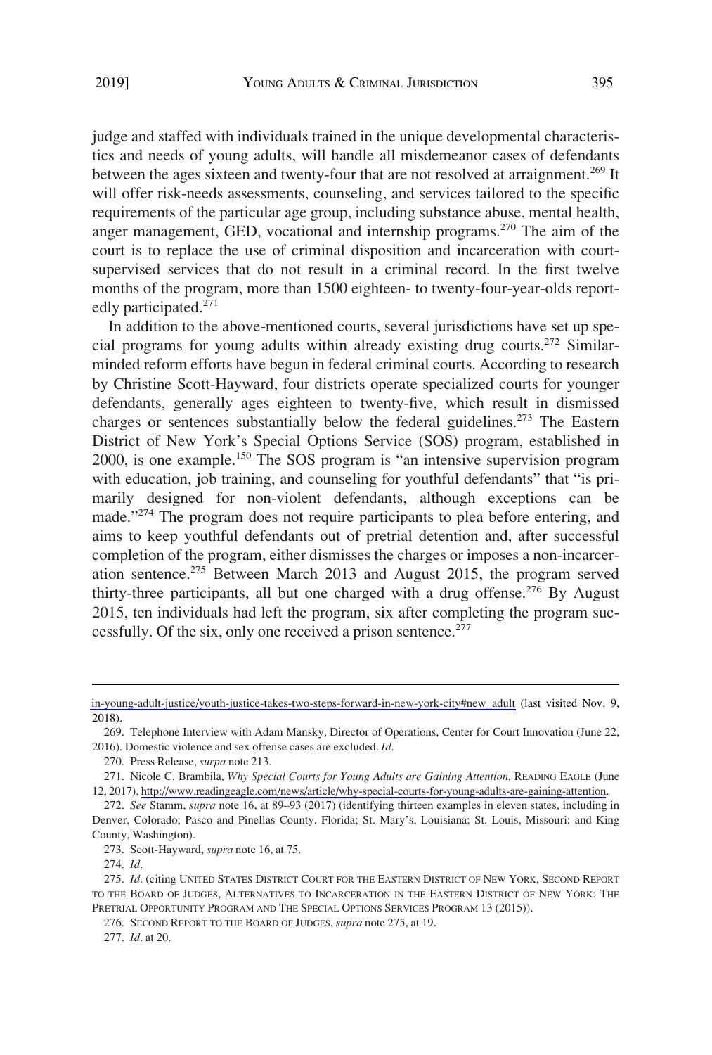judge and staffed with individuals trained in the unique developmental characteristics and needs of young adults, will handle all misdemeanor cases of defendants between the ages sixteen and twenty-four that are not resolved at arraignment.[269] It will offer risk-needs assessments, counseling, and services tailored to the specific requirements of the particular age group, including substance abuse, mental health, anger management, GED, vocational and internship programs.[270] The aim of the court is to replace the use of criminal disposition and incarceration with court-supervised services that do not result in a criminal record. In the first twelve months of the program, more than 1500 eighteen- to twenty-four-year-olds reportedly participated.[271]

In addition to the above-mentioned courts, several jurisdictions have set up special programs for young adults within already existing drug courts.[272] Similar-minded reform efforts have begun in federal criminal courts. According to research by Christine Scott-Hayward, four districts operate specialized courts for younger defendants, generally ages eighteen to twenty-five, which result in dismissed charges or sentences substantially below the federal guidelines.[273] The Eastern District of New York's Special Options Service (SOS) program, established in 2000, is one example.[150] The SOS program is "an intensive supervision program with education, job training, and counseling for youthful defendants" that "is primarily designed for non-violent defendants, although exceptions can be made."[274] The program does not require participants to plea before entering, and aims to keep youthful defendants out of pretrial detention and, after successful completion of the program, either dismisses the charges or imposes a non-incarceration sentence.[275] Between March 2013 and August 2015, the program served thirty-three participants, all but one charged with a drug offense.[276] By August 2015, ten individuals had left the program, six after completing the program successfully. Of the six, only one received a prison sentence.[277]

---

in-young-adult-justice/youth-justice-takes-two-steps-forward-in-new-york-city#new_adult (last visited Nov. 9, 2018).

269. Telephone Interview with Adam Mansky, Director of Operations, Center for Court Innovation (June 22, 2016). Domestic violence and sex offense cases are excluded. *Id*.

270. Press Release, *surpa* note 213.

271. Nicole C. Brambila, *Why Special Courts for Young Adults are Gaining Attention*, READING EAGLE (June 12, 2017), http://www.readingeagle.com/news/article/why-special-courts-for-young-adults-are-gaining-attention.

272. *See* Stamm, *supra* note 16, at 89–93 (2017) (identifying thirteen examples in eleven states, including in Denver, Colorado; Pasco and Pinellas County, Florida; St. Mary's, Louisiana; St. Louis, Missouri; and King County, Washington).

273. Scott-Hayward, *supra* note 16, at 75.

274. *Id*.

275. *Id*. (citing UNITED STATES DISTRICT COURT FOR THE EASTERN DISTRICT OF NEW YORK, SECOND REPORT TO THE BOARD OF JUDGES, ALTERNATIVES TO INCARCERATION IN THE EASTERN DISTRICT OF NEW YORK: THE PRETRIAL OPPORTUNITY PROGRAM AND THE SPECIAL OPTIONS SERVICES PROGRAM 13 (2015)).

276. SECOND REPORT TO THE BOARD OF JUDGES, *supra* note 275, at 19.

277. *Id*. at 20.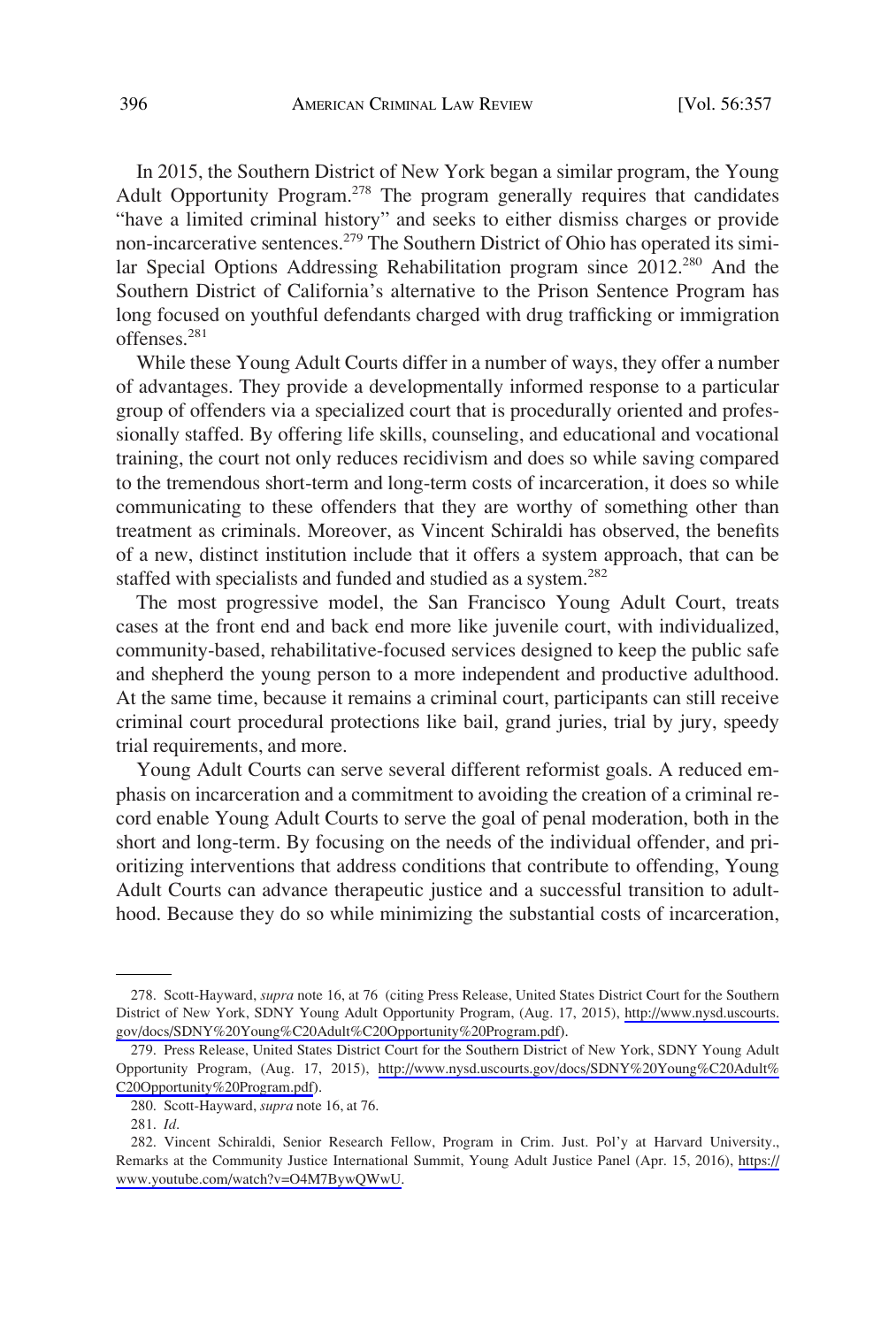In 2015, the Southern District of New York began a similar program, the Young Adult Opportunity Program.[278] The program generally requires that candidates "have a limited criminal history" and seeks to either dismiss charges or provide non-incarcerative sentences.[279] The Southern District of Ohio has operated its similar Special Options Addressing Rehabilitation program since 2012.[280] And the Southern District of California's alternative to the Prison Sentence Program has long focused on youthful defendants charged with drug trafficking or immigration offenses.[281]

While these Young Adult Courts differ in a number of ways, they offer a number of advantages. They provide a developmentally informed response to a particular group of offenders via a specialized court that is procedurally oriented and professionally staffed. By offering life skills, counseling, and educational and vocational training, the court not only reduces recidivism and does so while saving compared to the tremendous short-term and long-term costs of incarceration, it does so while communicating to these offenders that they are worthy of something other than treatment as criminals. Moreover, as Vincent Schiraldi has observed, the benefits of a new, distinct institution include that it offers a system approach, that can be staffed with specialists and funded and studied as a system.[282]

The most progressive model, the San Francisco Young Adult Court, treats cases at the front end and back end more like juvenile court, with individualized, community-based, rehabilitative-focused services designed to keep the public safe and shepherd the young person to a more independent and productive adulthood. At the same time, because it remains a criminal court, participants can still receive criminal court procedural protections like bail, grand juries, trial by jury, speedy trial requirements, and more.

Young Adult Courts can serve several different reformist goals. A reduced emphasis on incarceration and a commitment to avoiding the creation of a criminal record enable Young Adult Courts to serve the goal of penal moderation, both in the short and long-term. By focusing on the needs of the individual offender, and prioritizing interventions that address conditions that contribute to offending, Young Adult Courts can advance therapeutic justice and a successful transition to adulthood. Because they do so while minimizing the substantial costs of incarceration,

---

278. Scott-Hayward, *supra* note 16, at 76 (citing Press Release, United States District Court for the Southern District of New York, SDNY Young Adult Opportunity Program, (Aug. 17, 2015), http://www.nysd.uscourts.gov/docs/SDNY%20Young%C20Adult%C20Opportunity%20Program.pdf).

279. Press Release, United States District Court for the Southern District of New York, SDNY Young Adult Opportunity Program, (Aug. 17, 2015), http://www.nysd.uscourts.gov/docs/SDNY%20Young%C20Adult%C20Opportunity%20Program.pdf).

280. Scott-Hayward, *supra* note 16, at 76.

281. *Id.*

282. Vincent Schiraldi, Senior Research Fellow, Program in Crim. Just. Pol'y at Harvard University., Remarks at the Community Justice International Summit, Young Adult Justice Panel (Apr. 15, 2016), https://www.youtube.com/watch?v=O4M7BywQWwU.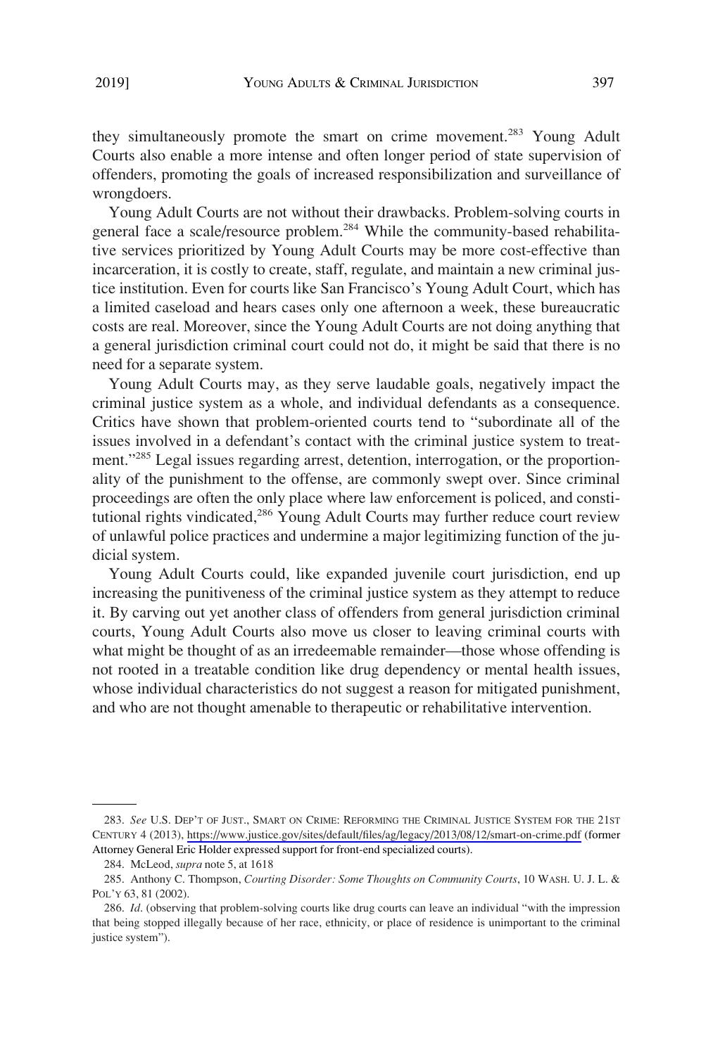they simultaneously promote the smart on crime movement.[283] Young Adult Courts also enable a more intense and often longer period of state supervision of offenders, promoting the goals of increased responsibilization and surveillance of wrongdoers.

Young Adult Courts are not without their drawbacks. Problem-solving courts in general face a scale/resource problem.[284] While the community-based rehabilitative services prioritized by Young Adult Courts may be more cost-effective than incarceration, it is costly to create, staff, regulate, and maintain a new criminal justice institution. Even for courts like San Francisco's Young Adult Court, which has a limited caseload and hears cases only one afternoon a week, these bureaucratic costs are real. Moreover, since the Young Adult Courts are not doing anything that a general jurisdiction criminal court could not do, it might be said that there is no need for a separate system.

Young Adult Courts may, as they serve laudable goals, negatively impact the criminal justice system as a whole, and individual defendants as a consequence. Critics have shown that problem-oriented courts tend to "subordinate all of the issues involved in a defendant's contact with the criminal justice system to treatment."[285] Legal issues regarding arrest, detention, interrogation, or the proportionality of the punishment to the offense, are commonly swept over. Since criminal proceedings are often the only place where law enforcement is policed, and constitutional rights vindicated,[286] Young Adult Courts may further reduce court review of unlawful police practices and undermine a major legitimizing function of the judicial system.

Young Adult Courts could, like expanded juvenile court jurisdiction, end up increasing the punitiveness of the criminal justice system as they attempt to reduce it. By carving out yet another class of offenders from general jurisdiction criminal courts, Young Adult Courts also move us closer to leaving criminal courts with what might be thought of as an irredeemable remainder—those whose offending is not rooted in a treatable condition like drug dependency or mental health issues, whose individual characteristics do not suggest a reason for mitigated punishment, and who are not thought amenable to therapeutic or rehabilitative intervention.

---

283. *See* U.S. DEP'T OF JUST., SMART ON CRIME: REFORMING THE CRIMINAL JUSTICE SYSTEM FOR THE 21ST CENTURY 4 (2013), https://www.justice.gov/sites/default/files/ag/legacy/2013/08/12/smart-on-crime.pdf (former Attorney General Eric Holder expressed support for front-end specialized courts).

284. McLeod, *supra* note 5, at 1618

285. Anthony C. Thompson, *Courting Disorder: Some Thoughts on Community Courts*, 10 WASH. U. J. L. & POL'Y 63, 81 (2002).

286. *Id*. (observing that problem-solving courts like drug courts can leave an individual "with the impression that being stopped illegally because of her race, ethnicity, or place of residence is unimportant to the criminal justice system").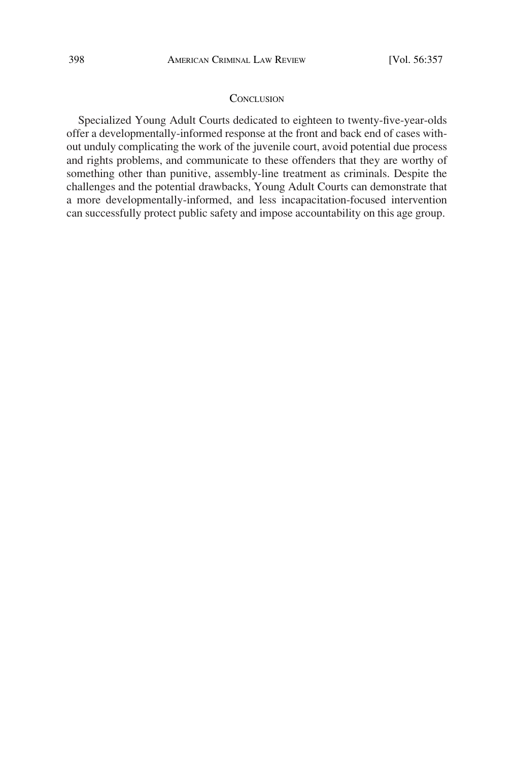## Conclusion

Specialized Young Adult Courts dedicated to eighteen to twenty-five-year-olds offer a developmentally-informed response at the front and back end of cases without unduly complicating the work of the juvenile court, avoid potential due process and rights problems, and communicate to these offenders that they are worthy of something other than punitive, assembly-line treatment as criminals. Despite the challenges and the potential drawbacks, Young Adult Courts can demonstrate that a more developmentally-informed, and less incapacitation-focused intervention can successfully protect public safety and impose accountability on this age group.